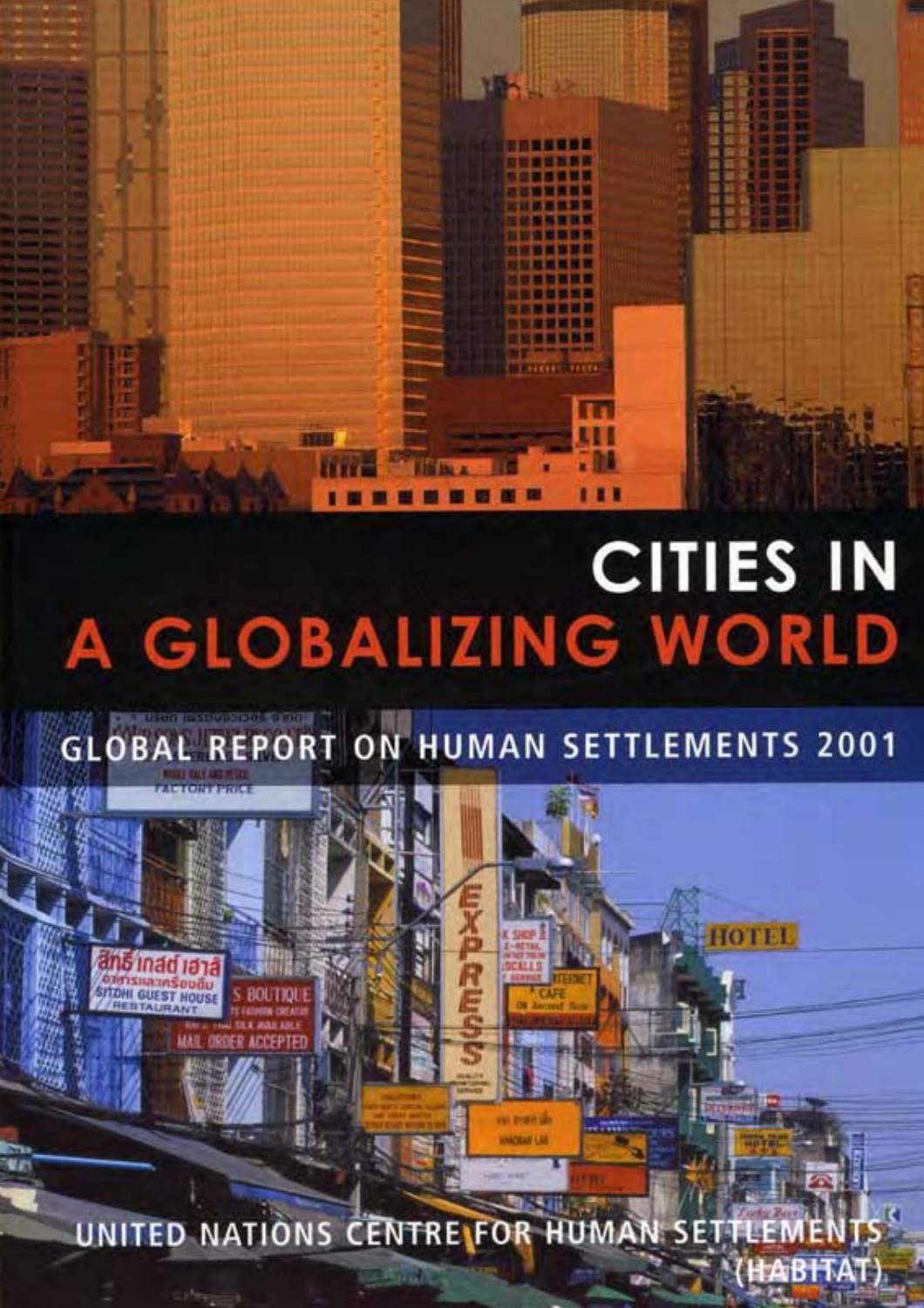# CITIES IN A GLOBALIZING WORLD

## GLOBAL REPORT ON HUMAN SETTLEMENTS 2001

UNITED NATIONS CENTRE FOR HUMAN SETTLEMENTS (HABITAT)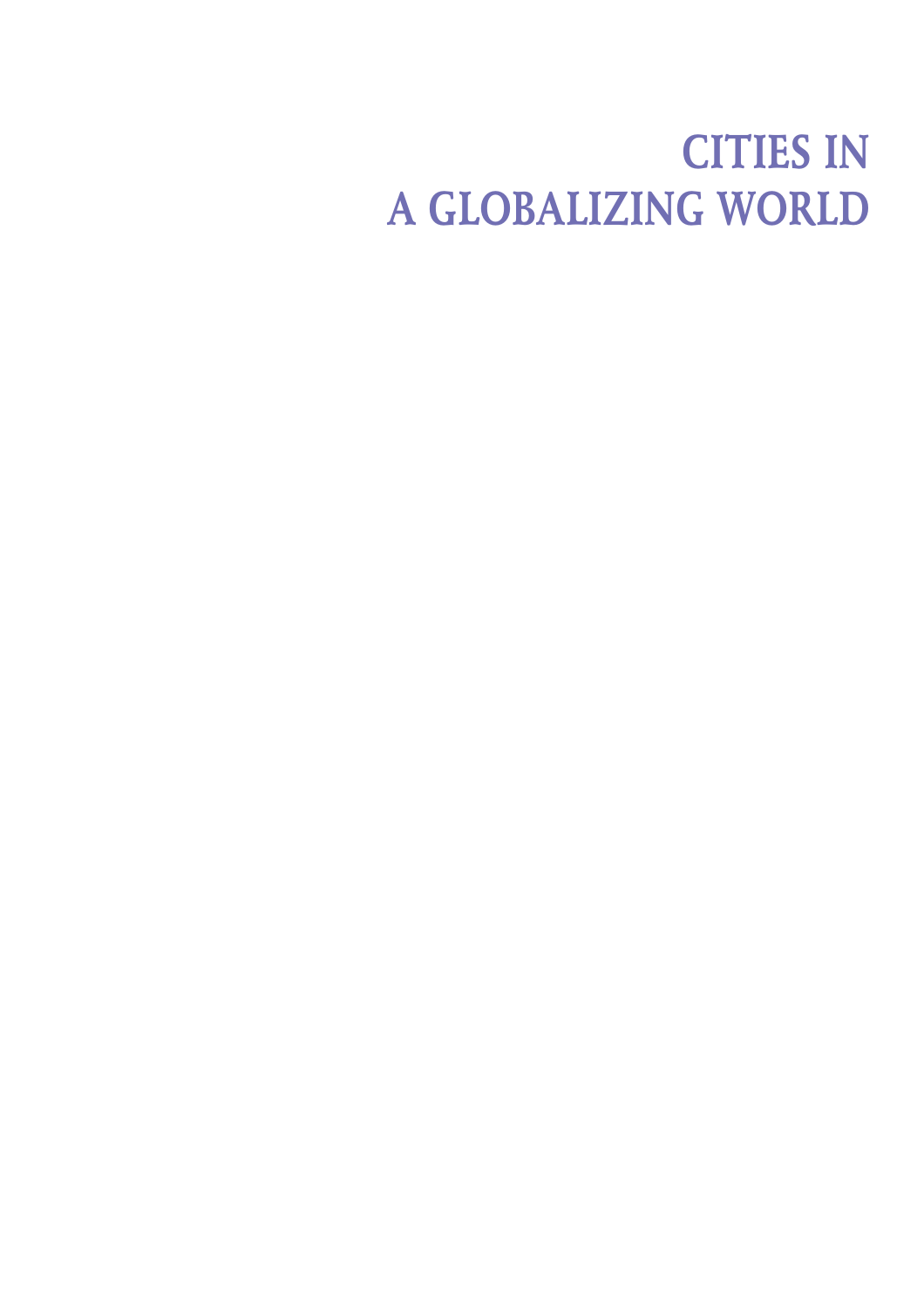# CITIES IN A GLOBALIZING WORLD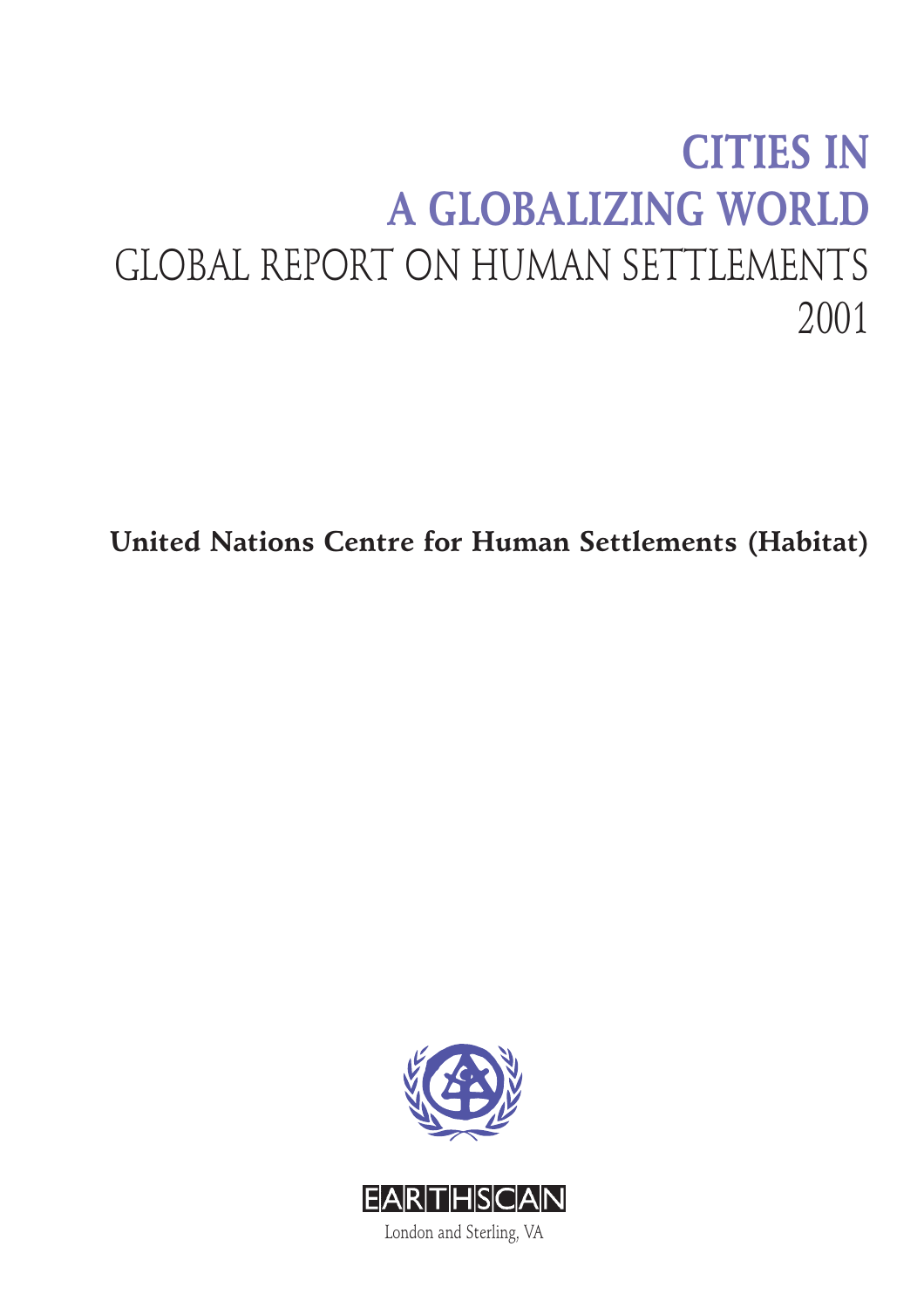# CITIES IN A GLOBALIZING WORLD

## GLOBAL REPORT ON HUMAN SETTLEMENTS 2001

**United Nations Centre for Human Settlements (Habitat)**

EARTHSCAN

London and Sterling, VA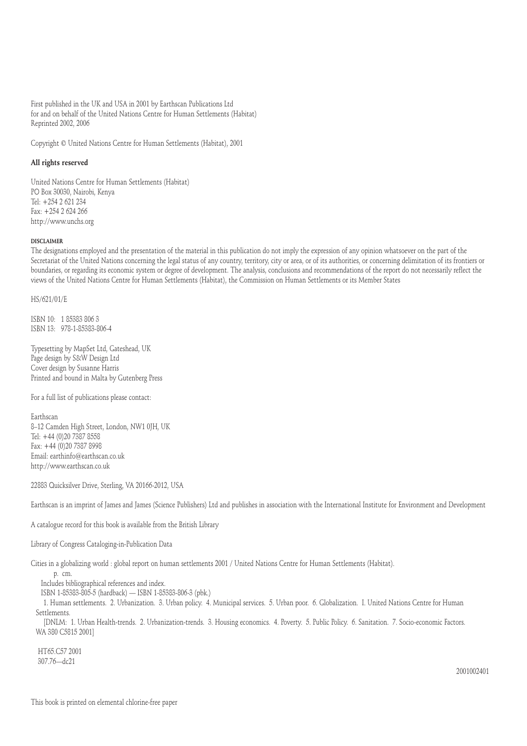First published in the UK and USA in 2001 by Earthscan Publications Ltd
for and on behalf of the United Nations Centre for Human Settlements (Habitat)
Reprinted 2002, 2006

Copyright © United Nations Centre for Human Settlements (Habitat), 2001

**All rights reserved**

United Nations Centre for Human Settlements (Habitat)
PO Box 30030, Nairobi, Kenya
Tel: +254 2 621 234
Fax: +254 2 624 266
http://www.unchs.org

**DISCLAIMER**

The designations employed and the presentation of the material in this publication do not imply the expression of any opinion whatsoever on the part of the Secretariat of the United Nations concerning the legal status of any country, territory, city or area, or of its authorities, or concerning delimitation of its frontiers or boundaries, or regarding its economic system or degree of development. The analysis, conclusions and recommendations of the report do not necessarily reflect the views of the United Nations Centre for Human Settlements (Habitat), the Commission on Human Settlements or its Member States

HS/621/01/E

ISBN 10: 1 85383 806 3
ISBN 13: 978-1-85383-806-4

Typesetting by MapSet Ltd, Gateshead, UK
Page design by S&W Design Ltd
Cover design by Susanne Harris
Printed and bound in Malta by Gutenberg Press

For a full list of publications please contact:

Earthscan
8–12 Camden High Street, London, NW1 0JH, UK
Tel: +44 (0)20 7387 8558
Fax: +44 (0)20 7387 8998
Email: earthinfo@earthscan.co.uk
http://www.earthscan.co.uk

22883 Quicksilver Drive, Sterling, VA 20166-2012, USA

Earthscan is an imprint of James and James (Science Publishers) Ltd and publishes in association with the International Institute for Environment and Development

A catalogue record for this book is available from the British Library

Library of Congress Cataloging-in-Publication Data

Cities in a globalizing world : global report on human settlements 2001 / United Nations Centre for Human Settlements (Habitat).
p. cm.
Includes bibliographical references and index.
ISBN 1-85383-805-5 (hardback) — ISBN 1-85383-806-3 (pbk.)
1. Human settlements. 2. Urbanization. 3. Urban policy. 4. Municipal services. 5. Urban poor. 6. Globalization. I. United Nations Centre for Human Settlements.
[DNLM: 1. Urban Health-trends. 2. Urbanization-trends. 3. Housing economics. 4. Poverty. 5. Public Policy. 6. Sanitation. 7. Socio-economic Factors. WA 380 C5815 2001]

HT65.C57 2001
307.76—dc21

2001002401

This book is printed on elemental chlorine-free paper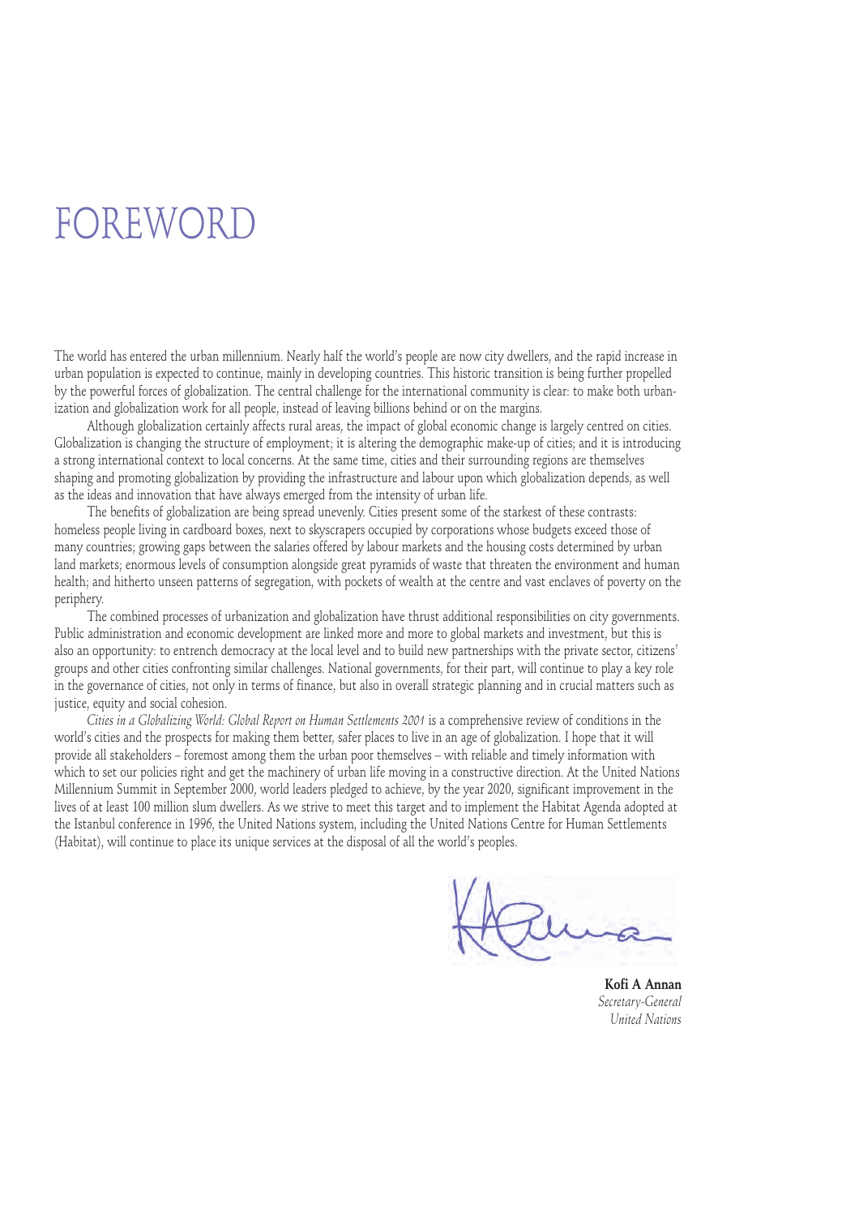# FOREWORD

The world has entered the urban millennium. Nearly half the world's people are now city dwellers, and the rapid increase in urban population is expected to continue, mainly in developing countries. This historic transition is being further propelled by the powerful forces of globalization. The central challenge for the international community is clear: to make both urbanization and globalization work for all people, instead of leaving billions behind or on the margins.

Although globalization certainly affects rural areas, the impact of global economic change is largely centred on cities. Globalization is changing the structure of employment; it is altering the demographic make-up of cities; and it is introducing a strong international context to local concerns. At the same time, cities and their surrounding regions are themselves shaping and promoting globalization by providing the infrastructure and labour upon which globalization depends, as well as the ideas and innovation that have always emerged from the intensity of urban life.

The benefits of globalization are being spread unevenly. Cities present some of the starkest of these contrasts: homeless people living in cardboard boxes, next to skyscrapers occupied by corporations whose budgets exceed those of many countries; growing gaps between the salaries offered by labour markets and the housing costs determined by urban land markets; enormous levels of consumption alongside great pyramids of waste that threaten the environment and human health; and hitherto unseen patterns of segregation, with pockets of wealth at the centre and vast enclaves of poverty on the periphery.

The combined processes of urbanization and globalization have thrust additional responsibilities on city governments. Public administration and economic development are linked more and more to global markets and investment, but this is also an opportunity: to entrench democracy at the local level and to build new partnerships with the private sector, citizens' groups and other cities confronting similar challenges. National governments, for their part, will continue to play a key role in the governance of cities, not only in terms of finance, but also in overall strategic planning and in crucial matters such as justice, equity and social cohesion.

*Cities in a Globalizing World: Global Report on Human Settlements 2001* is a comprehensive review of conditions in the world's cities and the prospects for making them better, safer places to live in an age of globalization. I hope that it will provide all stakeholders – foremost among them the urban poor themselves – with reliable and timely information with which to set our policies right and get the machinery of urban life moving in a constructive direction. At the United Nations Millennium Summit in September 2000, world leaders pledged to achieve, by the year 2020, significant improvement in the lives of at least 100 million slum dwellers. As we strive to meet this target and to implement the Habitat Agenda adopted at the Istanbul conference in 1996, the United Nations system, including the United Nations Centre for Human Settlements (Habitat), will continue to place its unique services at the disposal of all the world's peoples.

**Kofi A Annan**
*Secretary-General*
*United Nations*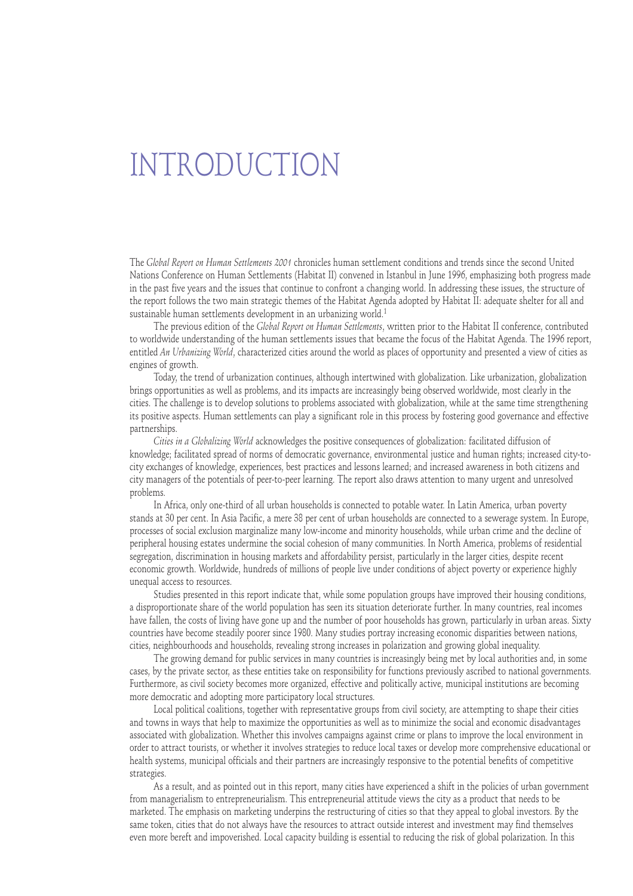# INTRODUCTION

The *Global Report on Human Settlements 2001* chronicles human settlement conditions and trends since the second United Nations Conference on Human Settlements (Habitat II) convened in Istanbul in June 1996, emphasizing both progress made in the past five years and the issues that continue to confront a changing world. In addressing these issues, the structure of the report follows the two main strategic themes of the Habitat Agenda adopted by Habitat II: adequate shelter for all and sustainable human settlements development in an urbanizing world.[1]

The previous edition of the *Global Report on Human Settlements*, written prior to the Habitat II conference, contributed to worldwide understanding of the human settlements issues that became the focus of the Habitat Agenda. The 1996 report, entitled *An Urbanizing World*, characterized cities around the world as places of opportunity and presented a view of cities as engines of growth.

Today, the trend of urbanization continues, although intertwined with globalization. Like urbanization, globalization brings opportunities as well as problems, and its impacts are increasingly being observed worldwide, most clearly in the cities. The challenge is to develop solutions to problems associated with globalization, while at the same time strengthening its positive aspects. Human settlements can play a significant role in this process by fostering good governance and effective partnerships.

*Cities in a Globalizing World* acknowledges the positive consequences of globalization: facilitated diffusion of knowledge; facilitated spread of norms of democratic governance, environmental justice and human rights; increased city-to-city exchanges of knowledge, experiences, best practices and lessons learned; and increased awareness in both citizens and city managers of the potentials of peer-to-peer learning. The report also draws attention to many urgent and unresolved problems.

In Africa, only one-third of all urban households is connected to potable water. In Latin America, urban poverty stands at 30 per cent. In Asia Pacific, a mere 38 per cent of urban households are connected to a sewerage system. In Europe, processes of social exclusion marginalize many low-income and minority households, while urban crime and the decline of peripheral housing estates undermine the social cohesion of many communities. In North America, problems of residential segregation, discrimination in housing markets and affordability persist, particularly in the larger cities, despite recent economic growth. Worldwide, hundreds of millions of people live under conditions of abject poverty or experience highly unequal access to resources.

Studies presented in this report indicate that, while some population groups have improved their housing conditions, a disproportionate share of the world population has seen its situation deteriorate further. In many countries, real incomes have fallen, the costs of living have gone up and the number of poor households has grown, particularly in urban areas. Sixty countries have become steadily poorer since 1980. Many studies portray increasing economic disparities between nations, cities, neighbourhoods and households, revealing strong increases in polarization and growing global inequality.

The growing demand for public services in many countries is increasingly being met by local authorities and, in some cases, by the private sector, as these entities take on responsibility for functions previously ascribed to national governments. Furthermore, as civil society becomes more organized, effective and politically active, municipal institutions are becoming more democratic and adopting more participatory local structures.

Local political coalitions, together with representative groups from civil society, are attempting to shape their cities and towns in ways that help to maximize the opportunities as well as to minimize the social and economic disadvantages associated with globalization. Whether this involves campaigns against crime or plans to improve the local environment in order to attract tourists, or whether it involves strategies to reduce local taxes or develop more comprehensive educational or health systems, municipal officials and their partners are increasingly responsive to the potential benefits of competitive strategies.

As a result, and as pointed out in this report, many cities have experienced a shift in the policies of urban government from managerialism to entrepreneurialism. This entrepreneurial attitude views the city as a product that needs to be marketed. The emphasis on marketing underpins the restructuring of cities so that they appeal to global investors. By the same token, cities that do not always have the resources to attract outside interest and investment may find themselves even more bereft and impoverished. Local capacity building is essential to reducing the risk of global polarization. In this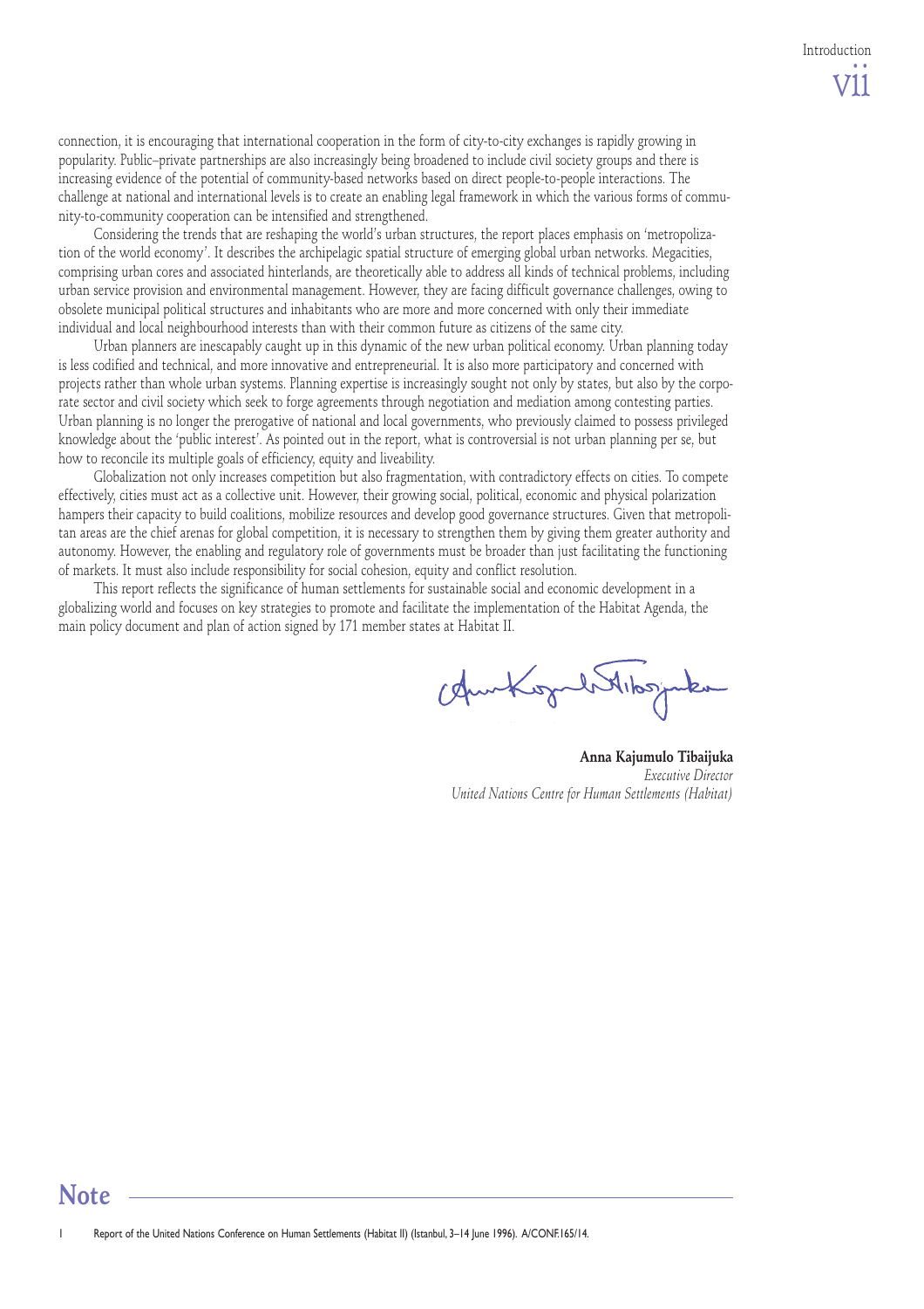connection, it is encouraging that international cooperation in the form of city-to-city exchanges is rapidly growing in popularity. Public–private partnerships are also increasingly being broadened to include civil society groups and there is increasing evidence of the potential of community-based networks based on direct people-to-people interactions. The challenge at national and international levels is to create an enabling legal framework in which the various forms of community-to-community cooperation can be intensified and strengthened.

Considering the trends that are reshaping the world's urban structures, the report places emphasis on 'metropolization of the world economy'. It describes the archipelagic spatial structure of emerging global urban networks. Megacities, comprising urban cores and associated hinterlands, are theoretically able to address all kinds of technical problems, including urban service provision and environmental management. However, they are facing difficult governance challenges, owing to obsolete municipal political structures and inhabitants who are more and more concerned with only their immediate individual and local neighbourhood interests than with their common future as citizens of the same city.

Urban planners are inescapably caught up in this dynamic of the new urban political economy. Urban planning today is less codified and technical, and more innovative and entrepreneurial. It is also more participatory and concerned with projects rather than whole urban systems. Planning expertise is increasingly sought not only by states, but also by the corporate sector and civil society which seek to forge agreements through negotiation and mediation among contesting parties. Urban planning is no longer the prerogative of national and local governments, who previously claimed to possess privileged knowledge about the 'public interest'. As pointed out in the report, what is controversial is not urban planning per se, but how to reconcile its multiple goals of efficiency, equity and liveability.

Globalization not only increases competition but also fragmentation, with contradictory effects on cities. To compete effectively, cities must act as a collective unit. However, their growing social, political, economic and physical polarization hampers their capacity to build coalitions, mobilize resources and develop good governance structures. Given that metropolitan areas are the chief arenas for global competition, it is necessary to strengthen them by giving them greater authority and autonomy. However, the enabling and regulatory role of governments must be broader than just facilitating the functioning of markets. It must also include responsibility for social cohesion, equity and conflict resolution.

This report reflects the significance of human settlements for sustainable social and economic development in a globalizing world and focuses on key strategies to promote and facilitate the implementation of the Habitat Agenda, the main policy document and plan of action signed by 171 member states at Habitat II.

**Anna Kajumulo Tibaijuka**
*Executive Director*
*United Nations Centre for Human Settlements (Habitat)*

## Note

1 Report of the United Nations Conference on Human Settlements (Habitat II) (Istanbul, 3–14 June 1996). A/CONF.165/14.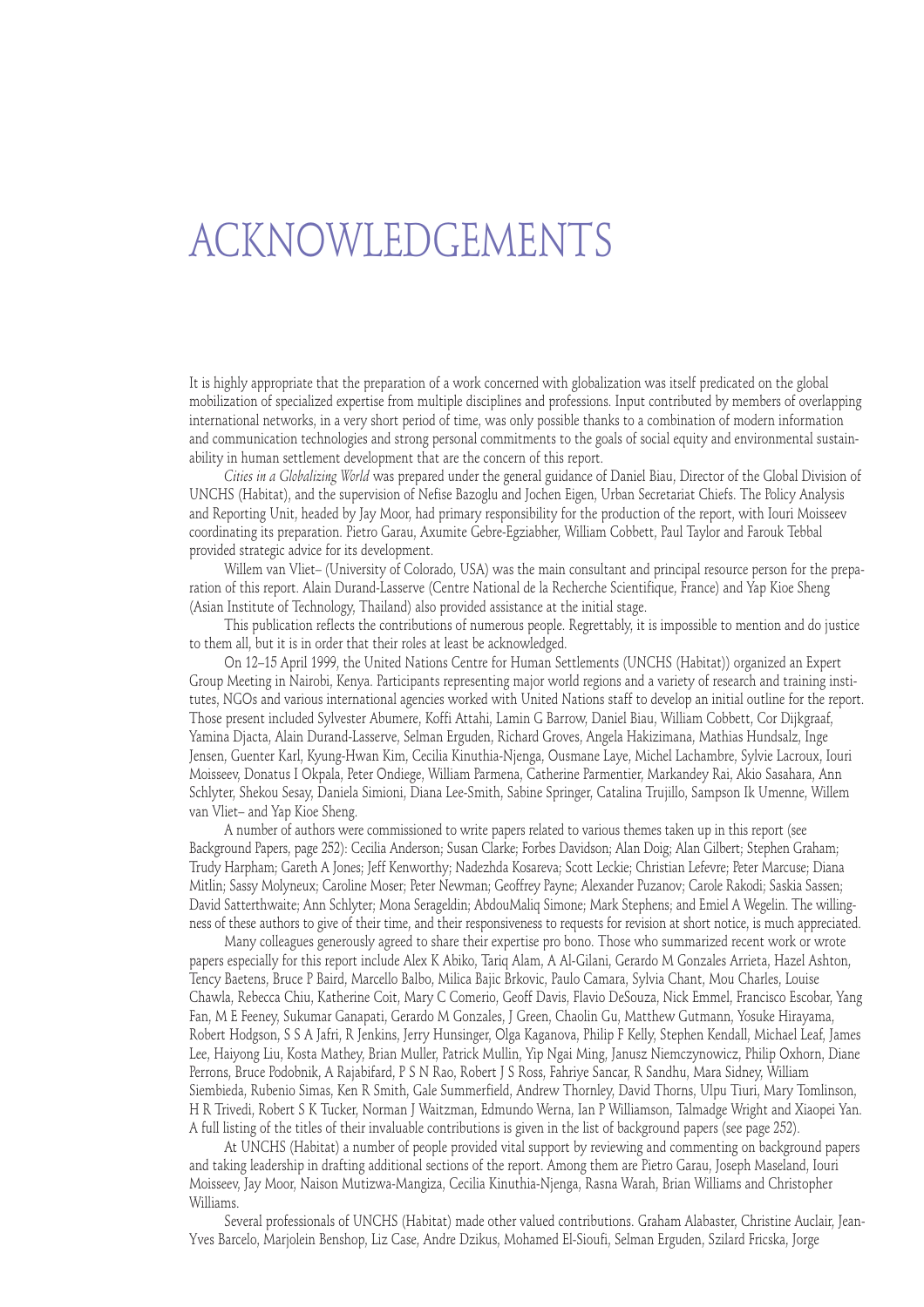# ACKNOWLEDGEMENTS

It is highly appropriate that the preparation of a work concerned with globalization was itself predicated on the global mobilization of specialized expertise from multiple disciplines and professions. Input contributed by members of overlapping international networks, in a very short period of time, was only possible thanks to a combination of modern information and communication technologies and strong personal commitments to the goals of social equity and environmental sustainability in human settlement development that are the concern of this report.

*Cities in a Globalizing World* was prepared under the general guidance of Daniel Biau, Director of the Global Division of UNCHS (Habitat), and the supervision of Nefise Bazoglu and Jochen Eigen, Urban Secretariat Chiefs. The Policy Analysis and Reporting Unit, headed by Jay Moor, had primary responsibility for the production of the report, with Iouri Moisseev coordinating its preparation. Pietro Garau, Axumite Gebre-Egziabher, William Cobbett, Paul Taylor and Farouk Tebbal provided strategic advice for its development.

Willem van Vliet– (University of Colorado, USA) was the main consultant and principal resource person for the preparation of this report. Alain Durand-Lasserve (Centre National de la Recherche Scientifique, France) and Yap Kioe Sheng (Asian Institute of Technology, Thailand) also provided assistance at the initial stage.

This publication reflects the contributions of numerous people. Regrettably, it is impossible to mention and do justice to them all, but it is in order that their roles at least be acknowledged.

On 12–15 April 1999, the United Nations Centre for Human Settlements (UNCHS (Habitat)) organized an Expert Group Meeting in Nairobi, Kenya. Participants representing major world regions and a variety of research and training institutes, NGOs and various international agencies worked with United Nations staff to develop an initial outline for the report. Those present included Sylvester Abumere, Koffi Attahi, Lamin G Barrow, Daniel Biau, William Cobbett, Cor Dijkgraaf, Yamina Djacta, Alain Durand-Lasserve, Selman Erguden, Richard Groves, Angela Hakizimana, Mathias Hundsalz, Inge Jensen, Guenter Karl, Kyung-Hwan Kim, Cecilia Kinuthia-Njenga, Ousmane Laye, Michel Lachambre, Sylvie Lacroux, Iouri Moisseev, Donatus I Okpala, Peter Ondiege, William Parmena, Catherine Parmentier, Markandey Rai, Akio Sasahara, Ann Schlyter, Shekou Sesay, Daniela Simioni, Diana Lee-Smith, Sabine Springer, Catalina Trujillo, Sampson Ik Umenne, Willem van Vliet– and Yap Kioe Sheng.

A number of authors were commissioned to write papers related to various themes taken up in this report (see Background Papers, page 252): Cecilia Anderson; Susan Clarke; Forbes Davidson; Alan Doig; Alan Gilbert; Stephen Graham; Trudy Harpham; Gareth A Jones; Jeff Kenworthy; Nadezhda Kosareva; Scott Leckie; Christian Lefevre; Peter Marcuse; Diana Mitlin; Sassy Molyneux; Caroline Moser; Peter Newman; Geoffrey Payne; Alexander Puzanov; Carole Rakodi; Saskia Sassen; David Satterthwaite; Ann Schlyter; Mona Serageldin; AbdouMaliq Simone; Mark Stephens; and Emiel A Wegelin. The willingness of these authors to give of their time, and their responsiveness to requests for revision at short notice, is much appreciated.

Many colleagues generously agreed to share their expertise pro bono. Those who summarized recent work or wrote papers especially for this report include Alex K Abiko, Tariq Alam, A Al-Gilani, Gerardo M Gonzales Arrieta, Hazel Ashton, Tency Baetens, Bruce P Baird, Marcello Balbo, Milica Bajic Brkovic, Paulo Camara, Sylvia Chant, Mou Charles, Louise Chawla, Rebecca Chiu, Katherine Coit, Mary C Comerio, Geoff Davis, Flavio DeSouza, Nick Emmel, Francisco Escobar, Yang Fan, M E Feeney, Sukumar Ganapati, Gerardo M Gonzales, J Green, Chaolin Gu, Matthew Gutmann, Yosuke Hirayama, Robert Hodgson, S S A Jafri, R Jenkins, Jerry Hunsinger, Olga Kaganova, Philip F Kelly, Stephen Kendall, Michael Leaf, James Lee, Haiyong Liu, Kosta Mathey, Brian Muller, Patrick Mullin, Yip Ngai Ming, Janusz Niemczynowicz, Philip Oxhorn, Diane Perrons, Bruce Podobnik, A Rajabifard, P S N Rao, Robert J S Ross, Fahriye Sancar, R Sandhu, Mara Sidney, William Siembieda, Rubenio Simas, Ken R Smith, Gale Summerfield, Andrew Thornley, David Thorns, Ulpu Tiuri, Mary Tomlinson, H R Trivedi, Robert S K Tucker, Norman J Waitzman, Edmundo Werna, Ian P Williamson, Talmadge Wright and Xiaopei Yan. A full listing of the titles of their invaluable contributions is given in the list of background papers (see page 252).

At UNCHS (Habitat) a number of people provided vital support by reviewing and commenting on background papers and taking leadership in drafting additional sections of the report. Among them are Pietro Garau, Joseph Maseland, Iouri Moisseev, Jay Moor, Naison Mutizwa-Mangiza, Cecilia Kinuthia-Njenga, Rasna Warah, Brian Williams and Christopher Williams.

Several professionals of UNCHS (Habitat) made other valued contributions. Graham Alabaster, Christine Auclair, Jean-Yves Barcelo, Marjolein Benshop, Liz Case, Andre Dzikus, Mohamed El-Sioufi, Selman Erguden, Szilard Fricska, Jorge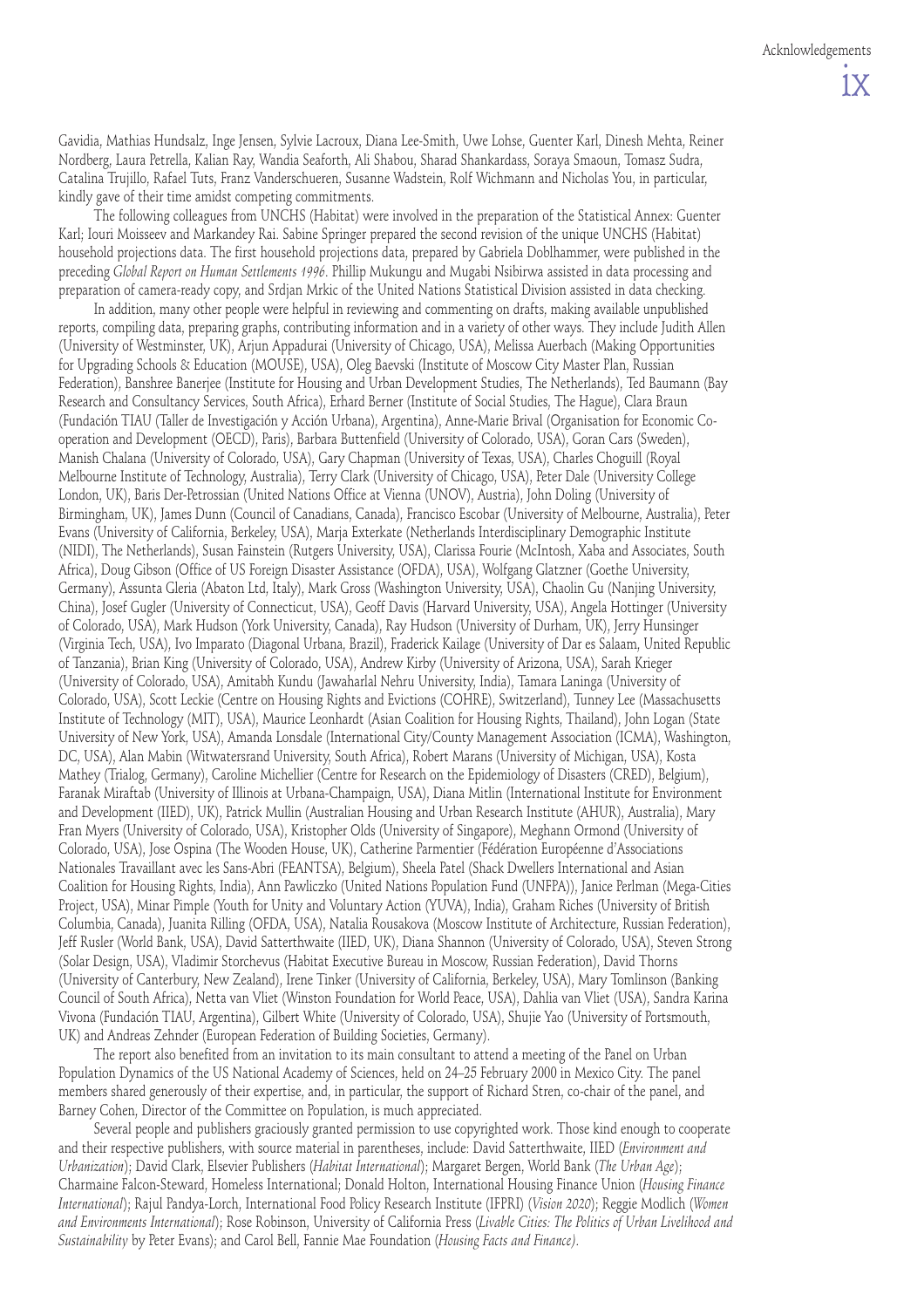Gavidia, Mathias Hundsalz, Inge Jensen, Sylvie Lacroux, Diana Lee-Smith, Uwe Lohse, Guenter Karl, Dinesh Mehta, Reiner Nordberg, Laura Petrella, Kalian Ray, Wandia Seaforth, Ali Shabou, Sharad Shankardass, Soraya Smaoun, Tomasz Sudra, Catalina Trujillo, Rafael Tuts, Franz Vanderschueren, Susanne Wadstein, Rolf Wichmann and Nicholas You, in particular, kindly gave of their time amidst competing commitments.

The following colleagues from UNCHS (Habitat) were involved in the preparation of the Statistical Annex: Guenter Karl; Iouri Moisseev and Markandey Rai. Sabine Springer prepared the second revision of the unique UNCHS (Habitat) household projections data. The first household projections data, prepared by Gabriela Doblhammer, were published in the preceding *Global Report on Human Settlements 1996*. Phillip Mukungu and Mugabi Nsibirwa assisted in data processing and preparation of camera-ready copy, and Srdjan Mrkic of the United Nations Statistical Division assisted in data checking.

In addition, many other people were helpful in reviewing and commenting on drafts, making available unpublished reports, compiling data, preparing graphs, contributing information and in a variety of other ways. They include Judith Allen (University of Westminster, UK), Arjun Appadurai (University of Chicago, USA), Melissa Auerbach (Making Opportunities for Upgrading Schools & Education (MOUSE), USA), Oleg Baevski (Institute of Moscow City Master Plan, Russian Federation), Banshree Banerjee (Institute for Housing and Urban Development Studies, The Netherlands), Ted Baumann (Bay Research and Consultancy Services, South Africa), Erhard Berner (Institute of Social Studies, The Hague), Clara Braun (Fundación TIAU (Taller de Investigación y Acción Urbana), Argentina), Anne-Marie Brival (Organisation for Economic Co-operation and Development (OECD), Paris), Barbara Buttenfield (University of Colorado, USA), Goran Cars (Sweden), Manish Chalana (University of Colorado, USA), Gary Chapman (University of Texas, USA), Charles Choguill (Royal Melbourne Institute of Technology, Australia), Terry Clark (University of Chicago, USA), Peter Dale (University College London, UK), Baris Der-Petrossian (United Nations Office at Vienna (UNOV), Austria), John Doling (University of Birmingham, UK), James Dunn (Council of Canadians, Canada), Francisco Escobar (University of Melbourne, Australia), Peter Evans (University of California, Berkeley, USA), Marja Exterkate (Netherlands Interdisciplinary Demographic Institute (NIDI), The Netherlands), Susan Fainstein (Rutgers University, USA), Clarissa Fourie (McIntosh, Xaba and Associates, South Africa), Doug Gibson (Office of US Foreign Disaster Assistance (OFDA), USA), Wolfgang Glatzner (Goethe University, Germany), Assunta Gleria (Abaton Ltd, Italy), Mark Gross (Washington University, USA), Chaolin Gu (Nanjing University, China), Josef Gugler (University of Connecticut, USA), Geoff Davis (Harvard University, USA), Angela Hottinger (University of Colorado, USA), Mark Hudson (York University, Canada), Ray Hudson (University of Durham, UK), Jerry Hunsinger (Virginia Tech, USA), Ivo Imparato (Diagonal Urbana, Brazil), Fraderick Kailage (University of Dar es Salaam, United Republic of Tanzania), Brian King (University of Colorado, USA), Andrew Kirby (University of Arizona, USA), Sarah Krieger (University of Colorado, USA), Amitabh Kundu (Jawaharlal Nehru University, India), Tamara Laninga (University of Colorado, USA), Scott Leckie (Centre on Housing Rights and Evictions (COHRE), Switzerland), Tunney Lee (Massachusetts Institute of Technology (MIT), USA), Maurice Leonhardt (Asian Coalition for Housing Rights, Thailand), John Logan (State University of New York, USA), Amanda Lonsdale (International City/County Management Association (ICMA), Washington, DC, USA), Alan Mabin (Witwatersrand University, South Africa), Robert Marans (University of Michigan, USA), Kosta Mathey (Trialog, Germany), Caroline Michellier (Centre for Research on the Epidemiology of Disasters (CRED), Belgium), Faranak Miraftab (University of Illinois at Urbana-Champaign, USA), Diana Mitlin (International Institute for Environment and Development (IIED), UK), Patrick Mullin (Australian Housing and Urban Research Institute (AHUR), Australia), Mary Fran Myers (University of Colorado, USA), Kristopher Olds (University of Singapore), Meghann Ormond (University of Colorado, USA), Jose Ospina (The Wooden House, UK), Catherine Parmentier (Fédération Européenne d'Associations Nationales Travaillant avec les Sans-Abri (FEANTSA), Belgium), Sheela Patel (Shack Dwellers International and Asian Coalition for Housing Rights, India), Ann Pawliczko (United Nations Population Fund (UNFPA)), Janice Perlman (Mega-Cities Project, USA), Minar Pimple (Youth for Unity and Voluntary Action (YUVA), India), Graham Riches (University of British Columbia, Canada), Juanita Rilling (OFDA, USA), Natalia Rousakova (Moscow Institute of Architecture, Russian Federation), Jeff Rusler (World Bank, USA), David Satterthwaite (IIED, UK), Diana Shannon (University of Colorado, USA), Steven Strong (Solar Design, USA), Vladimir Storchevus (Habitat Executive Bureau in Moscow, Russian Federation), David Thorns (University of Canterbury, New Zealand), Irene Tinker (University of California, Berkeley, USA), Mary Tomlinson (Banking Council of South Africa), Netta van Vliet (Winston Foundation for World Peace, USA), Dahlia van Vliet (USA), Sandra Karina Vivona (Fundación TIAU, Argentina), Gilbert White (University of Colorado, USA), Shujie Yao (University of Portsmouth, UK) and Andreas Zehnder (European Federation of Building Societies, Germany).

The report also benefited from an invitation to its main consultant to attend a meeting of the Panel on Urban Population Dynamics of the US National Academy of Sciences, held on 24–25 February 2000 in Mexico City. The panel members shared generously of their expertise, and, in particular, the support of Richard Stren, co-chair of the panel, and Barney Cohen, Director of the Committee on Population, is much appreciated.

Several people and publishers graciously granted permission to use copyrighted work. Those kind enough to cooperate and their respective publishers, with source material in parentheses, include: David Satterthwaite, IIED (*Environment and Urbanization*); David Clark, Elsevier Publishers (*Habitat International*); Margaret Bergen, World Bank (*The Urban Age*); Charmaine Falcon-Steward, Homeless International; Donald Holton, International Housing Finance Union (*Housing Finance International*); Rajul Pandya-Lorch, International Food Policy Research Institute (IFPRI) (*Vision 2020*); Reggie Modlich (*Women and Environments International*); Rose Robinson, University of California Press (*Livable Cities: The Politics of Urban Livelihood and Sustainability* by Peter Evans); and Carol Bell, Fannie Mae Foundation (*Housing Facts and Finance)*.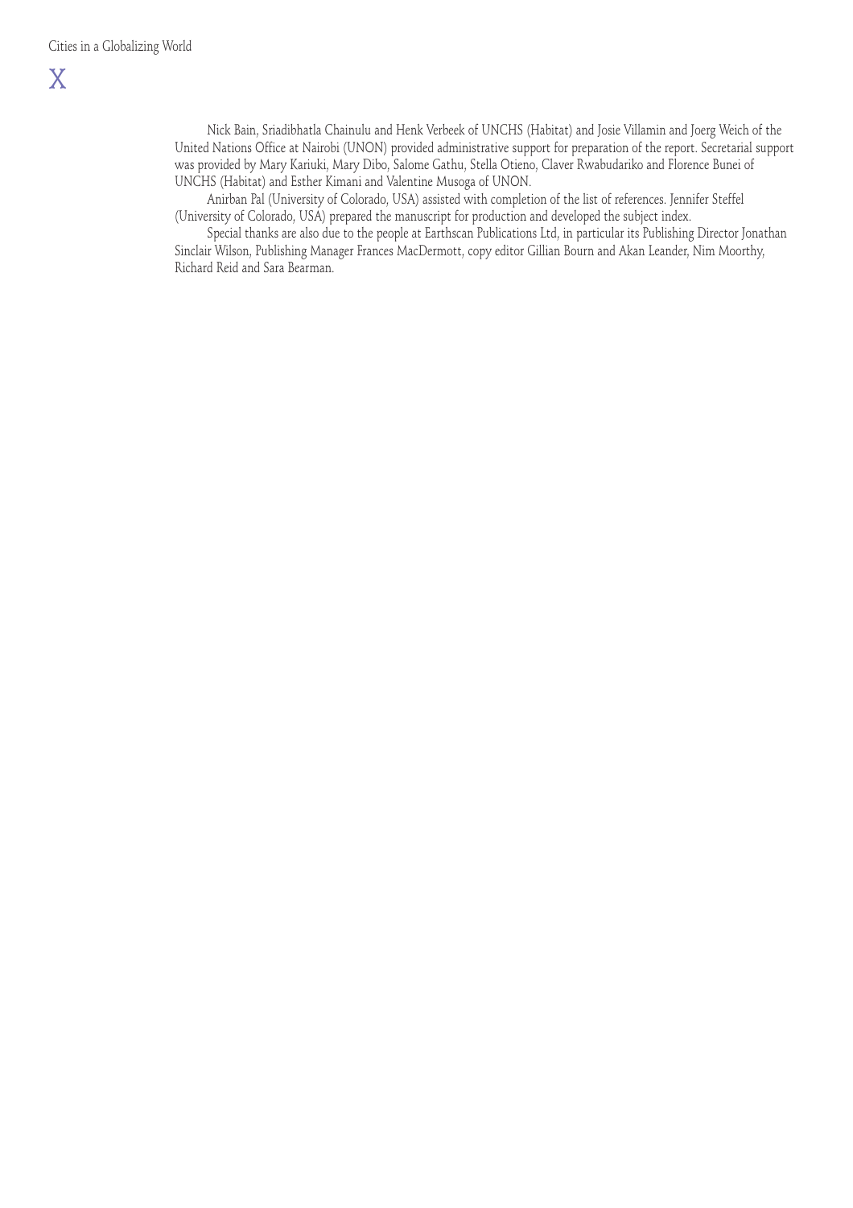Nick Bain, Sriadibhatla Chainulu and Henk Verbeek of UNCHS (Habitat) and Josie Villamin and Joerg Weich of the United Nations Office at Nairobi (UNON) provided administrative support for preparation of the report. Secretarial support was provided by Mary Kariuki, Mary Dibo, Salome Gathu, Stella Otieno, Claver Rwabudariko and Florence Bunei of UNCHS (Habitat) and Esther Kimani and Valentine Musoga of UNON.

Anirban Pal (University of Colorado, USA) assisted with completion of the list of references. Jennifer Steffel (University of Colorado, USA) prepared the manuscript for production and developed the subject index.

Special thanks are also due to the people at Earthscan Publications Ltd, in particular its Publishing Director Jonathan Sinclair Wilson, Publishing Manager Frances MacDermott, copy editor Gillian Bourn and Akan Leander, Nim Moorthy, Richard Reid and Sara Bearman.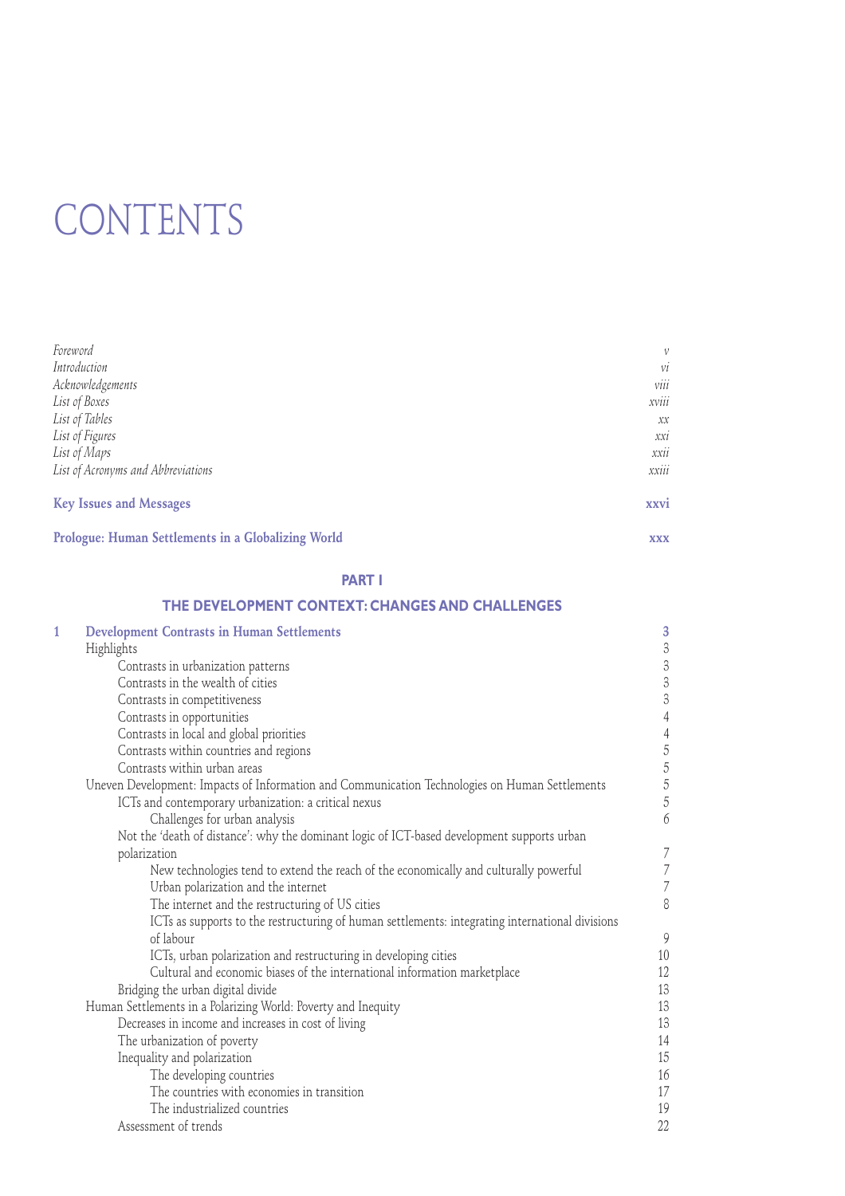# CONTENTS

| | |
|---|---|
| *Foreword* | *v* |
| *Introduction* | *vi* |
| *Acknowledgements* | *viii* |
| *List of Boxes* | *xviii* |
| *List of Tables* | *xx* |
| *List of Figures* | *xxi* |
| *List of Maps* | *xxii* |
| *List of Acronyms and Abbreviations* | *xxiii* |
| **Key Issues and Messages** | **xxvi** |
| **Prologue: Human Settlements in a Globalizing World** | **xxx** |

## PART I

## THE DEVELOPMENT CONTEXT: CHANGES AND CHALLENGES

| | | |
|---|---|---|
| **1** | **Development Contrasts in Human Settlements** | **3** |
| | Highlights | 3 |
| | Contrasts in urbanization patterns | 3 |
| | Contrasts in the wealth of cities | 3 |
| | Contrasts in competitiveness | 3 |
| | Contrasts in opportunities | 4 |
| | Contrasts in local and global priorities | 4 |
| | Contrasts within countries and regions | 5 |
| | Contrasts within urban areas | 5 |
| | Uneven Development: Impacts of Information and Communication Technologies on Human Settlements | 5 |
| | ICTs and contemporary urbanization: a critical nexus | 5 |
| | Challenges for urban analysis | 6 |
| | Not the 'death of distance': why the dominant logic of ICT-based development supports urban polarization | 7 |
| | New technologies tend to extend the reach of the economically and culturally powerful | 7 |
| | Urban polarization and the internet | 7 |
| | The internet and the restructuring of US cities | 8 |
| | ICTs as supports to the restructuring of human settlements: integrating international divisions of labour | 9 |
| | ICTs, urban polarization and restructuring in developing cities | 10 |
| | Cultural and economic biases of the international information marketplace | 12 |
| | Bridging the urban digital divide | 13 |
| | Human Settlements in a Polarizing World: Poverty and Inequity | 13 |
| | Decreases in income and increases in cost of living | 13 |
| | The urbanization of poverty | 14 |
| | Inequality and polarization | 15 |
| | The developing countries | 16 |
| | The countries with economies in transition | 17 |
| | The industrialized countries | 19 |
| | Assessment of trends | 22 |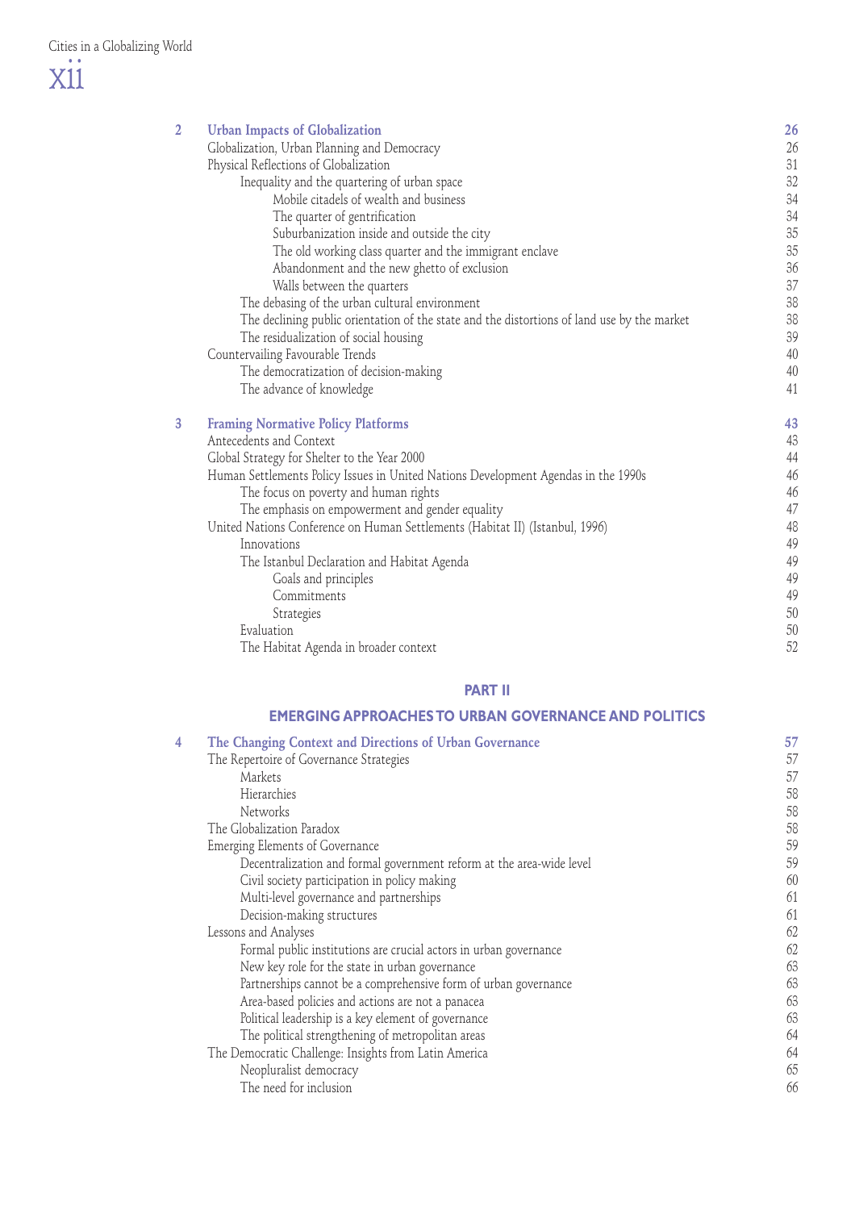| | | |
|---|---|---|
| **2** | **Urban Impacts of Globalization** | **26** |
| | Globalization, Urban Planning and Democracy | 26 |
| | Physical Reflections of Globalization | 31 |
| | Inequality and the quartering of urban space | 32 |
| | Mobile citadels of wealth and business | 34 |
| | The quarter of gentrification | 34 |
| | Suburbanization inside and outside the city | 35 |
| | The old working class quarter and the immigrant enclave | 35 |
| | Abandonment and the new ghetto of exclusion | 36 |
| | Walls between the quarters | 37 |
| | The debasing of the urban cultural environment | 38 |
| | The declining public orientation of the state and the distortions of land use by the market | 38 |
| | The residualization of social housing | 39 |
| | Countervailing Favourable Trends | 40 |
| | The democratization of decision-making | 40 |
| | The advance of knowledge | 41 |
| **3** | **Framing Normative Policy Platforms** | **43** |
| | Antecedents and Context | 43 |
| | Global Strategy for Shelter to the Year 2000 | 44 |
| | Human Settlements Policy Issues in United Nations Development Agendas in the 1990s | 46 |
| | The focus on poverty and human rights | 46 |
| | The emphasis on empowerment and gender equality | 47 |
| | United Nations Conference on Human Settlements (Habitat II) (Istanbul, 1996) | 48 |
| | Innovations | 49 |
| | The Istanbul Declaration and Habitat Agenda | 49 |
| | Goals and principles | 49 |
| | Commitments | 49 |
| | Strategies | 50 |
| | Evaluation | 50 |
| | The Habitat Agenda in broader context | 52 |

## PART II

## EMERGING APPROACHES TO URBAN GOVERNANCE AND POLITICS

| | | |
|---|---|---|
| **4** | **The Changing Context and Directions of Urban Governance** | **57** |
| | The Repertoire of Governance Strategies | 57 |
| | Markets | 57 |
| | Hierarchies | 58 |
| | Networks | 58 |
| | The Globalization Paradox | 58 |
| | Emerging Elements of Governance | 59 |
| | Decentralization and formal government reform at the area-wide level | 59 |
| | Civil society participation in policy making | 60 |
| | Multi-level governance and partnerships | 61 |
| | Decision-making structures | 61 |
| | Lessons and Analyses | 62 |
| | Formal public institutions are crucial actors in urban governance | 62 |
| | New key role for the state in urban governance | 63 |
| | Partnerships cannot be a comprehensive form of urban governance | 63 |
| | Area-based policies and actions are not a panacea | 63 |
| | Political leadership is a key element of governance | 63 |
| | The political strengthening of metropolitan areas | 64 |
| | The Democratic Challenge: Insights from Latin America | 64 |
| | Neopluralist democracy | 65 |
| | The need for inclusion | 66 |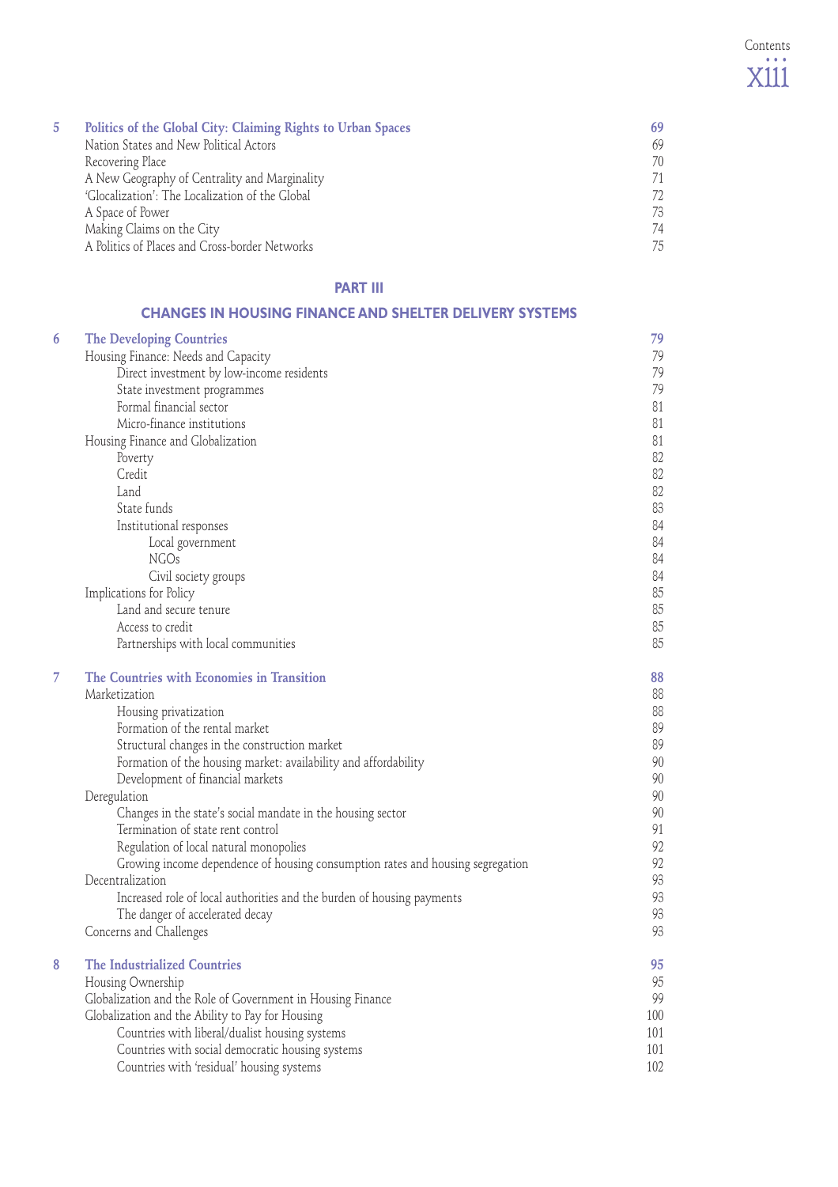| | | |
|---|---|---|
| **5** | **Politics of the Global City: Claiming Rights to Urban Spaces** | **69** |
| | Nation States and New Political Actors | 69 |
| | Recovering Place | 70 |
| | A New Geography of Centrality and Marginality | 71 |
| | 'Glocalization': The Localization of the Global | 72 |
| | A Space of Power | 73 |
| | Making Claims on the City | 74 |
| | A Politics of Places and Cross-border Networks | 75 |

## PART III

## CHANGES IN HOUSING FINANCE AND SHELTER DELIVERY SYSTEMS

| | | |
|---|---|---|
| **6** | **The Developing Countries** | **79** |
| | Housing Finance: Needs and Capacity | 79 |
| | Direct investment by low-income residents | 79 |
| | State investment programmes | 79 |
| | Formal financial sector | 81 |
| | Micro-finance institutions | 81 |
| | Housing Finance and Globalization | 81 |
| | Poverty | 82 |
| | Credit | 82 |
| | Land | 82 |
| | State funds | 83 |
| | Institutional responses | 84 |
| | Local government | 84 |
| | NGOs | 84 |
| | Civil society groups | 84 |
| | Implications for Policy | 85 |
| | Land and secure tenure | 85 |
| | Access to credit | 85 |
| | Partnerships with local communities | 85 |
| **7** | **The Countries with Economies in Transition** | **88** |
| | Marketization | 88 |
| | Housing privatization | 88 |
| | Formation of the rental market | 89 |
| | Structural changes in the construction market | 89 |
| | Formation of the housing market: availability and affordability | 90 |
| | Development of financial markets | 90 |
| | Deregulation | 90 |
| | Changes in the state's social mandate in the housing sector | 90 |
| | Termination of state rent control | 91 |
| | Regulation of local natural monopolies | 92 |
| | Growing income dependence of housing consumption rates and housing segregation | 92 |
| | Decentralization | 93 |
| | Increased role of local authorities and the burden of housing payments | 93 |
| | The danger of accelerated decay | 93 |
| | Concerns and Challenges | 93 |
| **8** | **The Industrialized Countries** | **95** |
| | Housing Ownership | 95 |
| | Globalization and the Role of Government in Housing Finance | 99 |
| | Globalization and the Ability to Pay for Housing | 100 |
| | Countries with liberal/dualist housing systems | 101 |
| | Countries with social democratic housing systems | 101 |
| | Countries with 'residual' housing systems | 102 |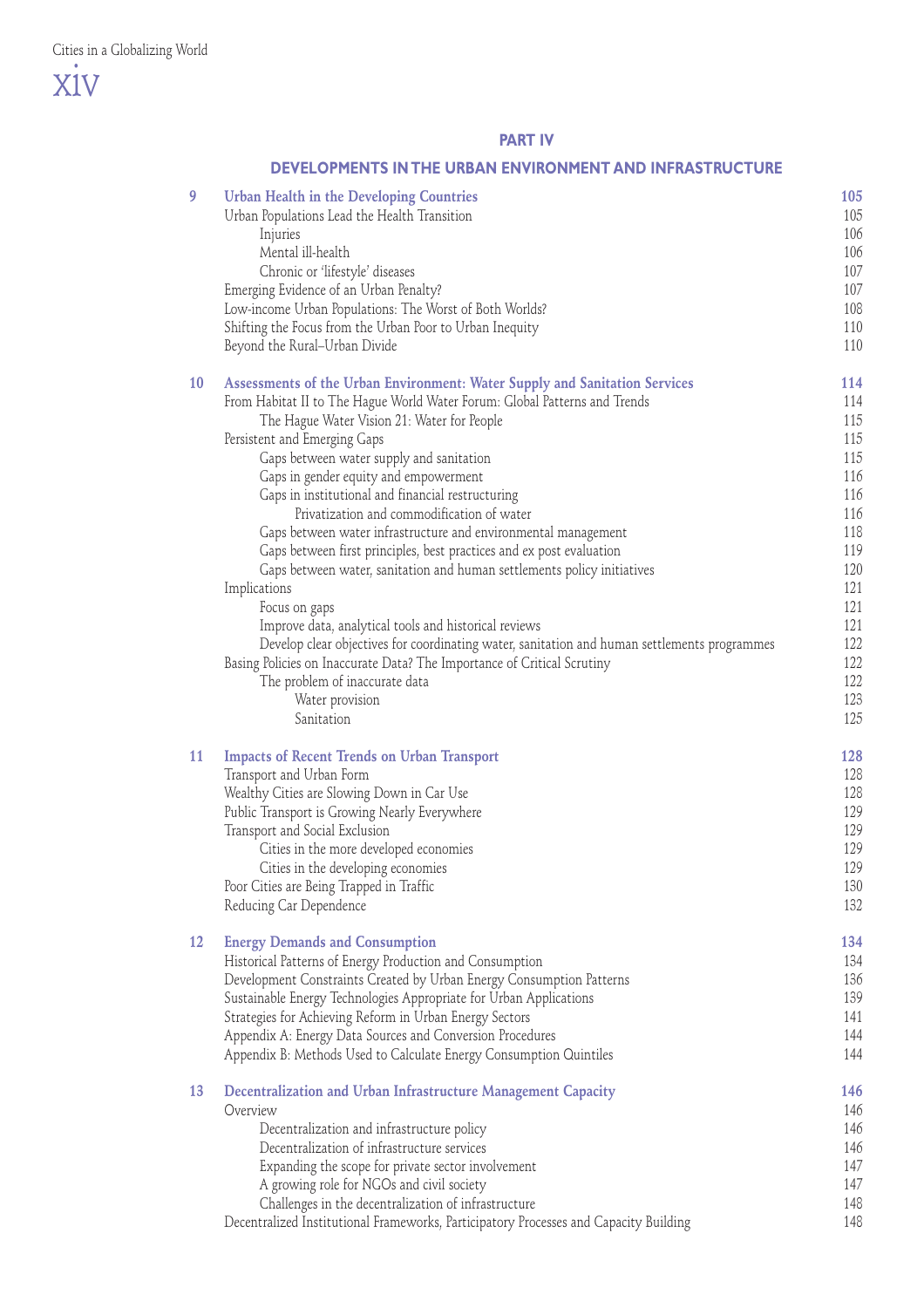## PART IV

## DEVELOPMENTS IN THE URBAN ENVIRONMENT AND INFRASTRUCTURE

| | | |
|---|---|---|
| **9** | **Urban Health in the Developing Countries** | **105** |
| | Urban Populations Lead the Health Transition | 105 |
| | Injuries | 106 |
| | Mental ill-health | 106 |
| | Chronic or 'lifestyle' diseases | 107 |
| | Emerging Evidence of an Urban Penalty? | 107 |
| | Low-income Urban Populations: The Worst of Both Worlds? | 108 |
| | Shifting the Focus from the Urban Poor to Urban Inequity | 110 |
| | Beyond the Rural–Urban Divide | 110 |
| **10** | **Assessments of the Urban Environment: Water Supply and Sanitation Services** | **114** |
| | From Habitat II to The Hague World Water Forum: Global Patterns and Trends | 114 |
| | The Hague Water Vision 21: Water for People | 115 |
| | Persistent and Emerging Gaps | 115 |
| | Gaps between water supply and sanitation | 115 |
| | Gaps in gender equity and empowerment | 116 |
| | Gaps in institutional and financial restructuring | 116 |
| | Privatization and commodification of water | 116 |
| | Gaps between water infrastructure and environmental management | 118 |
| | Gaps between first principles, best practices and ex post evaluation | 119 |
| | Gaps between water, sanitation and human settlements policy initiatives | 120 |
| | Implications | 121 |
| | Focus on gaps | 121 |
| | Improve data, analytical tools and historical reviews | 121 |
| | Develop clear objectives for coordinating water, sanitation and human settlements programmes | 122 |
| | Basing Policies on Inaccurate Data? The Importance of Critical Scrutiny | 122 |
| | The problem of inaccurate data | 122 |
| | Water provision | 123 |
| | Sanitation | 125 |
| **11** | **Impacts of Recent Trends on Urban Transport** | **128** |
| | Transport and Urban Form | 128 |
| | Wealthy Cities are Slowing Down in Car Use | 128 |
| | Public Transport is Growing Nearly Everywhere | 129 |
| | Transport and Social Exclusion | 129 |
| | Cities in the more developed economies | 129 |
| | Cities in the developing economies | 129 |
| | Poor Cities are Being Trapped in Traffic | 130 |
| | Reducing Car Dependence | 132 |
| **12** | **Energy Demands and Consumption** | **134** |
| | Historical Patterns of Energy Production and Consumption | 134 |
| | Development Constraints Created by Urban Energy Consumption Patterns | 136 |
| | Sustainable Energy Technologies Appropriate for Urban Applications | 139 |
| | Strategies for Achieving Reform in Urban Energy Sectors | 141 |
| | Appendix A: Energy Data Sources and Conversion Procedures | 144 |
| | Appendix B: Methods Used to Calculate Energy Consumption Quintiles | 144 |
| **13** | **Decentralization and Urban Infrastructure Management Capacity** | **146** |
| | Overview | 146 |
| | Decentralization and infrastructure policy | 146 |
| | Decentralization of infrastructure services | 146 |
| | Expanding the scope for private sector involvement | 147 |
| | A growing role for NGOs and civil society | 147 |
| | Challenges in the decentralization of infrastructure | 148 |
| | Decentralized Institutional Frameworks, Participatory Processes and Capacity Building | 148 |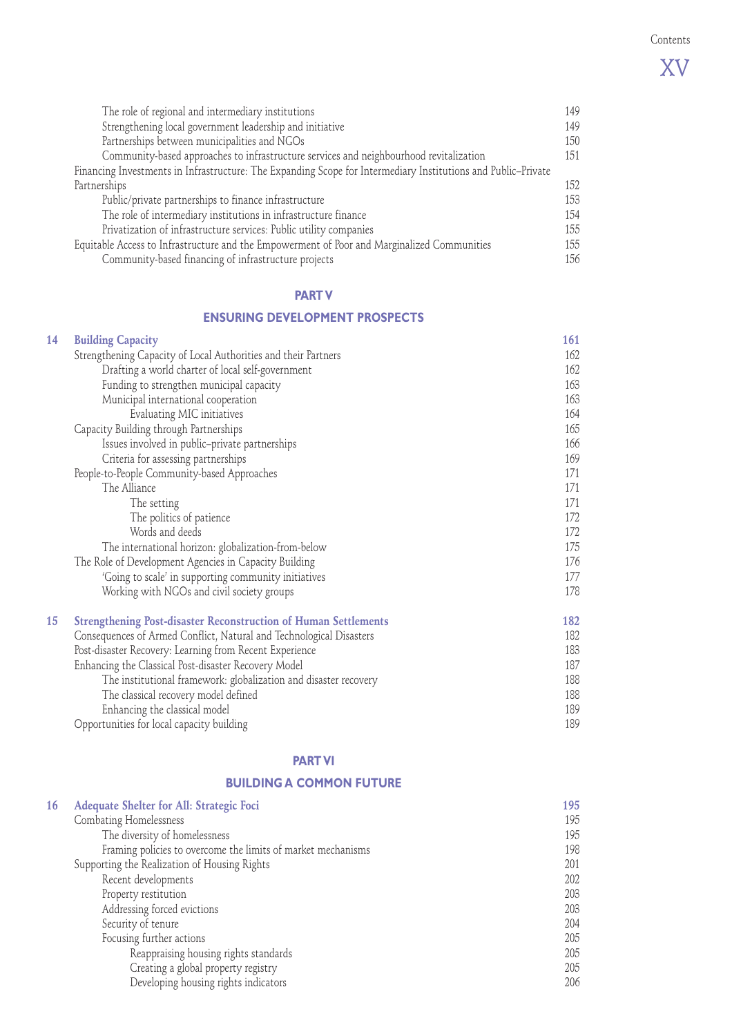| | | |
|---|---|---|
| | The role of regional and intermediary institutions | 149 |
| | Strengthening local government leadership and initiative | 149 |
| | Partnerships between municipalities and NGOs | 150 |
| | Community-based approaches to infrastructure services and neighbourhood revitalization | 151 |
| | Financing Investments in Infrastructure: The Expanding Scope for Intermediary Institutions and Public–Private Partnerships | 152 |
| | Public/private partnerships to finance infrastructure | 153 |
| | The role of intermediary institutions in infrastructure finance | 154 |
| | Privatization of infrastructure services: Public utility companies | 155 |
| | Equitable Access to Infrastructure and the Empowerment of Poor and Marginalized Communities | 155 |
| | Community-based financing of infrastructure projects | 156 |

## PART V

## ENSURING DEVELOPMENT PROSPECTS

| | | |
|---|---|---|
| **14** | **Building Capacity** | **161** |
| | Strengthening Capacity of Local Authorities and their Partners | 162 |
| | Drafting a world charter of local self-government | 162 |
| | Funding to strengthen municipal capacity | 163 |
| | Municipal international cooperation | 163 |
| | Evaluating MIC initiatives | 164 |
| | Capacity Building through Partnerships | 165 |
| | Issues involved in public–private partnerships | 166 |
| | Criteria for assessing partnerships | 169 |
| | People-to-People Community-based Approaches | 171 |
| | The Alliance | 171 |
| | The setting | 171 |
| | The politics of patience | 172 |
| | Words and deeds | 172 |
| | The international horizon: globalization-from-below | 175 |
| | The Role of Development Agencies in Capacity Building | 176 |
| | 'Going to scale' in supporting community initiatives | 177 |
| | Working with NGOs and civil society groups | 178 |
| **15** | **Strengthening Post-disaster Reconstruction of Human Settlements** | **182** |
| | Consequences of Armed Conflict, Natural and Technological Disasters | 182 |
| | Post-disaster Recovery: Learning from Recent Experience | 183 |
| | Enhancing the Classical Post-disaster Recovery Model | 187 |
| | The institutional framework: globalization and disaster recovery | 188 |
| | The classical recovery model defined | 188 |
| | Enhancing the classical model | 189 |
| | Opportunities for local capacity building | 189 |

## PART VI

## BUILDING A COMMON FUTURE

| | | |
|---|---|---|
| **16** | **Adequate Shelter for All: Strategic Foci** | **195** |
| | Combating Homelessness | 195 |
| | The diversity of homelessness | 195 |
| | Framing policies to overcome the limits of market mechanisms | 198 |
| | Supporting the Realization of Housing Rights | 201 |
| | Recent developments | 202 |
| | Property restitution | 203 |
| | Addressing forced evictions | 203 |
| | Security of tenure | 204 |
| | Focusing further actions | 205 |
| | Reappraising housing rights standards | 205 |
| | Creating a global property registry | 205 |
| | Developing housing rights indicators | 206 |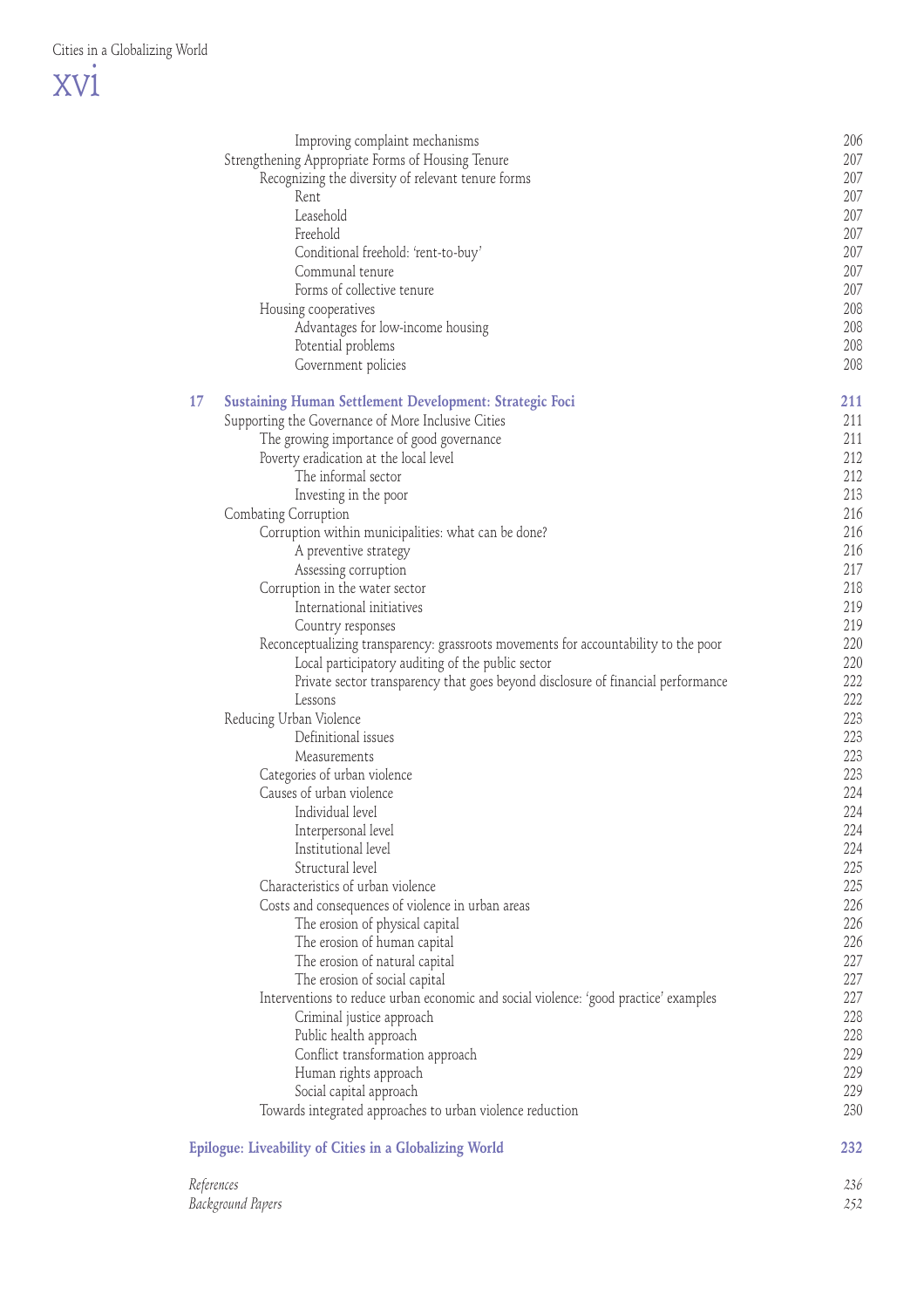| | | |
|---|---|---|
| | Improving complaint mechanisms | 206 |
| | Strengthening Appropriate Forms of Housing Tenure | 207 |
| | Recognizing the diversity of relevant tenure forms | 207 |
| | Rent | 207 |
| | Leasehold | 207 |
| | Freehold | 207 |
| | Conditional freehold: 'rent-to-buy' | 207 |
| | Communal tenure | 207 |
| | Forms of collective tenure | 207 |
| | Housing cooperatives | 208 |
| | Advantages for low-income housing | 208 |
| | Potential problems | 208 |
| | Government policies | 208 |
| **17** | **Sustaining Human Settlement Development: Strategic Foci** | **211** |
| | Supporting the Governance of More Inclusive Cities | 211 |
| | The growing importance of good governance | 211 |
| | Poverty eradication at the local level | 212 |
| | The informal sector | 212 |
| | Investing in the poor | 213 |
| | Combating Corruption | 216 |
| | Corruption within municipalities: what can be done? | 216 |
| | A preventive strategy | 216 |
| | Assessing corruption | 217 |
| | Corruption in the water sector | 218 |
| | International initiatives | 219 |
| | Country responses | 219 |
| | Reconceptualizing transparency: grassroots movements for accountability to the poor | 220 |
| | Local participatory auditing of the public sector | 220 |
| | Private sector transparency that goes beyond disclosure of financial performance | 222 |
| | Lessons | 222 |
| | Reducing Urban Violence | 223 |
| | Definitional issues | 223 |
| | Measurements | 223 |
| | Categories of urban violence | 223 |
| | Causes of urban violence | 224 |
| | Individual level | 224 |
| | Interpersonal level | 224 |
| | Institutional level | 224 |
| | Structural level | 225 |
| | Characteristics of urban violence | 225 |
| | Costs and consequences of violence in urban areas | 226 |
| | The erosion of physical capital | 226 |
| | The erosion of human capital | 226 |
| | The erosion of natural capital | 227 |
| | The erosion of social capital | 227 |
| | Interventions to reduce urban economic and social violence: 'good practice' examples | 227 |
| | Criminal justice approach | 228 |
| | Public health approach | 228 |
| | Conflict transformation approach | 229 |
| | Human rights approach | 229 |
| | Social capital approach | 229 |
| | Towards integrated approaches to urban violence reduction | 230 |
| | **Epilogue: Liveability of Cities in a Globalizing World** | **232** |
| | *References* | *236* |
| | *Background Papers* | *252* |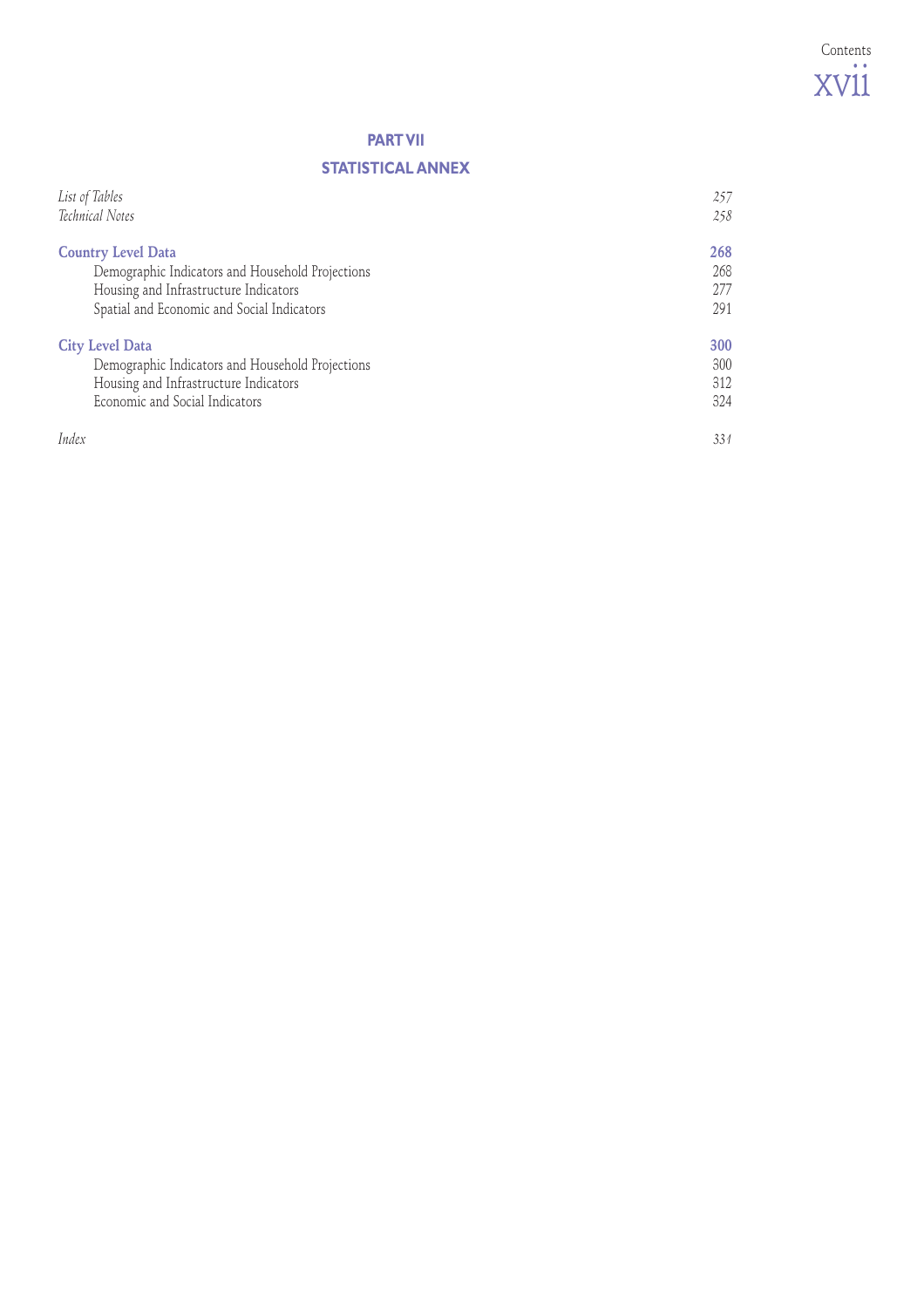## PART VII

## STATISTICAL ANNEX

| | |
|---|---|
| *List of Tables* | *257* |
| *Technical Notes* | *258* |
| **Country Level Data** | **268** |
| Demographic Indicators and Household Projections | 268 |
| Housing and Infrastructure Indicators | 277 |
| Spatial and Economic and Social Indicators | 291 |
| **City Level Data** | **300** |
| Demographic Indicators and Household Projections | 300 |
| Housing and Infrastructure Indicators | 312 |
| Economic and Social Indicators | 324 |
| *Index* | *331* |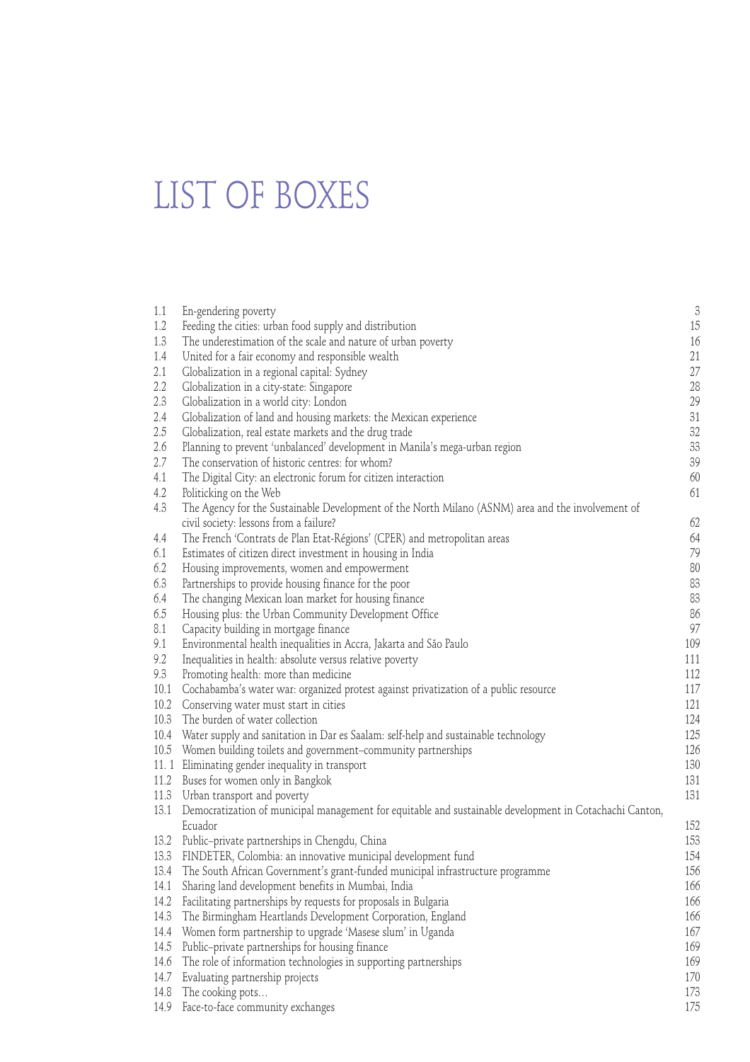# LIST OF BOXES

| | | |
|---|---|---|
| 1.1 | En-gendering poverty | 3 |
| 1.2 | Feeding the cities: urban food supply and distribution | 15 |
| 1.3 | The underestimation of the scale and nature of urban poverty | 16 |
| 1.4 | United for a fair economy and responsible wealth | 21 |
| 2.1 | Globalization in a regional capital: Sydney | 27 |
| 2.2 | Globalization in a city-state: Singapore | 28 |
| 2.3 | Globalization in a world city: London | 29 |
| 2.4 | Globalization of land and housing markets: the Mexican experience | 31 |
| 2.5 | Globalization, real estate markets and the drug trade | 32 |
| 2.6 | Planning to prevent 'unbalanced' development in Manila's mega-urban region | 33 |
| 2.7 | The conservation of historic centres: for whom? | 39 |
| 4.1 | The Digital City: an electronic forum for citizen interaction | 60 |
| 4.2 | Politicking on the Web | 61 |
| 4.3 | The Agency for the Sustainable Development of the North Milano (ASNM) area and the involvement of civil society: lessons from a failure? | 62 |
| 4.4 | The French 'Contrats de Plan Etat-Régions' (CPER) and metropolitan areas | 64 |
| 6.1 | Estimates of citizen direct investment in housing in India | 79 |
| 6.2 | Housing improvements, women and empowerment | 80 |
| 6.3 | Partnerships to provide housing finance for the poor | 83 |
| 6.4 | The changing Mexican loan market for housing finance | 83 |
| 6.5 | Housing plus: the Urban Community Development Office | 86 |
| 8.1 | Capacity building in mortgage finance | 97 |
| 9.1 | Environmental health inequalities in Accra, Jakarta and São Paulo | 109 |
| 9.2 | Inequalities in health: absolute versus relative poverty | 111 |
| 9.3 | Promoting health: more than medicine | 112 |
| 10.1 | Cochabamba's water war: organized protest against privatization of a public resource | 117 |
| 10.2 | Conserving water must start in cities | 121 |
| 10.3 | The burden of water collection | 124 |
| 10.4 | Water supply and sanitation in Dar es Saalam: self-help and sustainable technology | 125 |
| 10.5 | Women building toilets and government–community partnerships | 126 |
| 11. 1 | Eliminating gender inequality in transport | 130 |
| 11.2 | Buses for women only in Bangkok | 131 |
| 11.3 | Urban transport and poverty | 131 |
| 13.1 | Democratization of municipal management for equitable and sustainable development in Cotachachi Canton, Ecuador | 152 |
| 13.2 | Public–private partnerships in Chengdu, China | 153 |
| 13.3 | FINDETER, Colombia: an innovative municipal development fund | 154 |
| 13.4 | The South African Government's grant-funded municipal infrastructure programme | 156 |
| 14.1 | Sharing land development benefits in Mumbai, India | 166 |
| 14.2 | Facilitating partnerships by requests for proposals in Bulgaria | 166 |
| 14.3 | The Birmingham Heartlands Development Corporation, England | 166 |
| 14.4 | Women form partnership to upgrade 'Masese slum' in Uganda | 167 |
| 14.5 | Public–private partnerships for housing finance | 169 |
| 14.6 | The role of information technologies in supporting partnerships | 169 |
| 14.7 | Evaluating partnership projects | 170 |
| 14.8 | The cooking pots… | 173 |
| 14.9 | Face-to-face community exchanges | 175 |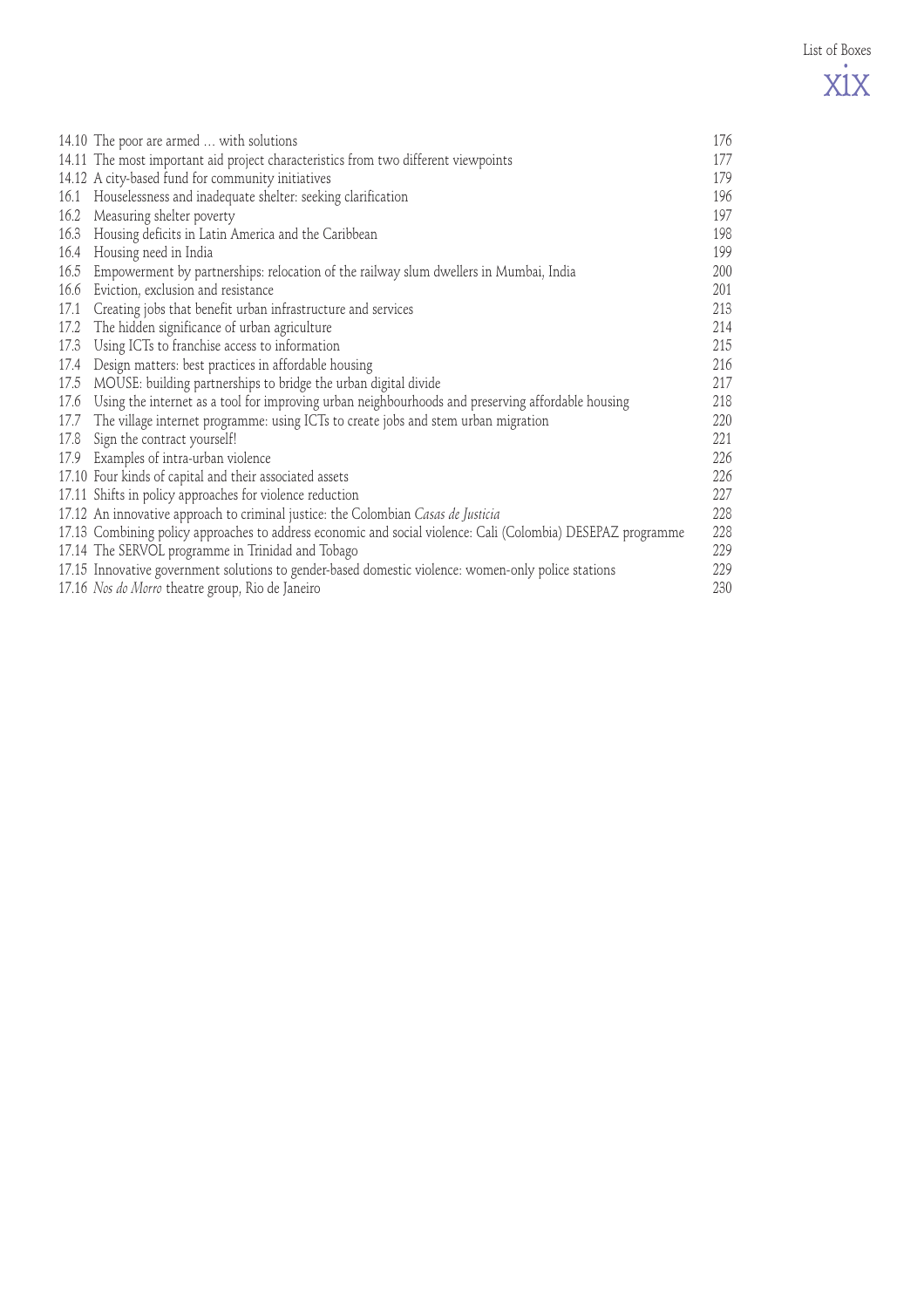| | | |
|---|---|---|
| 14.10 | The poor are armed … with solutions | 176 |
| 14.11 | The most important aid project characteristics from two different viewpoints | 177 |
| 14.12 | A city-based fund for community initiatives | 179 |
| 16.1 | Houselessness and inadequate shelter: seeking clarification | 196 |
| 16.2 | Measuring shelter poverty | 197 |
| 16.3 | Housing deficits in Latin America and the Caribbean | 198 |
| 16.4 | Housing need in India | 199 |
| 16.5 | Empowerment by partnerships: relocation of the railway slum dwellers in Mumbai, India | 200 |
| 16.6 | Eviction, exclusion and resistance | 201 |
| 17.1 | Creating jobs that benefit urban infrastructure and services | 213 |
| 17.2 | The hidden significance of urban agriculture | 214 |
| 17.3 | Using ICTs to franchise access to information | 215 |
| 17.4 | Design matters: best practices in affordable housing | 216 |
| 17.5 | MOUSE: building partnerships to bridge the urban digital divide | 217 |
| 17.6 | Using the internet as a tool for improving urban neighbourhoods and preserving affordable housing | 218 |
| 17.7 | The village internet programme: using ICTs to create jobs and stem urban migration | 220 |
| 17.8 | Sign the contract yourself! | 221 |
| 17.9 | Examples of intra-urban violence | 226 |
| 17.10 | Four kinds of capital and their associated assets | 226 |
| 17.11 | Shifts in policy approaches for violence reduction | 227 |
| 17.12 | An innovative approach to criminal justice: the Colombian *Casas de Justicia* | 228 |
| 17.13 | Combining policy approaches to address economic and social violence: Cali (Colombia) DESEPAZ programme | 228 |
| 17.14 | The SERVOL programme in Trinidad and Tobago | 229 |
| 17.15 | Innovative government solutions to gender-based domestic violence: women-only police stations | 229 |
| 17.16 | *Nos do Morro* theatre group, Rio de Janeiro | 230 |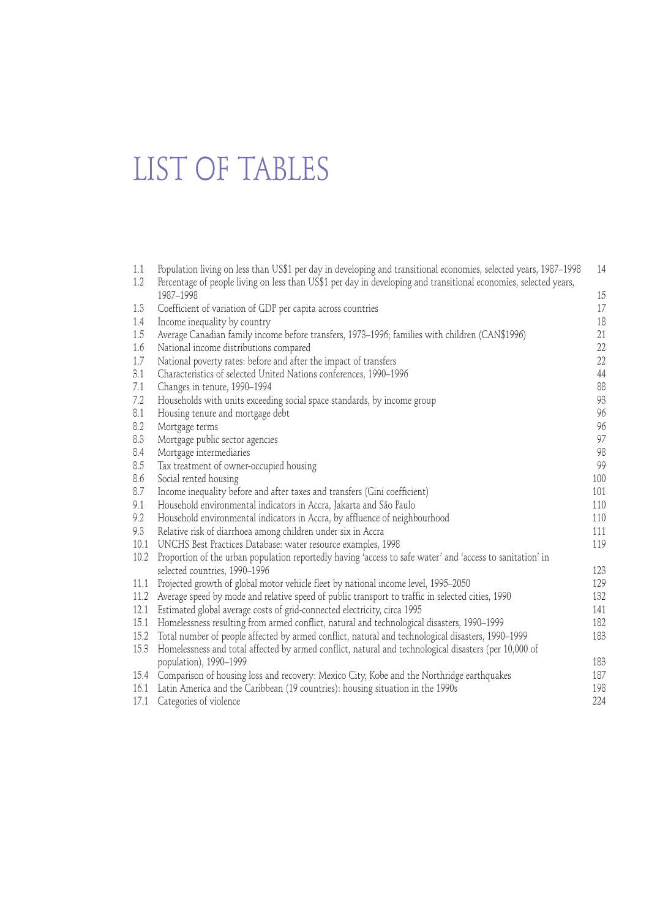# LIST OF TABLES

| | | |
|---|---|---|
| 1.1 | Population living on less than US$1 per day in developing and transitional economies, selected years, 1987–1998 | 14 |
| 1.2 | Percentage of people living on less than US$1 per day in developing and transitional economies, selected years, 1987–1998 | 15 |
| 1.3 | Coefficient of variation of GDP per capita across countries | 17 |
| 1.4 | Income inequality by country | 18 |
| 1.5 | Average Canadian family income before transfers, 1973–1996; families with children (CAN$1996) | 21 |
| 1.6 | National income distributions compared | 22 |
| 1.7 | National poverty rates: before and after the impact of transfers | 22 |
| 3.1 | Characteristics of selected United Nations conferences, 1990–1996 | 44 |
| 7.1 | Changes in tenure, 1990–1994 | 88 |
| 7.2 | Households with units exceeding social space standards, by income group | 93 |
| 8.1 | Housing tenure and mortgage debt | 96 |
| 8.2 | Mortgage terms | 96 |
| 8.3 | Mortgage public sector agencies | 97 |
| 8.4 | Mortgage intermediaries | 98 |
| 8.5 | Tax treatment of owner-occupied housing | 99 |
| 8.6 | Social rented housing | 100 |
| 8.7 | Income inequality before and after taxes and transfers (Gini coefficient) | 101 |
| 9.1 | Household environmental indicators in Accra, Jakarta and São Paulo | 110 |
| 9.2 | Household environmental indicators in Accra, by affluence of neighbourhood | 110 |
| 9.3 | Relative risk of diarrhoea among children under six in Accra | 111 |
| 10.1 | UNCHS Best Practices Database: water resource examples, 1998 | 119 |
| 10.2 | Proportion of the urban population reportedly having 'access to safe water' and 'access to sanitation' in selected countries, 1990–1996 | 123 |
| 11.1 | Projected growth of global motor vehicle fleet by national income level, 1995–2050 | 129 |
| 11.2 | Average speed by mode and relative speed of public transport to traffic in selected cities, 1990 | 132 |
| 12.1 | Estimated global average costs of grid-connected electricity, circa 1995 | 141 |
| 15.1 | Homelessness resulting from armed conflict, natural and technological disasters, 1990–1999 | 182 |
| 15.2 | Total number of people affected by armed conflict, natural and technological disasters, 1990–1999 | 183 |
| 15.3 | Homelessness and total affected by armed conflict, natural and technological disasters (per 10,000 of population), 1990–1999 | 183 |
| 15.4 | Comparison of housing loss and recovery: Mexico City, Kobe and the Northridge earthquakes | 187 |
| 16.1 | Latin America and the Caribbean (19 countries): housing situation in the 1990s | 198 |
| 17.1 | Categories of violence | 224 |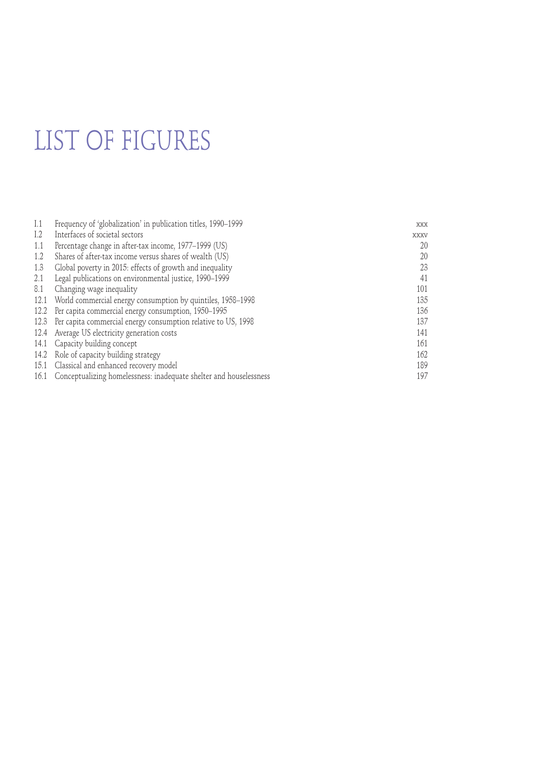# LIST OF FIGURES

| | | |
|---|---|---|
| I.1 | Frequency of 'globalization' in publication titles, 1990–1999 | xxx |
| I.2 | Interfaces of societal sectors | xxxv |
| 1.1 | Percentage change in after-tax income, 1977–1999 (US) | 20 |
| 1.2 | Shares of after-tax income versus shares of wealth (US) | 20 |
| 1.3 | Global poverty in 2015: effects of growth and inequality | 23 |
| 2.1 | Legal publications on environmental justice, 1990–1999 | 41 |
| 8.1 | Changing wage inequality | 101 |
| 12.1 | World commercial energy consumption by quintiles, 1958–1998 | 135 |
| 12.2 | Per capita commercial energy consumption, 1950–1995 | 136 |
| 12.3 | Per capita commercial energy consumption relative to US, 1998 | 137 |
| 12.4 | Average US electricity generation costs | 141 |
| 14.1 | Capacity building concept | 161 |
| 14.2 | Role of capacity building strategy | 162 |
| 15.1 | Classical and enhanced recovery model | 189 |
| 16.1 | Conceptualizing homelessness: inadequate shelter and houselessness | 197 |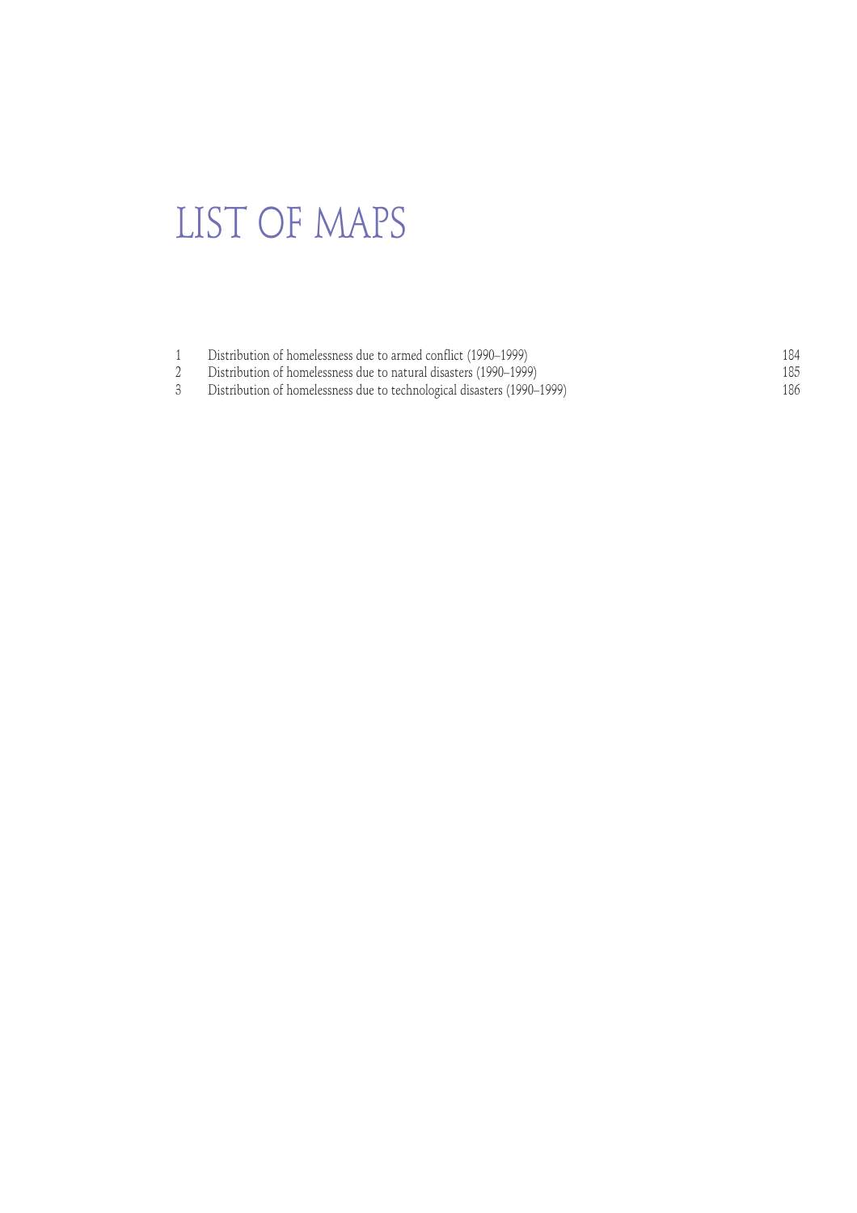# LIST OF MAPS

| | | |
|---|---|---|
| 1 | Distribution of homelessness due to armed conflict (1990–1999) | 184 |
| 2 | Distribution of homelessness due to natural disasters (1990–1999) | 185 |
| 3 | Distribution of homelessness due to technological disasters (1990–1999) | 186 |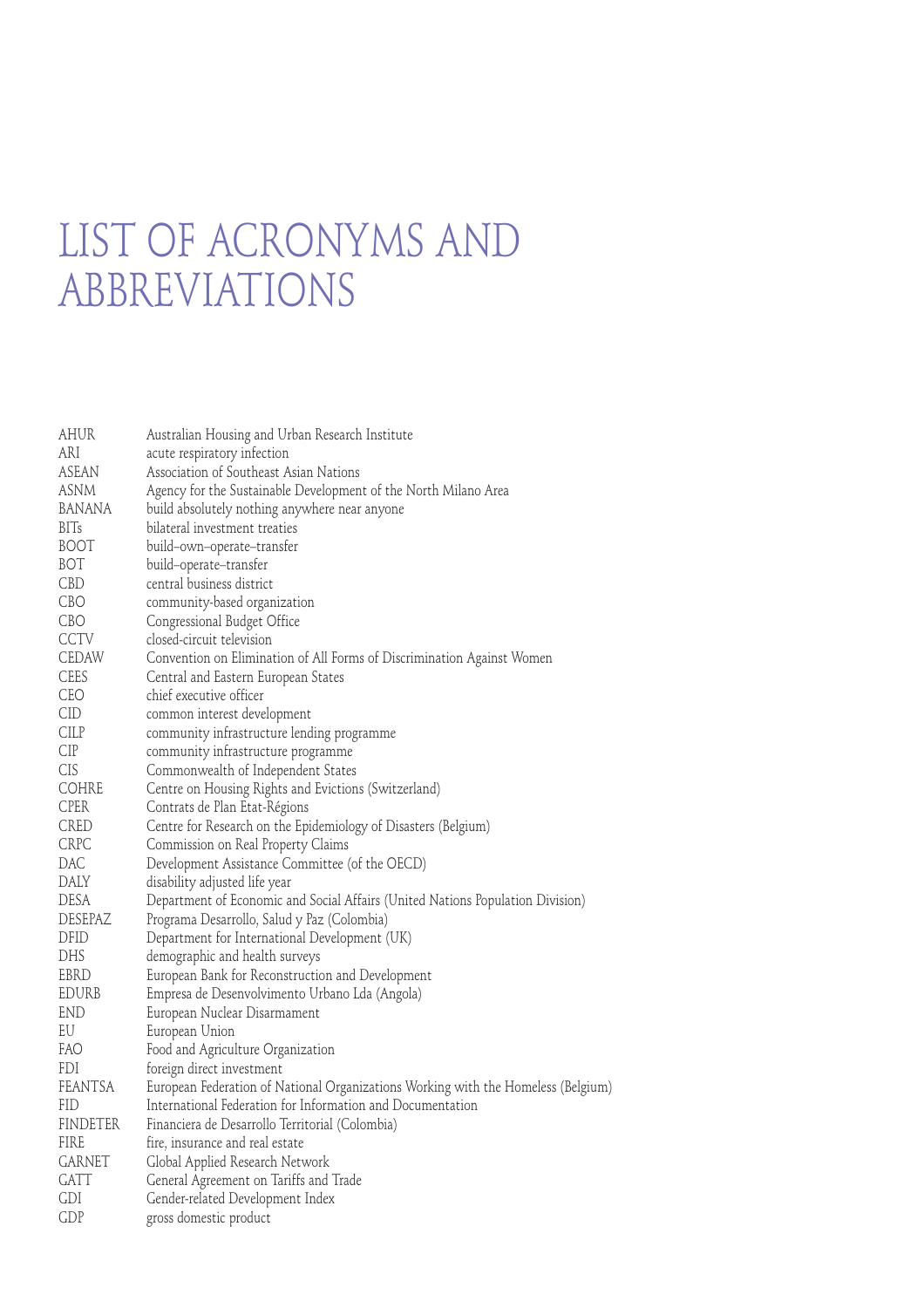# LIST OF ACRONYMS AND ABBREVIATIONS

| | |
|---|---|
| AHUR | Australian Housing and Urban Research Institute |
| ARI | acute respiratory infection |
| ASEAN | Association of Southeast Asian Nations |
| ASNM | Agency for the Sustainable Development of the North Milano Area |
| BANANA | build absolutely nothing anywhere near anyone |
| BITs | bilateral investment treaties |
| BOOT | build–own–operate–transfer |
| BOT | build–operate–transfer |
| CBD | central business district |
| CBO | community-based organization |
| CBO | Congressional Budget Office |
| CCTV | closed-circuit television |
| CEDAW | Convention on Elimination of All Forms of Discrimination Against Women |
| CEES | Central and Eastern European States |
| CEO | chief executive officer |
| CID | common interest development |
| CILP | community infrastructure lending programme |
| CIP | community infrastructure programme |
| CIS | Commonwealth of Independent States |
| COHRE | Centre on Housing Rights and Evictions (Switzerland) |
| CPER | Contrats de Plan Etat-Régions |
| CRED | Centre for Research on the Epidemiology of Disasters (Belgium) |
| CRPC | Commission on Real Property Claims |
| DAC | Development Assistance Committee (of the OECD) |
| DALY | disability adjusted life year |
| DESA | Department of Economic and Social Affairs (United Nations Population Division) |
| DESEPAZ | Programa Desarrollo, Salud y Paz (Colombia) |
| DFID | Department for International Development (UK) |
| DHS | demographic and health surveys |
| EBRD | European Bank for Reconstruction and Development |
| EDURB | Empresa de Desenvolvimento Urbano Lda (Angola) |
| END | European Nuclear Disarmament |
| EU | European Union |
| FAO | Food and Agriculture Organization |
| FDI | foreign direct investment |
| FEANTSA | European Federation of National Organizations Working with the Homeless (Belgium) |
| FID | International Federation for Information and Documentation |
| FINDETER | Financiera de Desarrollo Territorial (Colombia) |
| FIRE | fire, insurance and real estate |
| GARNET | Global Applied Research Network |
| GATT | General Agreement on Tariffs and Trade |
| GDI | Gender-related Development Index |
| GDP | gross domestic product |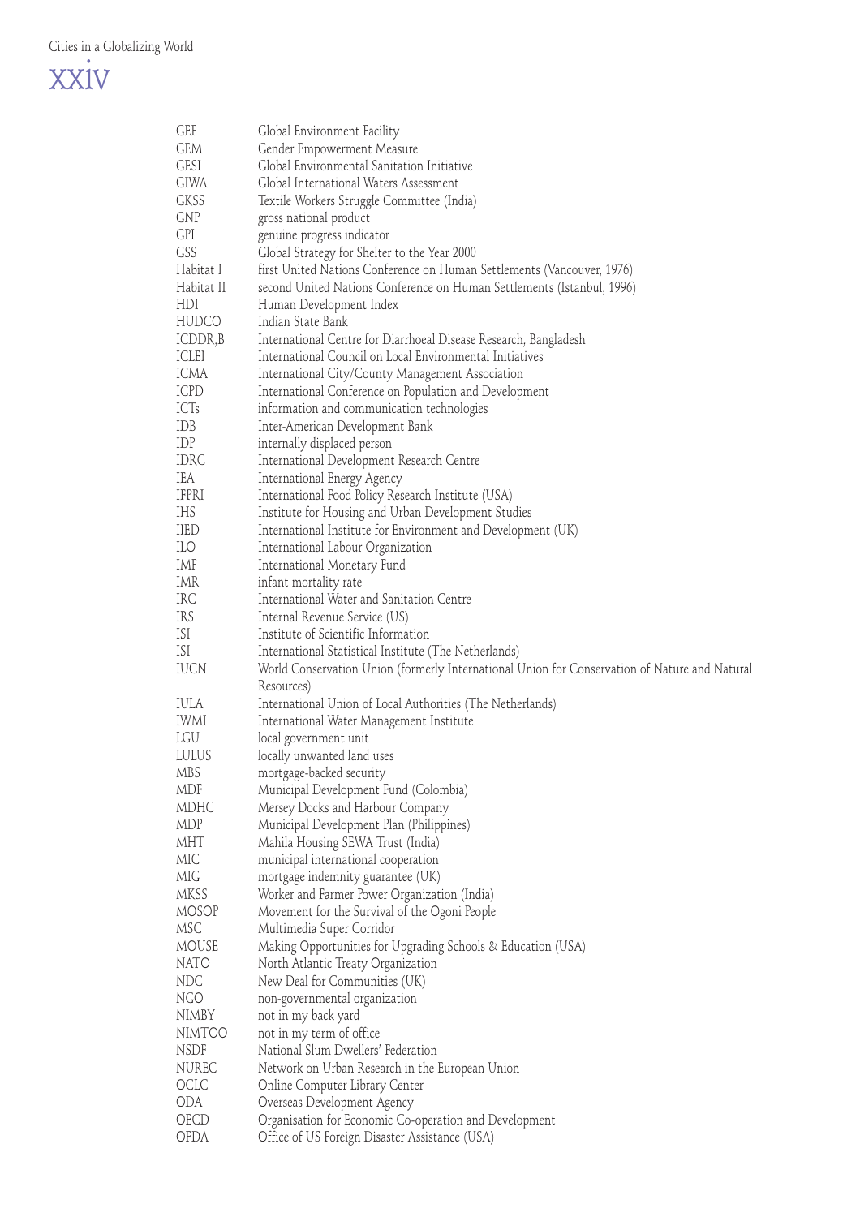| | |
|---|---|
| GEF | Global Environment Facility |
| GEM | Gender Empowerment Measure |
| GESI | Global Environmental Sanitation Initiative |
| GIWA | Global International Waters Assessment |
| GKSS | Textile Workers Struggle Committee (India) |
| GNP | gross national product |
| GPI | genuine progress indicator |
| GSS | Global Strategy for Shelter to the Year 2000 |
| Habitat I | first United Nations Conference on Human Settlements (Vancouver, 1976) |
| Habitat II | second United Nations Conference on Human Settlements (Istanbul, 1996) |
| HDI | Human Development Index |
| HUDCO | Indian State Bank |
| ICDDR,B | International Centre for Diarrhoeal Disease Research, Bangladesh |
| ICLEI | International Council on Local Environmental Initiatives |
| ICMA | International City/County Management Association |
| ICPD | International Conference on Population and Development |
| ICTs | information and communication technologies |
| IDB | Inter-American Development Bank |
| IDP | internally displaced person |
| IDRC | International Development Research Centre |
| IEA | International Energy Agency |
| IFPRI | International Food Policy Research Institute (USA) |
| IHS | Institute for Housing and Urban Development Studies |
| IIED | International Institute for Environment and Development (UK) |
| ILO | International Labour Organization |
| IMF | International Monetary Fund |
| IMR | infant mortality rate |
| IRC | International Water and Sanitation Centre |
| IRS | Internal Revenue Service (US) |
| ISI | Institute of Scientific Information |
| ISI | International Statistical Institute (The Netherlands) |
| IUCN | World Conservation Union (formerly International Union for Conservation of Nature and Natural Resources) |
| IULA | International Union of Local Authorities (The Netherlands) |
| IWMI | International Water Management Institute |
| LGU | local government unit |
| LULUS | locally unwanted land uses |
| MBS | mortgage-backed security |
| MDF | Municipal Development Fund (Colombia) |
| MDHC | Mersey Docks and Harbour Company |
| MDP | Municipal Development Plan (Philippines) |
| MHT | Mahila Housing SEWA Trust (India) |
| MIC | municipal international cooperation |
| MIG | mortgage indemnity guarantee (UK) |
| MKSS | Worker and Farmer Power Organization (India) |
| MOSOP | Movement for the Survival of the Ogoni People |
| MSC | Multimedia Super Corridor |
| MOUSE | Making Opportunities for Upgrading Schools & Education (USA) |
| NATO | North Atlantic Treaty Organization |
| NDC | New Deal for Communities (UK) |
| NGO | non-governmental organization |
| NIMBY | not in my back yard |
| NIMTOO | not in my term of office |
| NSDF | National Slum Dwellers' Federation |
| NUREC | Network on Urban Research in the European Union |
| OCLC | Online Computer Library Center |
| ODA | Overseas Development Agency |
| OECD | Organisation for Economic Co-operation and Development |
| OFDA | Office of US Foreign Disaster Assistance (USA) |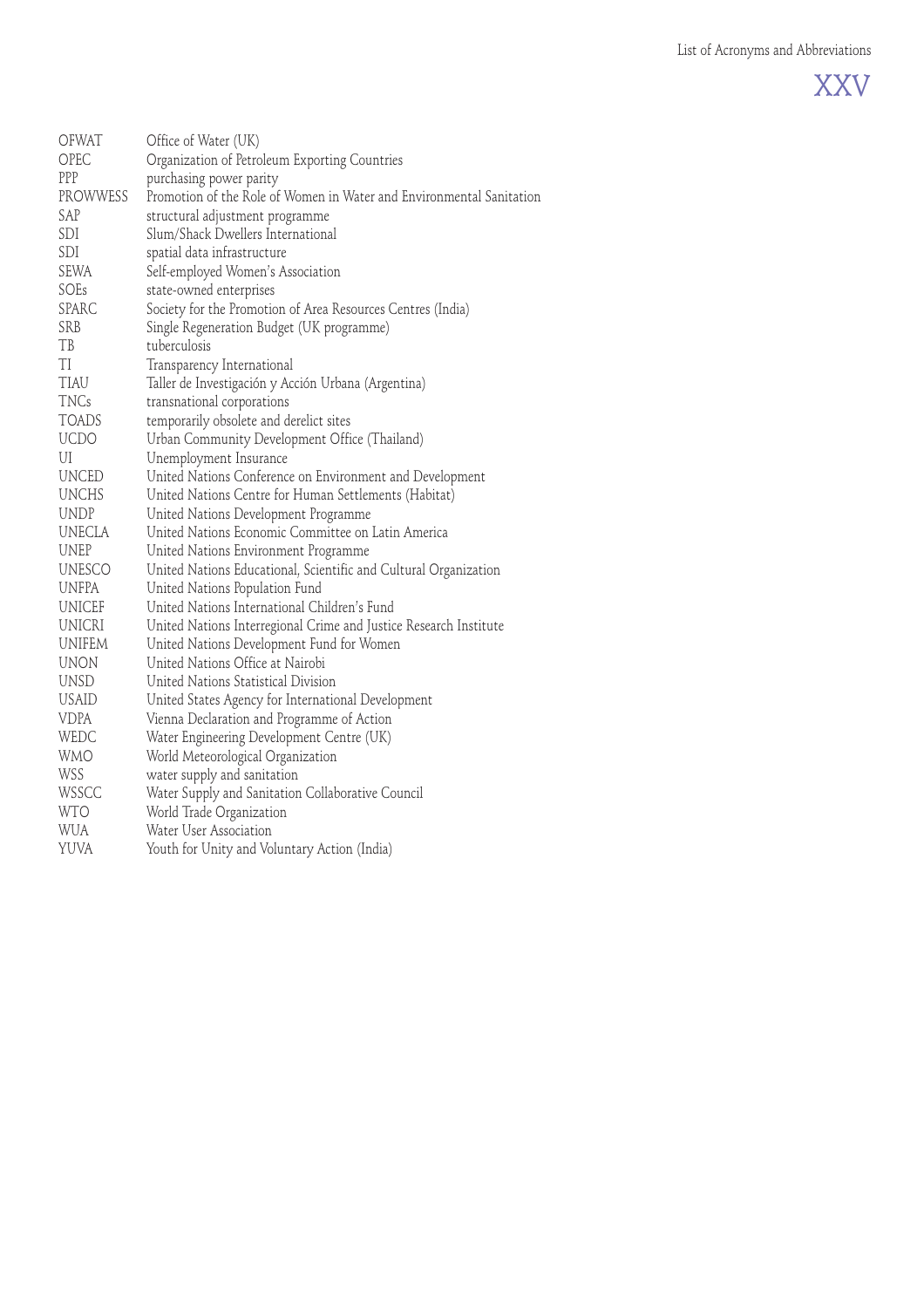| | |
|---|---|
| OFWAT | Office of Water (UK) |
| OPEC | Organization of Petroleum Exporting Countries |
| PPP | purchasing power parity |
| PROWWESS | Promotion of the Role of Women in Water and Environmental Sanitation |
| SAP | structural adjustment programme |
| SDI | Slum/Shack Dwellers International |
| SDI | spatial data infrastructure |
| SEWA | Self-employed Women's Association |
| SOEs | state-owned enterprises |
| SPARC | Society for the Promotion of Area Resources Centres (India) |
| SRB | Single Regeneration Budget (UK programme) |
| TB | tuberculosis |
| TI | Transparency International |
| TIAU | Taller de Investigación y Acción Urbana (Argentina) |
| TNCs | transnational corporations |
| TOADS | temporarily obsolete and derelict sites |
| UCDO | Urban Community Development Office (Thailand) |
| UI | Unemployment Insurance |
| UNCED | United Nations Conference on Environment and Development |
| UNCHS | United Nations Centre for Human Settlements (Habitat) |
| UNDP | United Nations Development Programme |
| UNECLA | United Nations Economic Committee on Latin America |
| UNEP | United Nations Environment Programme |
| UNESCO | United Nations Educational, Scientific and Cultural Organization |
| UNFPA | United Nations Population Fund |
| UNICEF | United Nations International Children's Fund |
| UNICRI | United Nations Interregional Crime and Justice Research Institute |
| UNIFEM | United Nations Development Fund for Women |
| UNON | United Nations Office at Nairobi |
| UNSD | United Nations Statistical Division |
| USAID | United States Agency for International Development |
| VDPA | Vienna Declaration and Programme of Action |
| WEDC | Water Engineering Development Centre (UK) |
| WMO | World Meteorological Organization |
| WSS | water supply and sanitation |
| WSSCC | Water Supply and Sanitation Collaborative Council |
| WTO | World Trade Organization |
| WUA | Water User Association |
| YUVA | Youth for Unity and Voluntary Action (India) |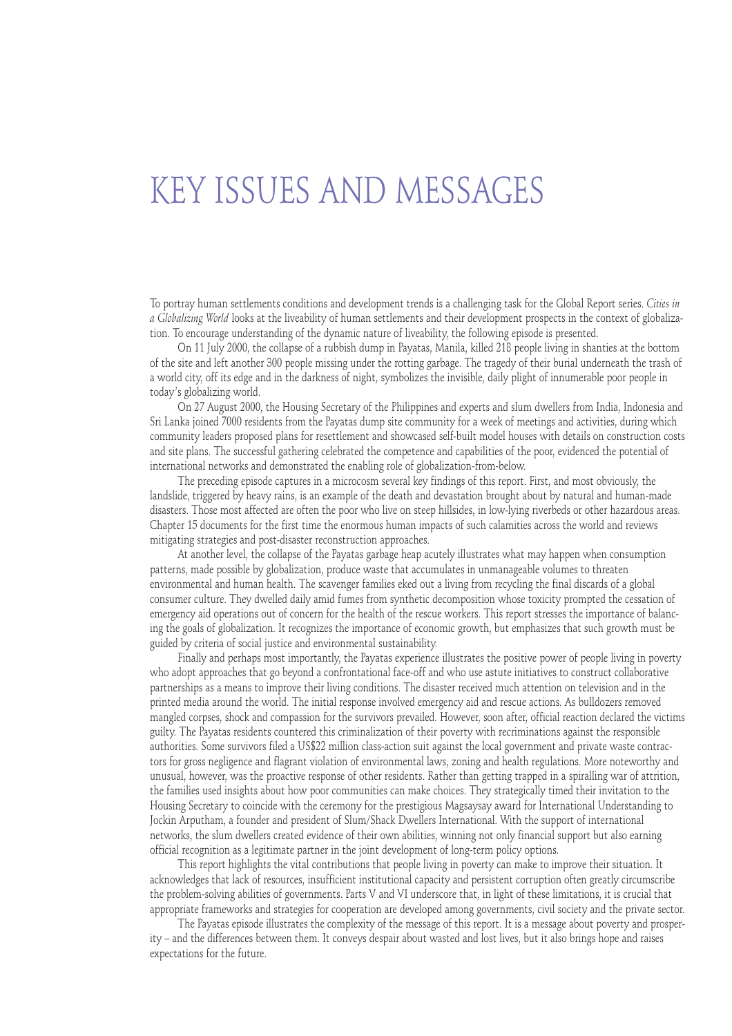# KEY ISSUES AND MESSAGES

To portray human settlements conditions and development trends is a challenging task for the Global Report series. *Cities in a Globalizing World* looks at the liveability of human settlements and their development prospects in the context of globalization. To encourage understanding of the dynamic nature of liveability, the following episode is presented.

On 11 July 2000, the collapse of a rubbish dump in Payatas, Manila, killed 218 people living in shanties at the bottom of the site and left another 300 people missing under the rotting garbage. The tragedy of their burial underneath the trash of a world city, off its edge and in the darkness of night, symbolizes the invisible, daily plight of innumerable poor people in today's globalizing world.

On 27 August 2000, the Housing Secretary of the Philippines and experts and slum dwellers from India, Indonesia and Sri Lanka joined 7000 residents from the Payatas dump site community for a week of meetings and activities, during which community leaders proposed plans for resettlement and showcased self-built model houses with details on construction costs and site plans. The successful gathering celebrated the competence and capabilities of the poor, evidenced the potential of international networks and demonstrated the enabling role of globalization-from-below.

The preceding episode captures in a microcosm several key findings of this report. First, and most obviously, the landslide, triggered by heavy rains, is an example of the death and devastation brought about by natural and human-made disasters. Those most affected are often the poor who live on steep hillsides, in low-lying riverbeds or other hazardous areas. Chapter 15 documents for the first time the enormous human impacts of such calamities across the world and reviews mitigating strategies and post-disaster reconstruction approaches.

At another level, the collapse of the Payatas garbage heap acutely illustrates what may happen when consumption patterns, made possible by globalization, produce waste that accumulates in unmanageable volumes to threaten environmental and human health. The scavenger families eked out a living from recycling the final discards of a global consumer culture. They dwelled daily amid fumes from synthetic decomposition whose toxicity prompted the cessation of emergency aid operations out of concern for the health of the rescue workers. This report stresses the importance of balancing the goals of globalization. It recognizes the importance of economic growth, but emphasizes that such growth must be guided by criteria of social justice and environmental sustainability.

Finally and perhaps most importantly, the Payatas experience illustrates the positive power of people living in poverty who adopt approaches that go beyond a confrontational face-off and who use astute initiatives to construct collaborative partnerships as a means to improve their living conditions. The disaster received much attention on television and in the printed media around the world. The initial response involved emergency aid and rescue actions. As bulldozers removed mangled corpses, shock and compassion for the survivors prevailed. However, soon after, official reaction declared the victims guilty. The Payatas residents countered this criminalization of their poverty with recriminations against the responsible authorities. Some survivors filed a US$22 million class-action suit against the local government and private waste contractors for gross negligence and flagrant violation of environmental laws, zoning and health regulations. More noteworthy and unusual, however, was the proactive response of other residents. Rather than getting trapped in a spiralling war of attrition, the families used insights about how poor communities can make choices. They strategically timed their invitation to the Housing Secretary to coincide with the ceremony for the prestigious Magsaysay award for International Understanding to Jockin Arputham, a founder and president of Slum/Shack Dwellers International. With the support of international networks, the slum dwellers created evidence of their own abilities, winning not only financial support but also earning official recognition as a legitimate partner in the joint development of long-term policy options.

This report highlights the vital contributions that people living in poverty can make to improve their situation. It acknowledges that lack of resources, insufficient institutional capacity and persistent corruption often greatly circumscribe the problem-solving abilities of governments. Parts V and VI underscore that, in light of these limitations, it is crucial that appropriate frameworks and strategies for cooperation are developed among governments, civil society and the private sector.

The Payatas episode illustrates the complexity of the message of this report. It is a message about poverty and prosperity – and the differences between them. It conveys despair about wasted and lost lives, but it also brings hope and raises expectations for the future.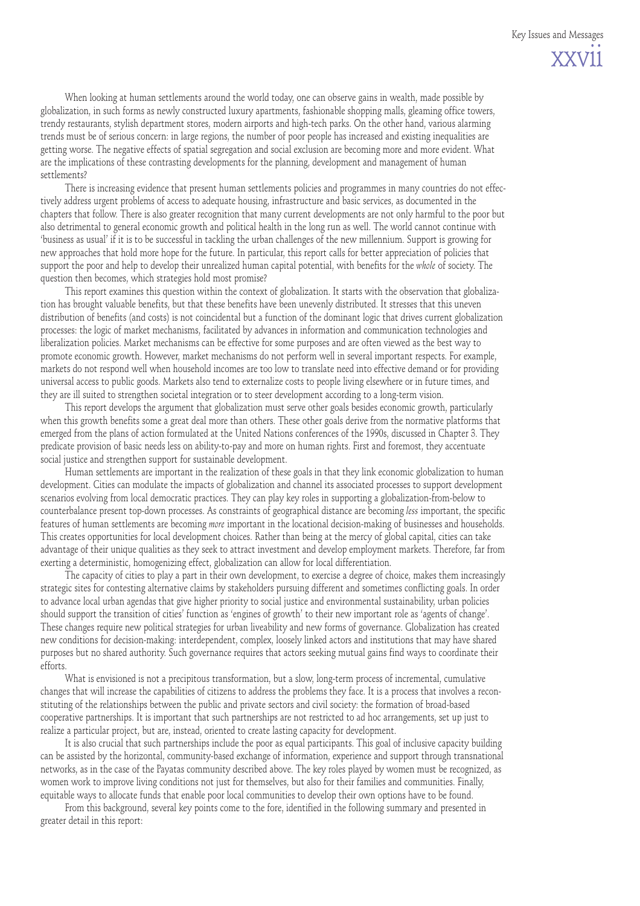When looking at human settlements around the world today, one can observe gains in wealth, made possible by globalization, in such forms as newly constructed luxury apartments, fashionable shopping malls, gleaming office towers, trendy restaurants, stylish department stores, modern airports and high-tech parks. On the other hand, various alarming trends must be of serious concern: in large regions, the number of poor people has increased and existing inequalities are getting worse. The negative effects of spatial segregation and social exclusion are becoming more and more evident. What are the implications of these contrasting developments for the planning, development and management of human settlements?

There is increasing evidence that present human settlements policies and programmes in many countries do not effectively address urgent problems of access to adequate housing, infrastructure and basic services, as documented in the chapters that follow. There is also greater recognition that many current developments are not only harmful to the poor but also detrimental to general economic growth and political health in the long run as well. The world cannot continue with 'business as usual' if it is to be successful in tackling the urban challenges of the new millennium. Support is growing for new approaches that hold more hope for the future. In particular, this report calls for better appreciation of policies that support the poor and help to develop their unrealized human capital potential, with benefits for the *whole* of society. The question then becomes, which strategies hold most promise?

This report examines this question within the context of globalization. It starts with the observation that globalization has brought valuable benefits, but that these benefits have been unevenly distributed. It stresses that this uneven distribution of benefits (and costs) is not coincidental but a function of the dominant logic that drives current globalization processes: the logic of market mechanisms, facilitated by advances in information and communication technologies and liberalization policies. Market mechanisms can be effective for some purposes and are often viewed as the best way to promote economic growth. However, market mechanisms do not perform well in several important respects. For example, markets do not respond well when household incomes are too low to translate need into effective demand or for providing universal access to public goods. Markets also tend to externalize costs to people living elsewhere or in future times, and they are ill suited to strengthen societal integration or to steer development according to a long-term vision.

This report develops the argument that globalization must serve other goals besides economic growth, particularly when this growth benefits some a great deal more than others. These other goals derive from the normative platforms that emerged from the plans of action formulated at the United Nations conferences of the 1990s, discussed in Chapter 3. They predicate provision of basic needs less on ability-to-pay and more on human rights. First and foremost, they accentuate social justice and strengthen support for sustainable development.

Human settlements are important in the realization of these goals in that they link economic globalization to human development. Cities can modulate the impacts of globalization and channel its associated processes to support development scenarios evolving from local democratic practices. They can play key roles in supporting a globalization-from-below to counterbalance present top-down processes. As constraints of geographical distance are becoming *less* important, the specific features of human settlements are becoming *more* important in the locational decision-making of businesses and households. This creates opportunities for local development choices. Rather than being at the mercy of global capital, cities can take advantage of their unique qualities as they seek to attract investment and develop employment markets. Therefore, far from exerting a deterministic, homogenizing effect, globalization can allow for local differentiation.

The capacity of cities to play a part in their own development, to exercise a degree of choice, makes them increasingly strategic sites for contesting alternative claims by stakeholders pursuing different and sometimes conflicting goals. In order to advance local urban agendas that give higher priority to social justice and environmental sustainability, urban policies should support the transition of cities' function as 'engines of growth' to their new important role as 'agents of change'. These changes require new political strategies for urban liveability and new forms of governance. Globalization has created new conditions for decision-making: interdependent, complex, loosely linked actors and institutions that may have shared purposes but no shared authority. Such governance requires that actors seeking mutual gains find ways to coordinate their efforts.

What is envisioned is not a precipitous transformation, but a slow, long-term process of incremental, cumulative changes that will increase the capabilities of citizens to address the problems they face. It is a process that involves a reconstituting of the relationships between the public and private sectors and civil society: the formation of broad-based cooperative partnerships. It is important that such partnerships are not restricted to ad hoc arrangements, set up just to realize a particular project, but are, instead, oriented to create lasting capacity for development.

It is also crucial that such partnerships include the poor as equal participants. This goal of inclusive capacity building can be assisted by the horizontal, community-based exchange of information, experience and support through transnational networks, as in the case of the Payatas community described above. The key roles played by women must be recognized, as women work to improve living conditions not just for themselves, but also for their families and communities. Finally, equitable ways to allocate funds that enable poor local communities to develop their own options have to be found.

From this background, several key points come to the fore, identified in the following summary and presented in greater detail in this report: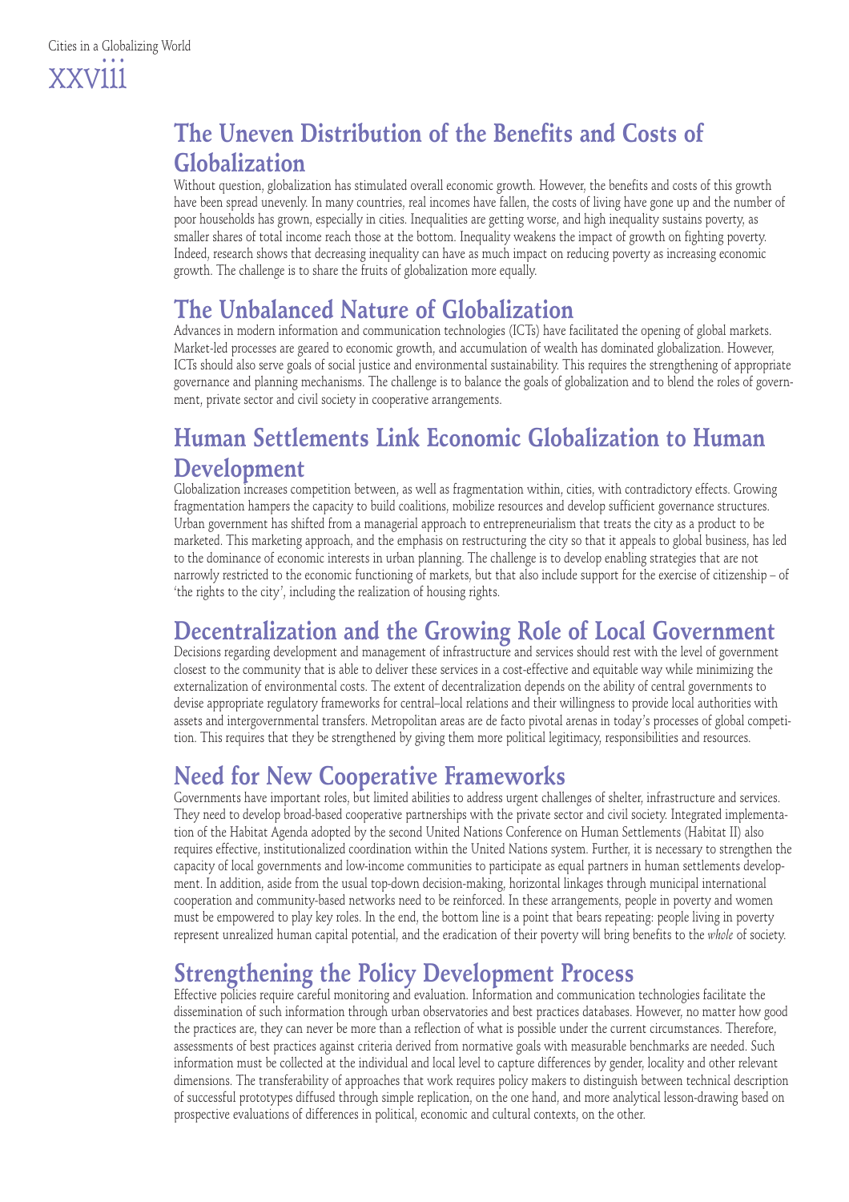## The Uneven Distribution of the Benefits and Costs of Globalization

Without question, globalization has stimulated overall economic growth. However, the benefits and costs of this growth have been spread unevenly. In many countries, real incomes have fallen, the costs of living have gone up and the number of poor households has grown, especially in cities. Inequalities are getting worse, and high inequality sustains poverty, as smaller shares of total income reach those at the bottom. Inequality weakens the impact of growth on fighting poverty. Indeed, research shows that decreasing inequality can have as much impact on reducing poverty as increasing economic growth. The challenge is to share the fruits of globalization more equally.

## The Unbalanced Nature of Globalization

Advances in modern information and communication technologies (ICTs) have facilitated the opening of global markets. Market-led processes are geared to economic growth, and accumulation of wealth has dominated globalization. However, ICTs should also serve goals of social justice and environmental sustainability. This requires the strengthening of appropriate governance and planning mechanisms. The challenge is to balance the goals of globalization and to blend the roles of government, private sector and civil society in cooperative arrangements.

## Human Settlements Link Economic Globalization to Human Development

Globalization increases competition between, as well as fragmentation within, cities, with contradictory effects. Growing fragmentation hampers the capacity to build coalitions, mobilize resources and develop sufficient governance structures. Urban government has shifted from a managerial approach to entrepreneurialism that treats the city as a product to be marketed. This marketing approach, and the emphasis on restructuring the city so that it appeals to global business, has led to the dominance of economic interests in urban planning. The challenge is to develop enabling strategies that are not narrowly restricted to the economic functioning of markets, but that also include support for the exercise of citizenship – of 'the rights to the city', including the realization of housing rights.

## Decentralization and the Growing Role of Local Government

Decisions regarding development and management of infrastructure and services should rest with the level of government closest to the community that is able to deliver these services in a cost-effective and equitable way while minimizing the externalization of environmental costs. The extent of decentralization depends on the ability of central governments to devise appropriate regulatory frameworks for central–local relations and their willingness to provide local authorities with assets and intergovernmental transfers. Metropolitan areas are de facto pivotal arenas in today's processes of global competition. This requires that they be strengthened by giving them more political legitimacy, responsibilities and resources.

## Need for New Cooperative Frameworks

Governments have important roles, but limited abilities to address urgent challenges of shelter, infrastructure and services. They need to develop broad-based cooperative partnerships with the private sector and civil society. Integrated implementation of the Habitat Agenda adopted by the second United Nations Conference on Human Settlements (Habitat II) also requires effective, institutionalized coordination within the United Nations system. Further, it is necessary to strengthen the capacity of local governments and low-income communities to participate as equal partners in human settlements development. In addition, aside from the usual top-down decision-making, horizontal linkages through municipal international cooperation and community-based networks need to be reinforced. In these arrangements, people in poverty and women must be empowered to play key roles. In the end, the bottom line is a point that bears repeating: people living in poverty represent unrealized human capital potential, and the eradication of their poverty will bring benefits to the *whole* of society.

## Strengthening the Policy Development Process

Effective policies require careful monitoring and evaluation. Information and communication technologies facilitate the dissemination of such information through urban observatories and best practices databases. However, no matter how good the practices are, they can never be more than a reflection of what is possible under the current circumstances. Therefore, assessments of best practices against criteria derived from normative goals with measurable benchmarks are needed. Such information must be collected at the individual and local level to capture differences by gender, locality and other relevant dimensions. The transferability of approaches that work requires policy makers to distinguish between technical description of successful prototypes diffused through simple replication, on the one hand, and more analytical lesson-drawing based on prospective evaluations of differences in political, economic and cultural contexts, on the other.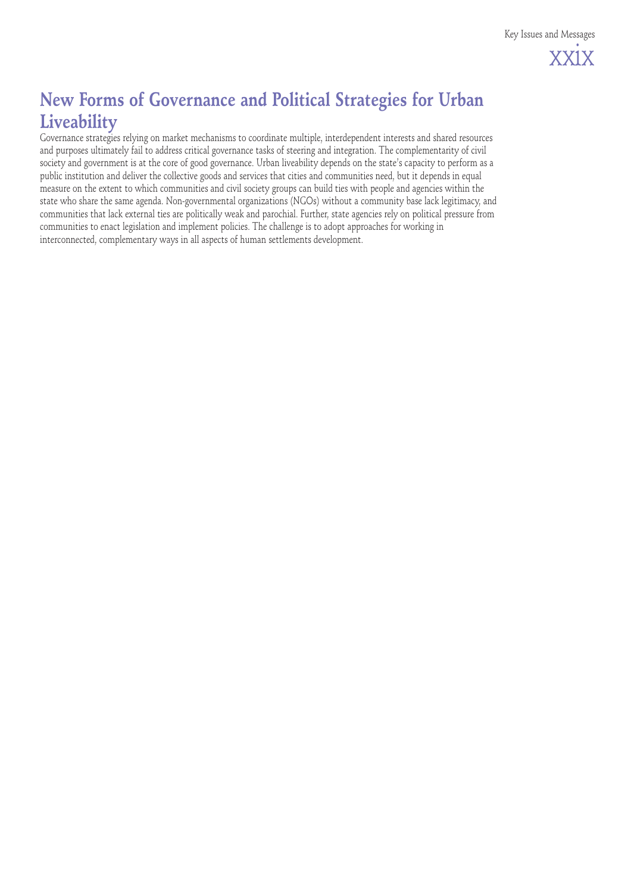## New Forms of Governance and Political Strategies for Urban Liveability

Governance strategies relying on market mechanisms to coordinate multiple, interdependent interests and shared resources and purposes ultimately fail to address critical governance tasks of steering and integration. The complementarity of civil society and government is at the core of good governance. Urban liveability depends on the state's capacity to perform as a public institution and deliver the collective goods and services that cities and communities need, but it depends in equal measure on the extent to which communities and civil society groups can build ties with people and agencies within the state who share the same agenda. Non-governmental organizations (NGOs) without a community base lack legitimacy, and communities that lack external ties are politically weak and parochial. Further, state agencies rely on political pressure from communities to enact legislation and implement policies. The challenge is to adopt approaches for working in interconnected, complementary ways in all aspects of human settlements development.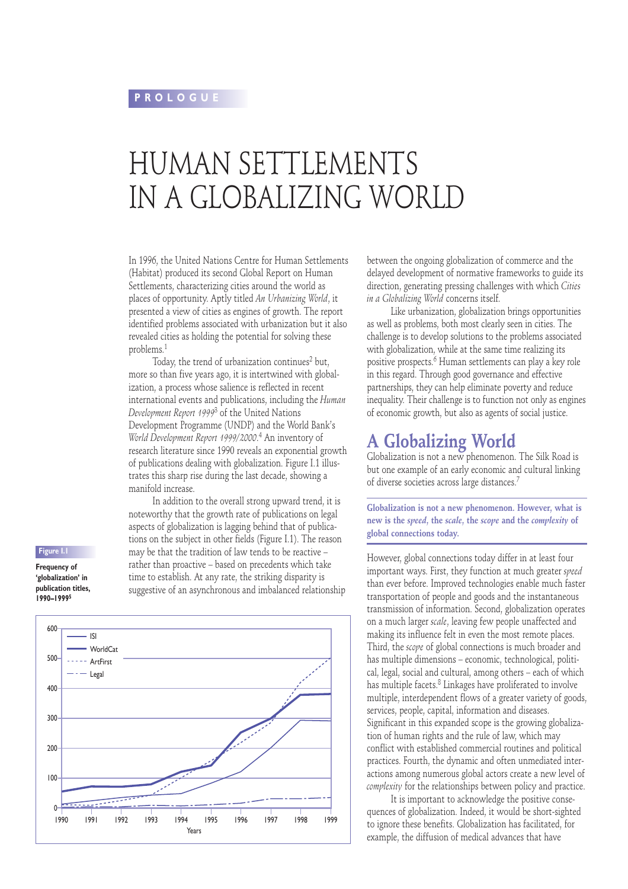PROLOGUE

# HUMAN SETTLEMENTS IN A GLOBALIZING WORLD

In 1996, the United Nations Centre for Human Settlements (Habitat) produced its second Global Report on Human Settlements, characterizing cities around the world as places of opportunity. Aptly titled *An Urbanizing World*, it presented a view of cities as engines of growth. The report identified problems associated with urbanization but it also revealed cities as holding the potential for solving these problems.[1]

Today, the trend of urbanization continues[2] but, more so than five years ago, it is intertwined with globalization, a process whose salience is reflected in recent international events and publications, including the *Human Development Report 1999*[3] of the United Nations Development Programme (UNDP) and the World Bank's *World Development Report 1999/2000*.[4] An inventory of research literature since 1990 reveals an exponential growth of publications dealing with globalization. Figure I.1 illustrates this sharp rise during the last decade, showing a manifold increase.

In addition to the overall strong upward trend, it is noteworthy that the growth rate of publications on legal aspects of globalization is lagging behind that of publications on the subject in other fields (Figure I.1). The reason may be that the tradition of law tends to be reactive – rather than proactive – based on precedents which take time to establish. At any rate, the striking disparity is suggestive of an asynchronous and imbalanced relationship between the ongoing globalization of commerce and the delayed development of normative frameworks to guide its direction, generating pressing challenges with which *Cities in a Globalizing World* concerns itself.

**Figure I.1**

**Frequency of 'globalization' in publication titles, 1990–1999[5]**

Like urbanization, globalization brings opportunities as well as problems, both most clearly seen in cities. The challenge is to develop solutions to the problems associated with globalization, while at the same time realizing its positive prospects.[6] Human settlements can play a key role in this regard. Through good governance and effective partnerships, they can help eliminate poverty and reduce inequality. Their challenge is to function not only as engines of economic growth, but also as agents of social justice.

## A Globalizing World

Globalization is not a new phenomenon. The Silk Road is but one example of an early economic and cultural linking of diverse societies across large distances.[7]

**Globalization is not a new phenomenon. However, what is new is the *speed*, the *scale*, the *scope* and the *complexity* of global connections today.**

However, global connections today differ in at least four important ways. First, they function at much greater *speed* than ever before. Improved technologies enable much faster transportation of people and goods and the instantaneous transmission of information. Second, globalization operates on a much larger *scale*, leaving few people unaffected and making its influence felt in even the most remote places. Third, the *scope* of global connections is much broader and has multiple dimensions – economic, technological, political, legal, social and cultural, among others – each of which has multiple facets.[8] Linkages have proliferated to involve multiple, interdependent flows of a greater variety of goods, services, people, capital, information and diseases. Significant in this expanded scope is the growing globalization of human rights and the rule of law, which may conflict with established commercial routines and political practices. Fourth, the dynamic and often unmediated interactions among numerous global actors create a new level of *complexity* for the relationships between policy and practice.

It is important to acknowledge the positive consequences of globalization. Indeed, it would be short-sighted to ignore these benefits. Globalization has facilitated, for example, the diffusion of medical advances that have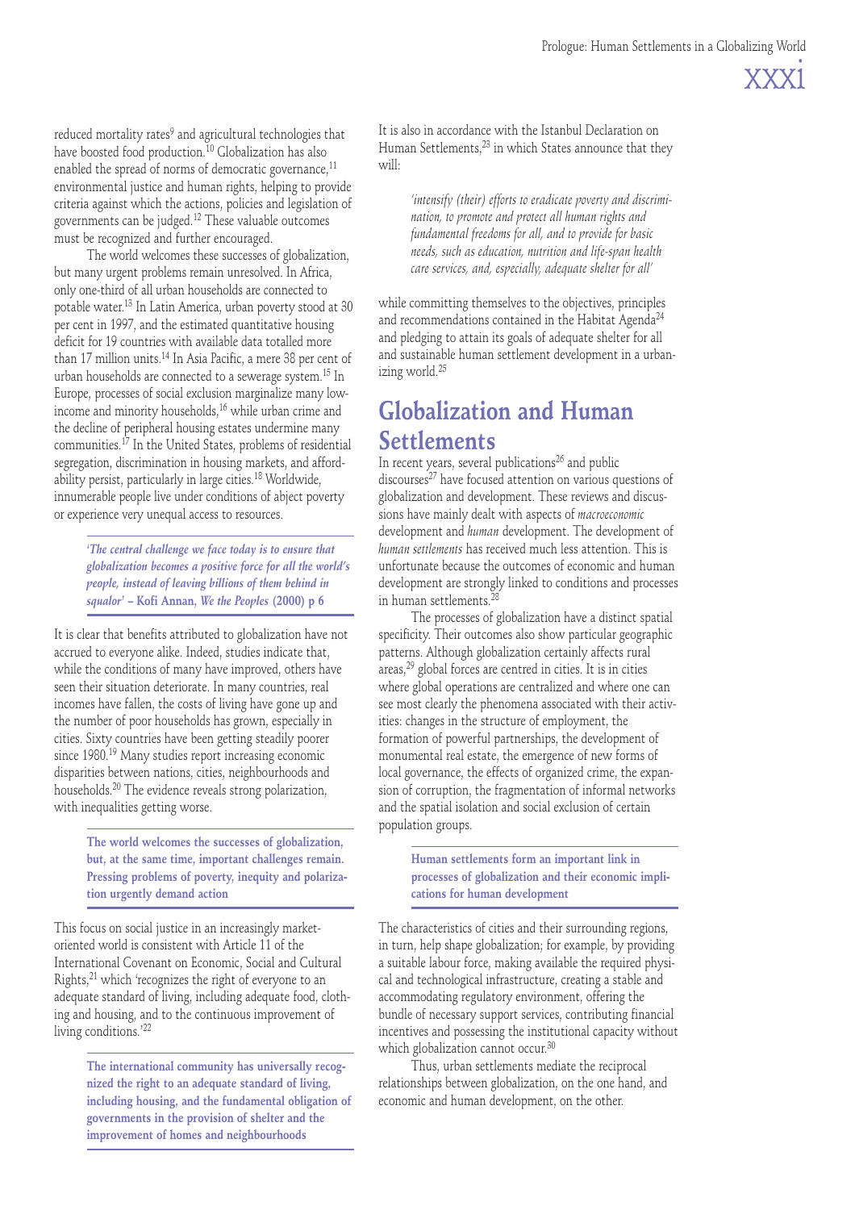reduced mortality rates[9] and agricultural technologies that have boosted food production.[10] Globalization has also enabled the spread of norms of democratic governance,[11] environmental justice and human rights, helping to provide criteria against which the actions, policies and legislation of governments can be judged.[12] These valuable outcomes must be recognized and further encouraged.

The world welcomes these successes of globalization, but many urgent problems remain unresolved. In Africa, only one-third of all urban households are connected to potable water.[13] In Latin America, urban poverty stood at 30 per cent in 1997, and the estimated quantitative housing deficit for 19 countries with available data totalled more than 17 million units.[14] In Asia Pacific, a mere 38 per cent of urban households are connected to a sewerage system.[15] In Europe, processes of social exclusion marginalize many low-income and minority households,[16] while urban crime and the decline of peripheral housing estates undermine many communities.[17] In the United States, problems of residential segregation, discrimination in housing markets, and affordability persist, particularly in large cities.[18] Worldwide, innumerable people live under conditions of abject poverty or experience very unequal access to resources.

> ***'The central challenge we face today is to ensure that globalization becomes a positive force for all the world's people, instead of leaving billions of them behind in squalor'* – Kofi Annan, *We the Peoples* (2000) p 6**

It is clear that benefits attributed to globalization have not accrued to everyone alike. Indeed, studies indicate that, while the conditions of many have improved, others have seen their situation deteriorate. In many countries, real incomes have fallen, the costs of living have gone up and the number of poor households has grown, especially in cities. Sixty countries have been getting steadily poorer since 1980.[19] Many studies report increasing economic disparities between nations, cities, neighbourhoods and households.[20] The evidence reveals strong polarization, with inequalities getting worse.

> **The world welcomes the successes of globalization, but, at the same time, important challenges remain. Pressing problems of poverty, inequity and polarization urgently demand action**

This focus on social justice in an increasingly market-oriented world is consistent with Article 11 of the International Covenant on Economic, Social and Cultural Rights,[21] which 'recognizes the right of everyone to an adequate standard of living, including adequate food, clothing and housing, and to the continuous improvement of living conditions.'[22]

> **The international community has universally recognized the right to an adequate standard of living, including housing, and the fundamental obligation of governments in the provision of shelter and the improvement of homes and neighbourhoods**

It is also in accordance with the Istanbul Declaration on Human Settlements,[23] in which States announce that they will:

> *'intensify (their) efforts to eradicate poverty and discrimination, to promote and protect all human rights and fundamental freedoms for all, and to provide for basic needs, such as education, nutrition and life-span health care services, and, especially, adequate shelter for all'*

while committing themselves to the objectives, principles and recommendations contained in the Habitat Agenda[24] and pledging to attain its goals of adequate shelter for all and sustainable human settlement development in a urbanizing world.[25]

## Globalization and Human Settlements

In recent years, several publications[26] and public discourses[27] have focused attention on various questions of globalization and development. These reviews and discussions have mainly dealt with aspects of *macroeconomic* development and *human* development. The development of *human settlements* has received much less attention. This is unfortunate because the outcomes of economic and human development are strongly linked to conditions and processes in human settlements.[28]

The processes of globalization have a distinct spatial specificity. Their outcomes also show particular geographic patterns. Although globalization certainly affects rural areas,[29] global forces are centred in cities. It is in cities where global operations are centralized and where one can see most clearly the phenomena associated with their activities: changes in the structure of employment, the formation of powerful partnerships, the development of monumental real estate, the emergence of new forms of local governance, the effects of organized crime, the expansion of corruption, the fragmentation of informal networks and the spatial isolation and social exclusion of certain population groups.

> **Human settlements form an important link in processes of globalization and their economic implications for human development**

The characteristics of cities and their surrounding regions, in turn, help shape globalization; for example, by providing a suitable labour force, making available the required physical and technological infrastructure, creating a stable and accommodating regulatory environment, offering the bundle of necessary support services, contributing financial incentives and possessing the institutional capacity without which globalization cannot occur.[30]

Thus, urban settlements mediate the reciprocal relationships between globalization, on the one hand, and economic and human development, on the other.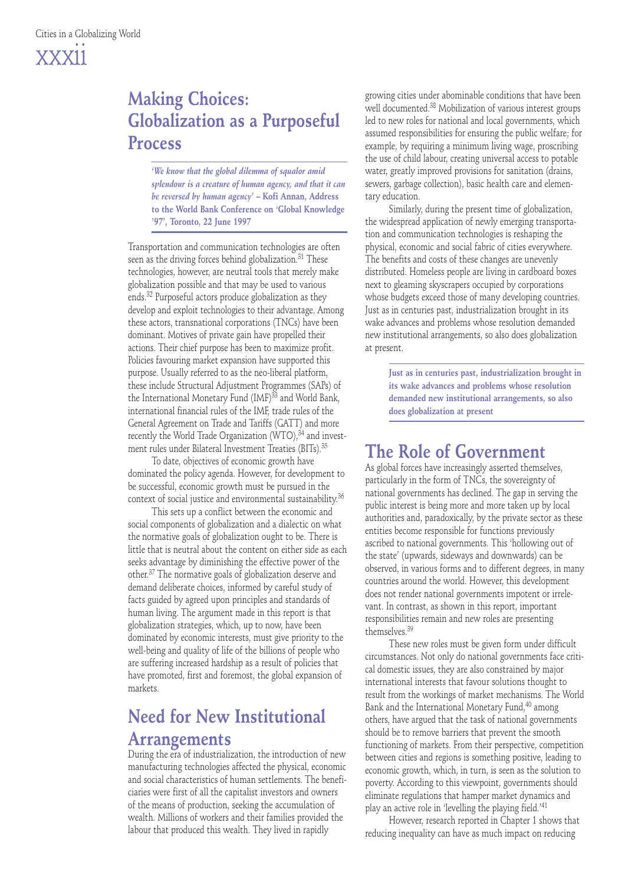## Making Choices: Globalization as a Purposeful Process

> *'We know that the global dilemma of squalor amid splendour is a creature of human agency, and that it can be reversed by human agency'* – **Kofi Annan, Address to the World Bank Conference on 'Global Knowledge '97', Toronto, 22 June 1997**

Transportation and communication technologies are often seen as the driving forces behind globalization.[31] These technologies, however, are neutral tools that merely make globalization possible and that may be used to various ends.[32] Purposeful actors produce globalization as they develop and exploit technologies to their advantage. Among these actors, transnational corporations (TNCs) have been dominant. Motives of private gain have propelled their actions. Their chief purpose has been to maximize profit. Policies favouring market expansion have supported this purpose. Usually referred to as the neo-liberal platform, these include Structural Adjustment Programmes (SAPs) of the International Monetary Fund (IMF)[33] and World Bank, international financial rules of the IMF, trade rules of the General Agreement on Trade and Tariffs (GATT) and more recently the World Trade Organization (WTO),[34] and investment rules under Bilateral Investment Treaties (BITs).[35]

To date, objectives of economic growth have dominated the policy agenda. However, for development to be successful, economic growth must be pursued in the context of social justice and environmental sustainability.[36]

This sets up a conflict between the economic and social components of globalization and a dialectic on what the normative goals of globalization ought to be. There is little that is neutral about the content on either side as each seeks advantage by diminishing the effective power of the other.[37] The normative goals of globalization deserve and demand deliberate choices, informed by careful study of facts guided by agreed upon principles and standards of human living. The argument made in this report is that globalization strategies, which, up to now, have been dominated by economic interests, must give priority to the well-being and quality of life of the billions of people who are suffering increased hardship as a result of policies that have promoted, first and foremost, the global expansion of markets.

## Need for New Institutional Arrangements

During the era of industrialization, the introduction of new manufacturing technologies affected the physical, economic and social characteristics of human settlements. The beneficiaries were first of all the capitalist investors and owners of the means of production, seeking the accumulation of wealth. Millions of workers and their families provided the labour that produced this wealth. They lived in rapidly growing cities under abominable conditions that have been well documented.[38] Mobilization of various interest groups led to new roles for national and local governments, which assumed responsibilities for ensuring the public welfare; for example, by requiring a minimum living wage, proscribing the use of child labour, creating universal access to potable water, greatly improved provisions for sanitation (drains, sewers, garbage collection), basic health care and elementary education.

Similarly, during the present time of globalization, the widespread application of newly emerging transportation and communication technologies is reshaping the physical, economic and social fabric of cities everywhere. The benefits and costs of these changes are unevenly distributed. Homeless people are living in cardboard boxes next to gleaming skyscrapers occupied by corporations whose budgets exceed those of many developing countries. Just as in centuries past, industrialization brought in its wake advances and problems whose resolution demanded new institutional arrangements, so also does globalization at present.

> **Just as in centuries past, industrialization brought in its wake advances and problems whose resolution demanded new institutional arrangements, so also does globalization at present**

## The Role of Government

As global forces have increasingly asserted themselves, particularly in the form of TNCs, the sovereignty of national governments has declined. The gap in serving the public interest is being more and more taken up by local authorities and, paradoxically, by the private sector as these entities become responsible for functions previously ascribed to national governments. This 'hollowing out of the state' (upwards, sideways and downwards) can be observed, in various forms and to different degrees, in many countries around the world. However, this development does not render national governments impotent or irrelevant. In contrast, as shown in this report, important responsibilities remain and new roles are presenting themselves.[39]

These new roles must be given form under difficult circumstances. Not only do national governments face critical domestic issues, they are also constrained by major international interests that favour solutions thought to result from the workings of market mechanisms. The World Bank and the International Monetary Fund,[40] among others, have argued that the task of national governments should be to remove barriers that prevent the smooth functioning of markets. From their perspective, competition between cities and regions is something positive, leading to economic growth, which, in turn, is seen as the solution to poverty. According to this viewpoint, governments should eliminate regulations that hamper market dynamics and play an active role in 'levelling the playing field.'[41]

However, research reported in Chapter 1 shows that reducing inequality can have as much impact on reducing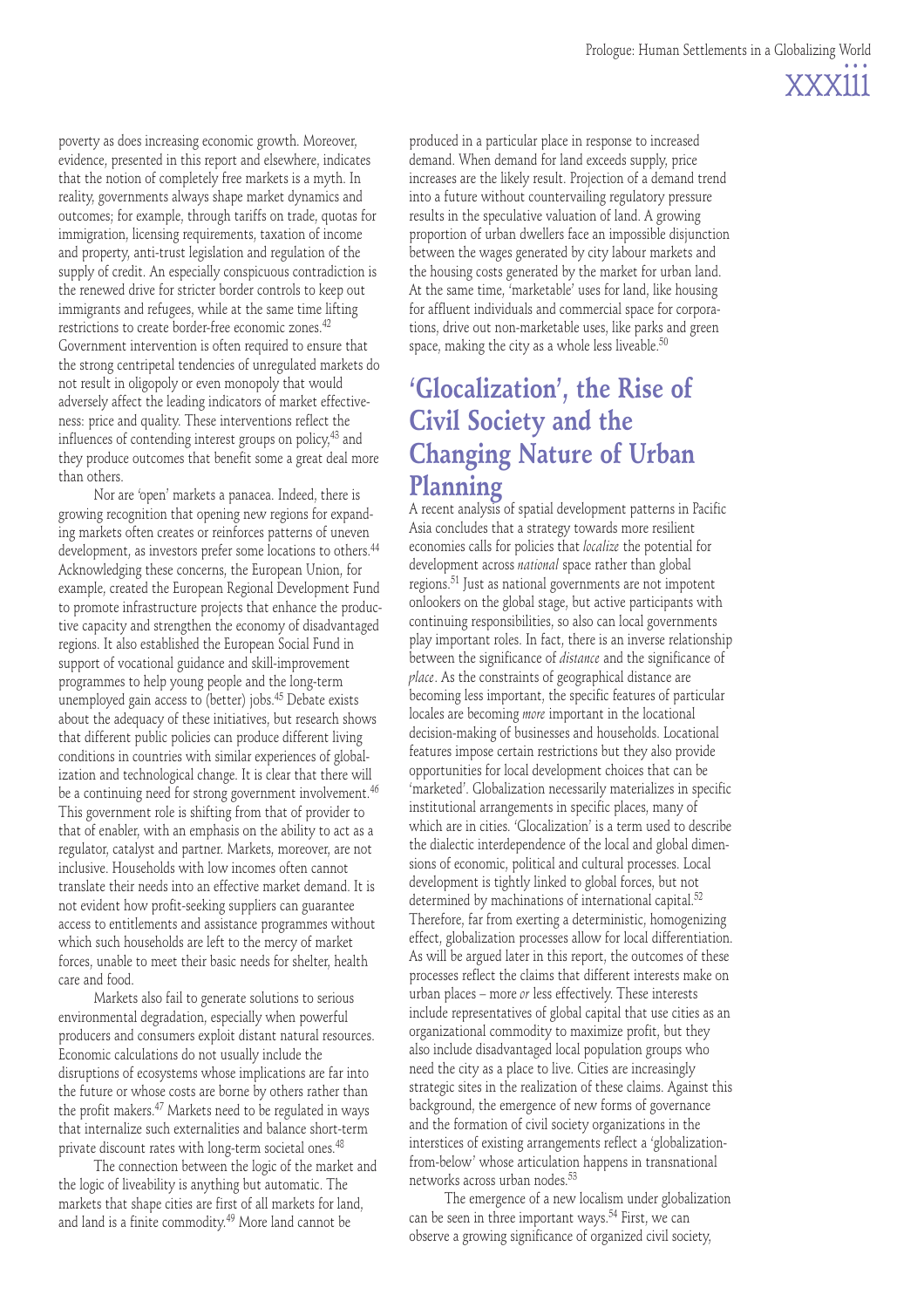poverty as does increasing economic growth. Moreover, evidence, presented in this report and elsewhere, indicates that the notion of completely free markets is a myth. In reality, governments always shape market dynamics and outcomes; for example, through tariffs on trade, quotas for immigration, licensing requirements, taxation of income and property, anti-trust legislation and regulation of the supply of credit. An especially conspicuous contradiction is the renewed drive for stricter border controls to keep out immigrants and refugees, while at the same time lifting restrictions to create border-free economic zones.[42] Government intervention is often required to ensure that the strong centripetal tendencies of unregulated markets do not result in oligopoly or even monopoly that would adversely affect the leading indicators of market effectiveness: price and quality. These interventions reflect the influences of contending interest groups on policy,[43] and they produce outcomes that benefit some a great deal more than others.

Nor are 'open' markets a panacea. Indeed, there is growing recognition that opening new regions for expanding markets often creates or reinforces patterns of uneven development, as investors prefer some locations to others.[44] Acknowledging these concerns, the European Union, for example, created the European Regional Development Fund to promote infrastructure projects that enhance the productive capacity and strengthen the economy of disadvantaged regions. It also established the European Social Fund in support of vocational guidance and skill-improvement programmes to help young people and the long-term unemployed gain access to (better) jobs.[45] Debate exists about the adequacy of these initiatives, but research shows that different public policies can produce different living conditions in countries with similar experiences of globalization and technological change. It is clear that there will be a continuing need for strong government involvement.[46] This government role is shifting from that of provider to that of enabler, with an emphasis on the ability to act as a regulator, catalyst and partner. Markets, moreover, are not inclusive. Households with low incomes often cannot translate their needs into an effective market demand. It is not evident how profit-seeking suppliers can guarantee access to entitlements and assistance programmes without which such households are left to the mercy of market forces, unable to meet their basic needs for shelter, health care and food.

Markets also fail to generate solutions to serious environmental degradation, especially when powerful producers and consumers exploit distant natural resources. Economic calculations do not usually include the disruptions of ecosystems whose implications are far into the future or whose costs are borne by others rather than the profit makers.[47] Markets need to be regulated in ways that internalize such externalities and balance short-term private discount rates with long-term societal ones.[48]

The connection between the logic of the market and the logic of liveability is anything but automatic. The markets that shape cities are first of all markets for land, and land is a finite commodity.[49] More land cannot be produced in a particular place in response to increased demand. When demand for land exceeds supply, price increases are the likely result. Projection of a demand trend into a future without countervailing regulatory pressure results in the speculative valuation of land. A growing proportion of urban dwellers face an impossible disjunction between the wages generated by city labour markets and the housing costs generated by the market for urban land. At the same time, 'marketable' uses for land, like housing for affluent individuals and commercial space for corporations, drive out non-marketable uses, like parks and green space, making the city as a whole less liveable.[50]

## 'Glocalization', the Rise of Civil Society and the Changing Nature of Urban Planning

A recent analysis of spatial development patterns in Pacific Asia concludes that a strategy towards more resilient economies calls for policies that *localize* the potential for development across *national* space rather than global regions.[51] Just as national governments are not impotent onlookers on the global stage, but active participants with continuing responsibilities, so also can local governments play important roles. In fact, there is an inverse relationship between the significance of *distance* and the significance of *place*. As the constraints of geographical distance are becoming less important, the specific features of particular locales are becoming *more* important in the locational decision-making of businesses and households. Locational features impose certain restrictions but they also provide opportunities for local development choices that can be 'marketed'. Globalization necessarily materializes in specific institutional arrangements in specific places, many of which are in cities. 'Glocalization' is a term used to describe the dialectic interdependence of the local and global dimensions of economic, political and cultural processes. Local development is tightly linked to global forces, but not determined by machinations of international capital.[52] Therefore, far from exerting a deterministic, homogenizing effect, globalization processes allow for local differentiation. As will be argued later in this report, the outcomes of these processes reflect the claims that different interests make on urban places – more *or* less effectively. These interests include representatives of global capital that use cities as an organizational commodity to maximize profit, but they also include disadvantaged local population groups who need the city as a place to live. Cities are increasingly strategic sites in the realization of these claims. Against this background, the emergence of new forms of governance and the formation of civil society organizations in the interstices of existing arrangements reflect a 'globalization-from-below' whose articulation happens in transnational networks across urban nodes.[53]

The emergence of a new localism under globalization can be seen in three important ways.[54] First, we can observe a growing significance of organized civil society,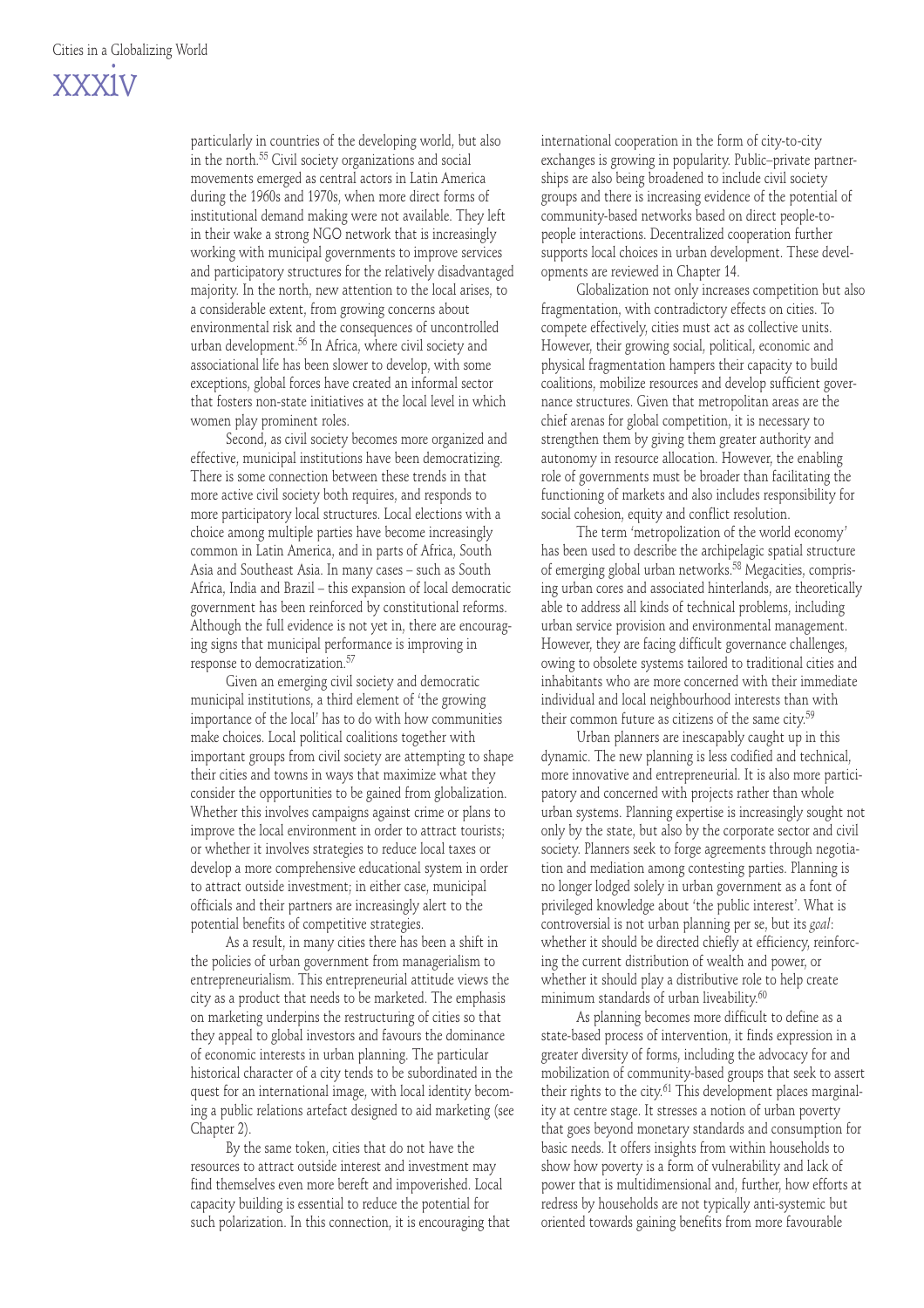particularly in countries of the developing world, but also in the north.[55] Civil society organizations and social movements emerged as central actors in Latin America during the 1960s and 1970s, when more direct forms of institutional demand making were not available. They left in their wake a strong NGO network that is increasingly working with municipal governments to improve services and participatory structures for the relatively disadvantaged majority. In the north, new attention to the local arises, to a considerable extent, from growing concerns about environmental risk and the consequences of uncontrolled urban development.[56] In Africa, where civil society and associational life has been slower to develop, with some exceptions, global forces have created an informal sector that fosters non-state initiatives at the local level in which women play prominent roles.

Second, as civil society becomes more organized and effective, municipal institutions have been democratizing. There is some connection between these trends in that more active civil society both requires, and responds to more participatory local structures. Local elections with a choice among multiple parties have become increasingly common in Latin America, and in parts of Africa, South Asia and Southeast Asia. In many cases – such as South Africa, India and Brazil – this expansion of local democratic government has been reinforced by constitutional reforms. Although the full evidence is not yet in, there are encouraging signs that municipal performance is improving in response to democratization.[57]

Given an emerging civil society and democratic municipal institutions, a third element of 'the growing importance of the local' has to do with how communities make choices. Local political coalitions together with important groups from civil society are attempting to shape their cities and towns in ways that maximize what they consider the opportunities to be gained from globalization. Whether this involves campaigns against crime or plans to improve the local environment in order to attract tourists; or whether it involves strategies to reduce local taxes or develop a more comprehensive educational system in order to attract outside investment; in either case, municipal officials and their partners are increasingly alert to the potential benefits of competitive strategies.

As a result, in many cities there has been a shift in the policies of urban government from managerialism to entrepreneurialism. This entrepreneurial attitude views the city as a product that needs to be marketed. The emphasis on marketing underpins the restructuring of cities so that they appeal to global investors and favours the dominance of economic interests in urban planning. The particular historical character of a city tends to be subordinated in the quest for an international image, with local identity becoming a public relations artefact designed to aid marketing (see Chapter 2).

By the same token, cities that do not have the resources to attract outside interest and investment may find themselves even more bereft and impoverished. Local capacity building is essential to reduce the potential for such polarization. In this connection, it is encouraging that international cooperation in the form of city-to-city exchanges is growing in popularity. Public–private partnerships are also being broadened to include civil society groups and there is increasing evidence of the potential of community-based networks based on direct people-to-people interactions. Decentralized cooperation further supports local choices in urban development. These developments are reviewed in Chapter 14.

Globalization not only increases competition but also fragmentation, with contradictory effects on cities. To compete effectively, cities must act as collective units. However, their growing social, political, economic and physical fragmentation hampers their capacity to build coalitions, mobilize resources and develop sufficient governance structures. Given that metropolitan areas are the chief arenas for global competition, it is necessary to strengthen them by giving them greater authority and autonomy in resource allocation. However, the enabling role of governments must be broader than facilitating the functioning of markets and also includes responsibility for social cohesion, equity and conflict resolution.

The term 'metropolization of the world economy' has been used to describe the archipelagic spatial structure of emerging global urban networks.[58] Megacities, comprising urban cores and associated hinterlands, are theoretically able to address all kinds of technical problems, including urban service provision and environmental management. However, they are facing difficult governance challenges, owing to obsolete systems tailored to traditional cities and inhabitants who are more concerned with their immediate individual and local neighbourhood interests than with their common future as citizens of the same city.[59]

Urban planners are inescapably caught up in this dynamic. The new planning is less codified and technical, more innovative and entrepreneurial. It is also more participatory and concerned with projects rather than whole urban systems. Planning expertise is increasingly sought not only by the state, but also by the corporate sector and civil society. Planners seek to forge agreements through negotiation and mediation among contesting parties. Planning is no longer lodged solely in urban government as a font of privileged knowledge about 'the public interest'. What is controversial is not urban planning per se, but its *goal*: whether it should be directed chiefly at efficiency, reinforcing the current distribution of wealth and power, or whether it should play a distributive role to help create minimum standards of urban liveability.[60]

As planning becomes more difficult to define as a state-based process of intervention, it finds expression in a greater diversity of forms, including the advocacy for and mobilization of community-based groups that seek to assert their rights to the city.[61] This development places marginality at centre stage. It stresses a notion of urban poverty that goes beyond monetary standards and consumption for basic needs. It offers insights from within households to show how poverty is a form of vulnerability and lack of power that is multidimensional and, further, how efforts at redress by households are not typically anti-systemic but oriented towards gaining benefits from more favourable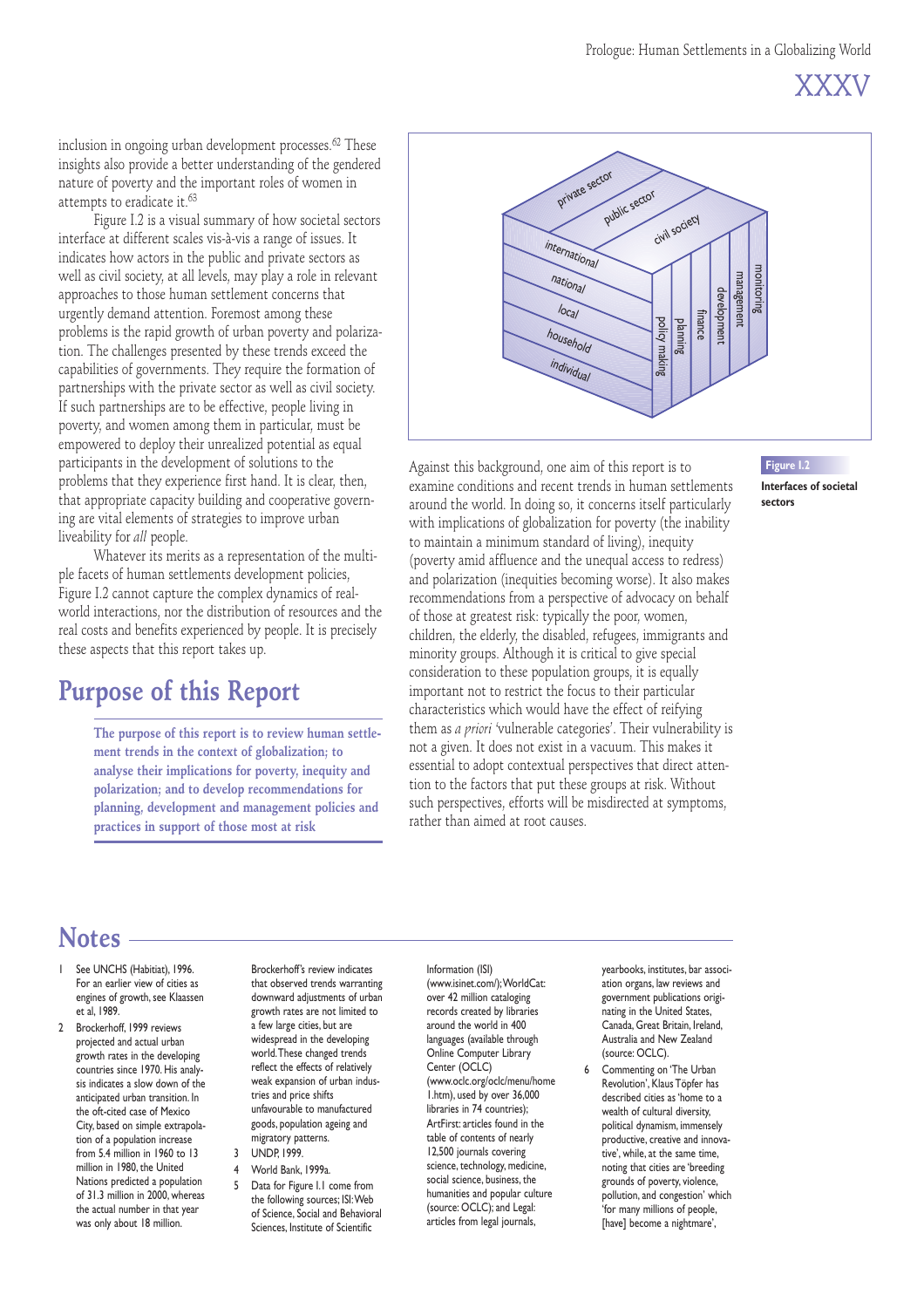inclusion in ongoing urban development processes.[62] These insights also provide a better understanding of the gendered nature of poverty and the important roles of women in attempts to eradicate it.[63]

Figure I.2 is a visual summary of how societal sectors interface at different scales vis-à-vis a range of issues. It indicates how actors in the public and private sectors as well as civil society, at all levels, may play a role in relevant approaches to those human settlement concerns that urgently demand attention. Foremost among these problems is the rapid growth of urban poverty and polarization. The challenges presented by these trends exceed the capabilities of governments. They require the formation of partnerships with the private sector as well as civil society. If such partnerships are to be effective, people living in poverty, and women among them in particular, must be empowered to deploy their unrealized potential as equal participants in the development of solutions to the problems that they experience first hand. It is clear, then, that appropriate capacity building and cooperative governing are vital elements of strategies to improve urban liveability for *all* people.

Whatever its merits as a representation of the multiple facets of human settlements development policies, Figure I.2 cannot capture the complex dynamics of real-world interactions, nor the distribution of resources and the real costs and benefits experienced by people. It is precisely these aspects that this report takes up.

## Purpose of this Report

**The purpose of this report is to review human settlement trends in the context of globalization; to analyse their implications for poverty, inequity and polarization; and to develop recommendations for planning, development and management policies and practices in support of those most at risk**

private sector; public sector; civil society; international; national; local; household; individual; policy making; planning; finance; development; management; monitoring

**Figure I.2**

**Interfaces of societal sectors**

Against this background, one aim of this report is to examine conditions and recent trends in human settlements around the world. In doing so, it concerns itself particularly with implications of globalization for poverty (the inability to maintain a minimum standard of living), inequity (poverty amid affluence and the unequal access to redress) and polarization (inequities becoming worse). It also makes recommendations from a perspective of advocacy on behalf of those at greatest risk: typically the poor, women, children, the elderly, the disabled, refugees, immigrants and minority groups. Although it is critical to give special consideration to these population groups, it is equally important not to restrict the focus to their particular characteristics which would have the effect of reifying them as *a priori* 'vulnerable categories'. Their vulnerability is not a given. It does not exist in a vacuum. This makes it essential to adopt contextual perspectives that direct attention to the factors that put these groups at risk. Without such perspectives, efforts will be misdirected at symptoms, rather than aimed at root causes.

## Notes

1. See UNCHS (Habitat), 1996. For an earlier view of cities as engines of growth, see Klaassen et al, 1989.
2. Brockerhoff, 1999 reviews projected and actual urban growth rates in the developing countries since 1970. His analysis indicates a slow down of the anticipated urban transition. In the oft-cited case of Mexico City, based on simple extrapolation of a population increase from 5.4 million in 1960 to 13 million in 1980, the United Nations predicted a population of 31.3 million in 2000, whereas the actual number in that year was only about 18 million. Brockerhoff's review indicates that observed trends warranting downward adjustments of urban growth rates are not limited to a few large cities, but are widespread in the developing world. These changed trends reflect the effects of relatively weak expansion of urban industries and price shifts unfavourable to manufactured goods, population ageing and migratory patterns.
3. UNDP, 1999.
4. World Bank, 1999a.
5. Data for Figure I.1 come from the following sources; ISI: Web of Science, Social and Behavioral Sciences, Institute of Scientific Information (ISI) (www.isinet.com/); WorldCat: over 42 million cataloging records created by libraries around the world in 400 languages (available through Online Computer Library Center (OCLC) (www.oclc.org/oclc/menu/home1.htm), used by over 36,000 libraries in 74 countries); ArtFirst: articles found in the table of contents of nearly 12,500 journals covering science, technology, medicine, social science, business, the humanities and popular culture (source: OCLC); and Legal: articles from legal journals, yearbooks, institutes, bar association organs, law reviews and government publications originating in the United States, Canada, Great Britain, Ireland, Australia and New Zealand (source: OCLC).
6. Commenting on 'The Urban Revolution', Klaus Töpfer has described cities as 'home to a wealth of cultural diversity, political dynamism, immensely productive, creative and innovative', while, at the same time, noting that cities are 'breeding grounds of poverty, violence, pollution, and congestion' which 'for many millions of people, [have] become a nightmare',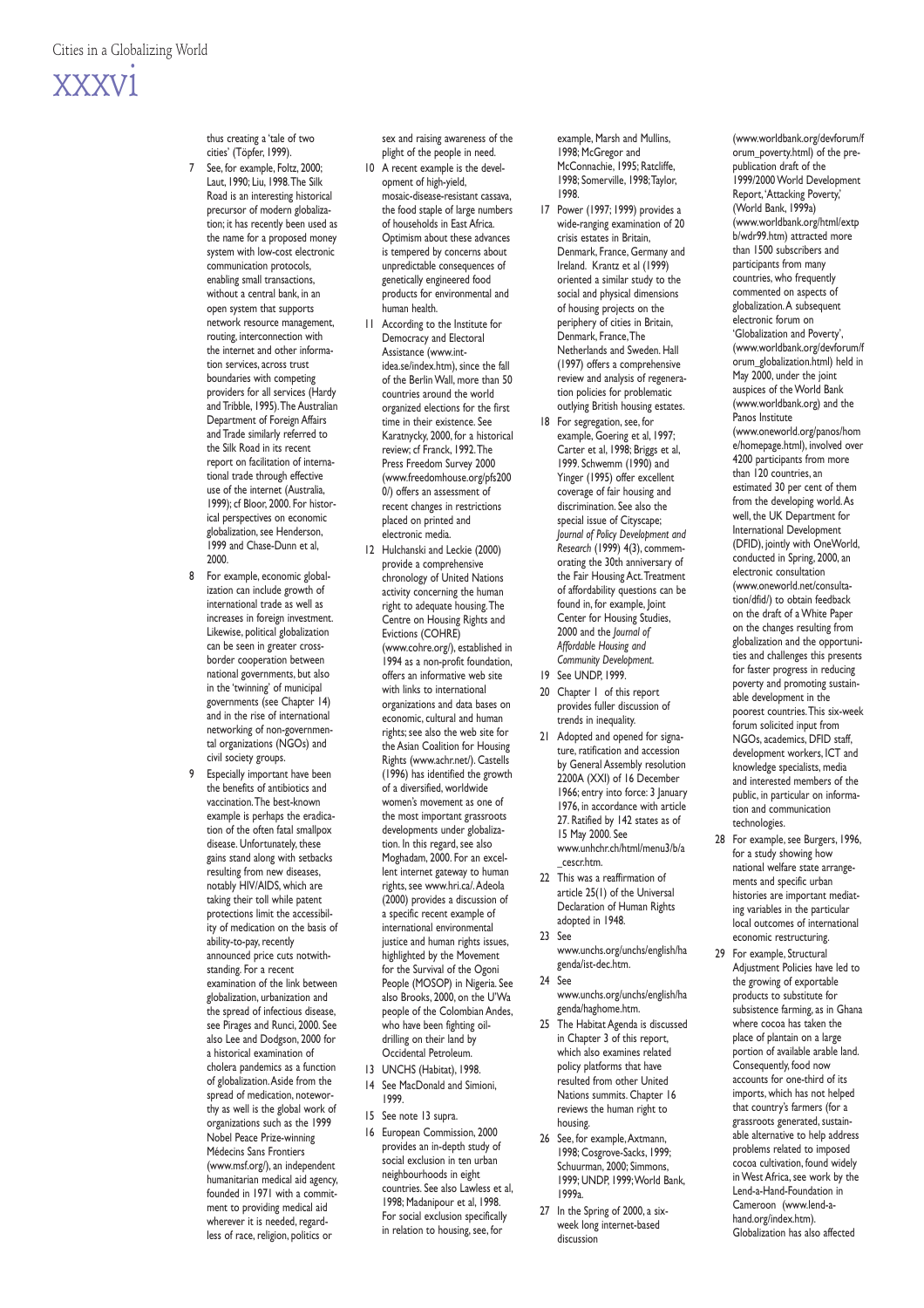thus creating a 'tale of two cities' (Töpfer, 1999).

7 See, for example, Foltz, 2000; Laut, 1990; Liu, 1998. The Silk Road is an interesting historical precursor of modern globalization; it has recently been used as the name for a proposed money system with low-cost electronic communication protocols, enabling small transactions, without a central bank, in an open system that supports network resource management, routing, interconnection with the internet and other information services, across trust boundaries with competing providers for all services (Hardy and Tribble, 1995). The Australian Department of Foreign Affairs and Trade similarly referred to the Silk Road in its recent report on facilitation of international trade through effective use of the internet (Australia, 1999); cf Bloor, 2000. For historical perspectives on economic globalization, see Henderson, 1999 and Chase-Dunn et al, 2000.

8 For example, economic globalization can include growth of international trade as well as increases in foreign investment. Likewise, political globalization can be seen in greater cross-border cooperation between national governments, but also in the 'twinning' of municipal governments (see Chapter 14) and in the rise of international networking of non-governmental organizations (NGOs) and civil society groups.

9 Especially important have been the benefits of antibiotics and vaccination. The best-known example is perhaps the eradication of the often fatal smallpox disease. Unfortunately, these gains stand along with setbacks resulting from new diseases, notably HIV/AIDS, which are taking their toll while patent protections limit the accessibility of medication on the basis of ability-to-pay, recently announced price cuts notwithstanding. For a recent examination of the link between globalization, urbanization and the spread of infectious disease, see Pirages and Runci, 2000. See also Lee and Dodgson, 2000 for a historical examination of cholera pandemics as a function of globalization. Aside from the spread of medication, noteworthy as well is the global work of organizations such as the 1999 Nobel Peace Prize-winning Médecins Sans Frontiers (www.msf.org/), an independent humanitarian medical aid agency, founded in 1971 with a commitment to providing medical aid wherever it is needed, regardless of race, religion, politics or sex and raising awareness of the plight of the people in need.

10 A recent example is the development of high-yield, mosaic-disease-resistant cassava, the food staple of large numbers of households in East Africa. Optimism about these advances is tempered by concerns about unpredictable consequences of genetically engineered food products for environmental and human health.

11 According to the Institute for Democracy and Electoral Assistance (www.int-idea.se/index.htm), since the fall of the Berlin Wall, more than 50 countries around the world organized elections for the first time in their existence. See Karatnycky, 2000, for a historical review; cf Franck, 1992. The Press Freedom Survey 2000 (www.freedomhouse.org/pfs2000/) offers an assessment of recent changes in restrictions placed on printed and electronic media.

12 Hulchanski and Leckie (2000) provide a comprehensive chronology of United Nations activity concerning the human right to adequate housing. The Centre on Housing Rights and Evictions (COHRE) (www.cohre.org/), established in 1994 as a non-profit foundation, offers an informative web site with links to international organizations and data bases on economic, cultural and human rights; see also the web site for the Asian Coalition for Housing Rights (www.achr.net/). Castells (1996) has identified the growth of a diversified, worldwide women's movement as one of the most important grassroots developments under globalization. In this regard, see also Moghadam, 2000. For an excellent internet gateway to human rights, see www.hri.ca/. Adeola (2000) provides a discussion of a specific recent example of international environmental justice and human rights issues, highlighted by the Movement for the Survival of the Ogoni People (MOSOP) in Nigeria. See also Brooks, 2000, on the U'Wa people of the Colombian Andes, who have been fighting oil-drilling on their land by Occidental Petroleum.

13 UNCHS (Habitat), 1998.

14 See MacDonald and Simioni, 1999.

15 See note 13 supra.

16 European Commission, 2000 provides an in-depth study of social exclusion in ten urban neighbourhoods in eight countries. See also Lawless et al, 1998; Madanipour et al, 1998. For social exclusion specifically in relation to housing, see, for example, Marsh and Mullins, 1998; McGregor and McConnachie, 1995; Ratcliffe, 1998; Somerville, 1998; Taylor, 1998.

17 Power (1997; 1999) provides a wide-ranging examination of 20 crisis estates in Britain, Denmark, France, Germany and Ireland. Krantz et al (1999) oriented a similar study to the social and physical dimensions of housing projects on the periphery of cities in Britain, Denmark, France, The Netherlands and Sweden. Hall (1997) offers a comprehensive review and analysis of regeneration policies for problematic outlying British housing estates.

18 For segregation, see, for example, Goering et al, 1997; Carter et al, 1998; Briggs et al, 1999. Schwemm (1990) and Yinger (1995) offer excellent coverage of fair housing and discrimination. See also the special issue of Cityscape; *Journal of Policy Development and Research* (1999) 4(3), commemorating the 30th anniversary of the Fair Housing Act. Treatment of affordability questions can be found in, for example, Joint Center for Housing Studies, 2000 and the *Journal of Affordable Housing and Community Development.*

19 See UNDP, 1999.

20 Chapter 1 of this report provides fuller discussion of trends in inequality.

21 Adopted and opened for signature, ratification and accession by General Assembly resolution 2200A (XXI) of 16 December 1966; entry into force: 3 January 1976, in accordance with article 27. Ratified by 142 states as of 15 May 2000. See www.unhchr.ch/html/menu3/b/a_cescr.htm.

22 This was a reaffirmation of article 25(1) of the Universal Declaration of Human Rights adopted in 1948.

23 See www.unchs.org/unchs/english/hagenda/ist-dec.htm.

24 See www.unchs.org/unchs/english/hagenda/haghome.htm.

25 The Habitat Agenda is discussed in Chapter 3 of this report, which also examines related policy platforms that have resulted from other United Nations summits. Chapter 16 reviews the human right to housing.

26 See, for example, Axtmann, 1998; Cosgrove-Sacks, 1999; Schuurman, 2000; Simmons, 1999; UNDP, 1999; World Bank, 1999a.

27 In the Spring of 2000, a six-week long internet-based discussion (www.worldbank.org/devforum/forum_poverty.html) of the pre-publication draft of the 1999/2000 World Development Report, 'Attacking Poverty,' (World Bank, 1999a) (www.worldbank.org/html/extpb/wdr99.htm) attracted more than 1500 subscribers and participants from many countries, who frequently commented on aspects of globalization. A subsequent electronic forum on 'Globalization and Poverty', (www.worldbank.org/devforum/forum_globalization.html) held in May 2000, under the joint auspices of the World Bank (www.worldbank.org) and the Panos Institute (www.oneworld.org/panos/home/homepage.html), involved over 4200 participants from more than 120 countries, an estimated 30 per cent of them from the developing world. As well, the UK Department for International Development (DFID), jointly with OneWorld, conducted in Spring, 2000, an electronic consultation (www.oneworld.net/consultation/dfid/) to obtain feedback on the draft of a White Paper on the changes resulting from globalization and the opportunities and challenges this presents for faster progress in reducing poverty and promoting sustainable development in the poorest countries. This six-week forum solicited input from NGOs, academics, DFID staff, development workers, ICT and knowledge specialists, media and interested members of the public, in particular on information and communication technologies.

28 For example, see Burgers, 1996, for a study showing how national welfare state arrangements and specific urban histories are important mediating variables in the particular local outcomes of international economic restructuring.

29 For example, Structural Adjustment Policies have led to the growing of exportable products to substitute for subsistence farming, as in Ghana where cocoa has taken the place of plantain on a large portion of available arable land. Consequently, food now accounts for one-third of its imports, which has not helped that country's farmers (for a grassroots generated, sustainable alternative to help address problems related to imposed cocoa cultivation, found widely in West Africa, see work by the Lend-a-Hand-Foundation in Cameroon (www.lend-a-hand.org/index.htm). Globalization has also affected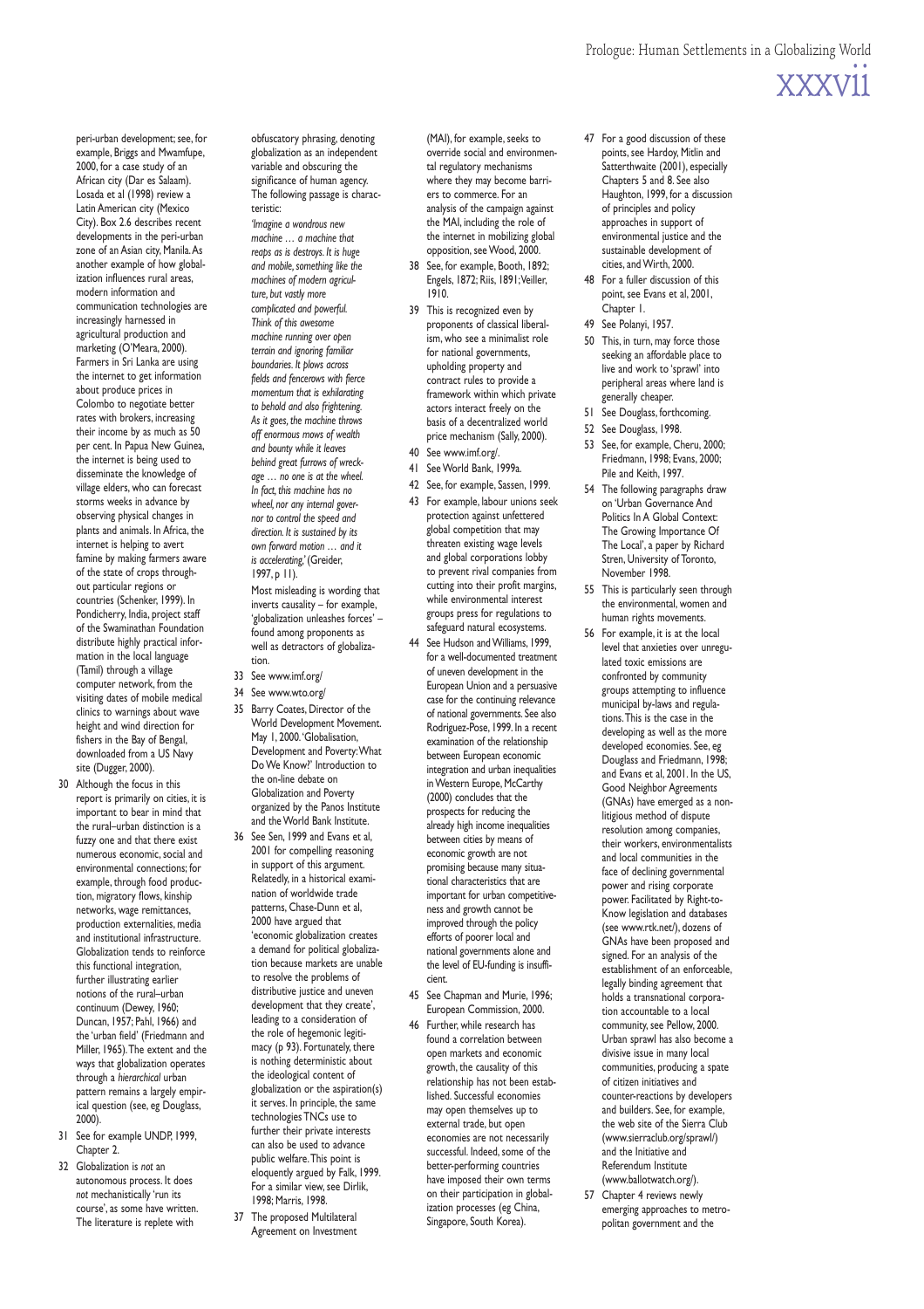peri-urban development; see, for example, Briggs and Mwamfupe, 2000, for a case study of an African city (Dar es Salaam). Losada et al (1998) review a Latin American city (Mexico City). Box 2.6 describes recent developments in the peri-urban zone of an Asian city, Manila. As another example of how globalization influences rural areas, modern information and communication technologies are increasingly harnessed in agricultural production and marketing (O'Meara, 2000). Farmers in Sri Lanka are using the internet to get information about produce prices in Colombo to negotiate better rates with brokers, increasing their income by as much as 50 per cent. In Papua New Guinea, the internet is being used to disseminate the knowledge of village elders, who can forecast storms weeks in advance by observing physical changes in plants and animals. In Africa, the internet is helping to avert famine by making farmers aware of the state of crops throughout particular regions or countries (Schenker, 1999). In Pondicherry, India, project staff of the Swaminathan Foundation distribute highly practical information in the local language (Tamil) through a village computer network, from the visiting dates of mobile medical clinics to warnings about wave height and wind direction for fishers in the Bay of Bengal, downloaded from a US Navy site (Dugger, 2000).

30 Although the focus in this report is primarily on cities, it is important to bear in mind that the rural–urban distinction is a fuzzy one and that there exist numerous economic, social and environmental connections; for example, through food production, migratory flows, kinship networks, wage remittances, production externalities, media and institutional infrastructure. Globalization tends to reinforce this functional integration, further illustrating earlier notions of the rural–urban continuum (Dewey, 1960; Duncan, 1957; Pahl, 1966) and the 'urban field' (Friedmann and Miller, 1965). The extent and the ways that globalization operates through a *hierarchical* urban pattern remains a largely empirical question (see, eg Douglass, 2000).

31 See for example UNDP, 1999, Chapter 2.

32 Globalization is *not* an autonomous process. It does *not* mechanically 'run its course', as some have written. The literature is replete with obfuscatory phrasing, denoting globalization as an independent variable and obscuring the significance of human agency. The following passage is characteristic:

*'Imagine a wondrous new machine … a machine that reaps as is destroys. It is huge and mobile, something like the machines of modern agriculture, but vastly more complicated and powerful. Think of this awesome machine running over open terrain and ignoring familiar boundaries. It plows across fields and fencerows with fierce momentum that is exhilarating to behold and also frightening. As it goes, the machine throws off enormous mows of wealth and bounty while it leaves behind great furrows of wreckage … no one is at the wheel. In fact, this machine has no wheel, nor any internal governor to control the speed and direction. It is sustained by its own forward motion … and it is accelerating,'* (Greider, 1997, p 11).

Most misleading is wording that inverts causality – for example, 'globalization unleashes forces' – found among proponents as well as detractors of globalization.

33 See www.imf.org/

34 See www.wto.org/

35 Barry Coates, Director of the World Development Movement. May 1, 2000. 'Globalisation, Development and Poverty: What Do We Know?' Introduction to the on-line debate on Globalization and Poverty organized by the Panos Institute and the World Bank Institute.

36 See Sen, 1999 and Evans et al, 2001 for compelling reasoning in support of this argument. Relatedly, in a historical examination of worldwide trade patterns, Chase-Dunn et al, 2000 have argued that 'economic globalization creates a demand for political globalization because markets are unable to resolve the problems of distributive justice and uneven development that they create', leading to a consideration of the role of hegemonic legitimacy (p 93). Fortunately, there is nothing deterministic about the ideological content of globalization or the aspiration(s) it serves. In principle, the same technologies TNCs use to further their private interests can also be used to advance public welfare. This point is eloquently argued by Falk, 1999. For a similar view, see Dirlik, 1998; Marris, 1998.

37 The proposed Multilateral Agreement on Investment (MAI), for example, seeks to override social and environmental regulatory mechanisms where they may become barriers to commerce. For an analysis of the campaign against the MAI, including the role of the internet in mobilizing global opposition, see Wood, 2000.

38 See, for example, Booth, 1892; Engels, 1872; Riis, 1891; Veiller, 1910.

39 This is recognized even by proponents of classical liberalism, who see a minimalist role for national governments, upholding property and contract rules to provide a framework within which private actors interact freely on the basis of a decentralized world price mechanism (Sally, 2000).

40 See www.imf.org/.

41 See World Bank, 1999a.

42 See, for example, Sassen, 1999.

43 For example, labour unions seek protection against unfettered global competition that may threaten existing wage levels and global corporations lobby to prevent rival companies from cutting into their profit margins, while environmental interest groups press for regulations to safeguard natural ecosystems.

44 See Hudson and Williams, 1999, for a well-documented treatment of uneven development in the European Union and a persuasive case for the continuing relevance of national governments. See also Rodriguez-Pose, 1999. In a recent examination of the relationship between European economic integration and urban inequalities in Western Europe, McCarthy (2000) concludes that the prospects for reducing the already high income inequalities between cities by means of economic growth are not promising because many situational characteristics that are important for urban competitiveness and growth cannot be improved through the policy efforts of poorer local and national governments alone and the level of EU-funding is insufficient.

45 See Chapman and Murie, 1996; European Commission, 2000.

46 Further, while research has found a correlation between open markets and economic growth, the causality of this relationship has not been established. Successful economies may open themselves up to external trade, but open economies are not necessarily successful. Indeed, some of the better-performing countries have imposed their own terms on their participation in globalization processes (eg China, Singapore, South Korea).

47 For a good discussion of these points, see Hardoy, Mitlin and Satterthwaite (2001), especially Chapters 5 and 8. See also Haughton, 1999, for a discussion of principles and policy approaches in support of environmental justice and the sustainable development of cities, and Wirth, 2000.

48 For a fuller discussion of this point, see Evans et al, 2001, Chapter 1.

49 See Polanyi, 1957.

50 This, in turn, may force those seeking an affordable place to live and work to 'sprawl' into peripheral areas where land is generally cheaper.

51 See Douglass, forthcoming.

52 See Douglass, 1998.

53 See, for example, Cheru, 2000; Friedmann, 1998; Evans, 2000; Pile and Keith, 1997.

54 The following paragraphs draw on 'Urban Governance And Politics In A Global Context: The Growing Importance Of The Local', a paper by Richard Stren, University of Toronto, November 1998.

55 This is particularly seen through the environmental, women and human rights movements.

56 For example, it is at the local level that anxieties over unregulated toxic emissions are confronted by community groups attempting to influence municipal by-laws and regulations. This is the case in the developing as well as the more developed economies. See, eg Douglass and Friedmann, 1998; and Evans et al, 2001. In the US, Good Neighbor Agreements (GNAs) have emerged as a non-litigious method of dispute resolution among companies, their workers, environmentalists and local communities in the face of declining governmental power and rising corporate power. Facilitated by Right-to-Know legislation and databases (see www.rtk.net/), dozens of GNAs have been proposed and signed. For an analysis of the establishment of an enforceable, legally binding agreement that holds a transnational corporation accountable to a local community, see Pellow, 2000. Urban sprawl has also become a divisive issue in many local communities, producing a spate of citizen initiatives and counter-reactions by developers and builders. See, for example, the web site of the Sierra Club (www.sierraclub.org/sprawl/) and the Initiative and Referendum Institute (www.ballotwatch.org/).

57 Chapter 4 reviews newly emerging approaches to metropolitan government and the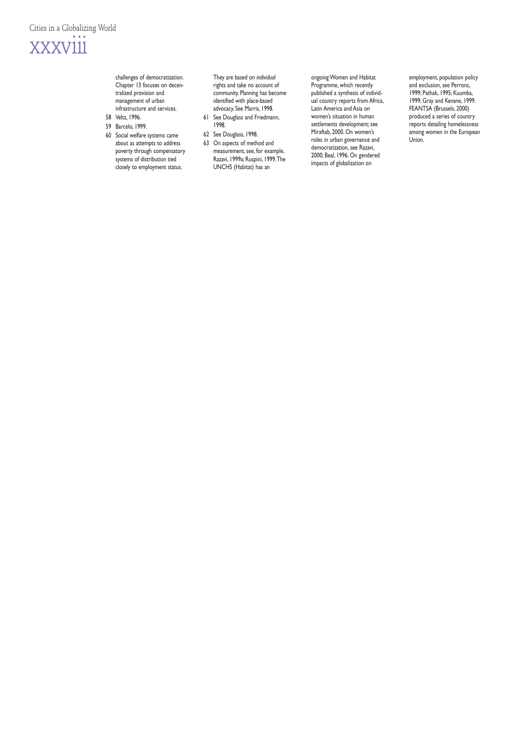challenges of democratization. Chapter 13 focuses on decentralized provision and management of urban infrastructure and services.

58 Veltz, 1996.

59 Barcelo, 1999.

60 Social welfare systems came about as attempts to address poverty through compensatory systems of distribution tied closely to employment status. They are based on *individual* rights and take no account of community. Planning has become identified with place-based advocacy. See Marris, 1998.

61 See Douglass and Friedmann, 1998.

62 See Douglass, 1998.

63 On aspects of method and measurement, see, for example, Razavi, 1999a; Ruspini, 1999. The UNCHS (Habitat) has an ongoing Women and Habitat Programme, which recently published a synthesis of individual country reports from Africa, Latin America and Asia on women's situation in human settlements development; see Miraftab, 2000. On women's roles in urban governance and democratization, see Razavi, 2000; Beal, 1996. On gendered impacts of globalization on employment, population policy and exclusion, see Perrons, 1999; Pathak, 1995; Kuumba, 1999; Gray and Kevane, 1999. FEANTSA (Brussels, 2000) produced a series of country reports detailing homelessness among women in the European Union.